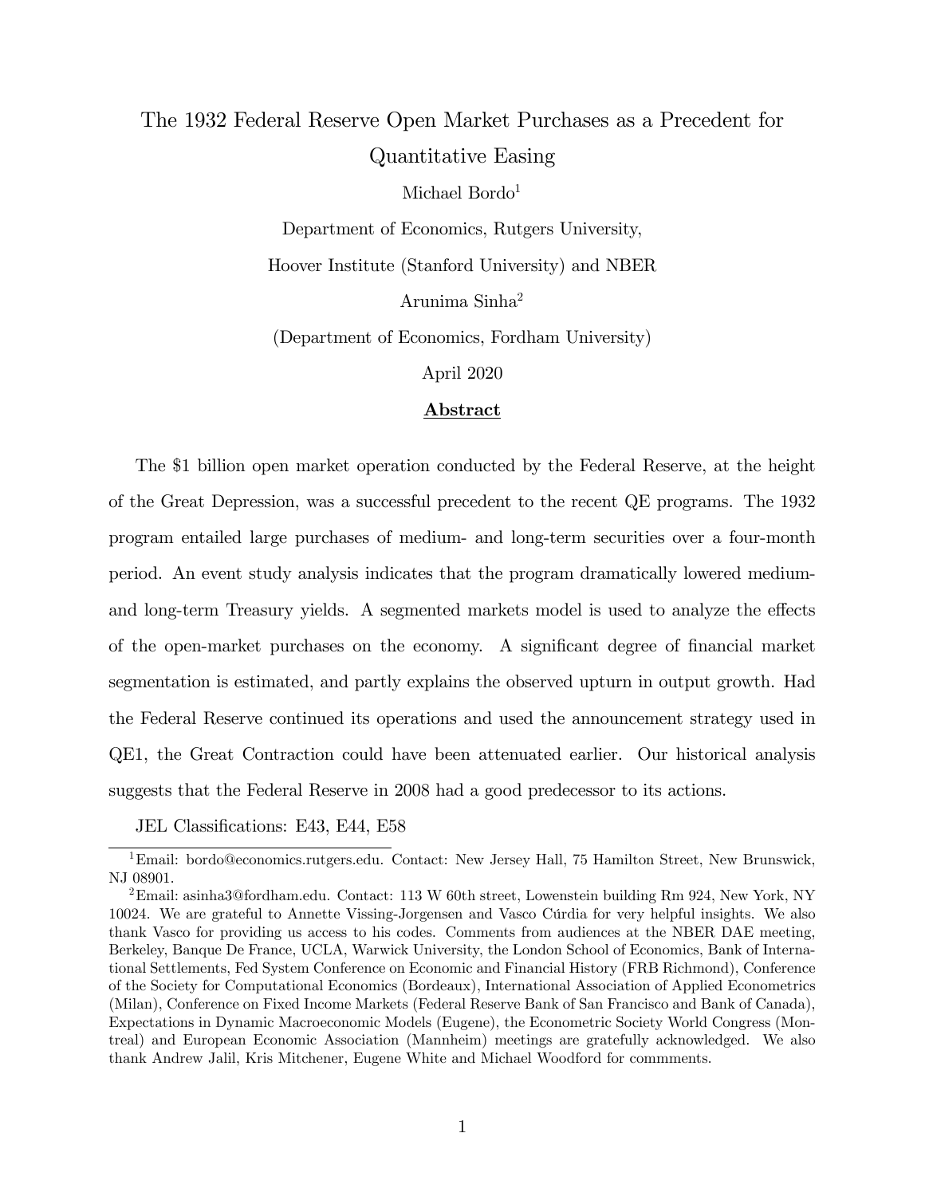# The 1932 Federal Reserve Open Market Purchases as a Precedent for Quantitative Easing

Michael Bordo[1]

Department of Economics, Rutgers University,

Hoover Institute (Stanford University) and NBER

Arunima Sinha[2]

(Department of Economics, Fordham University)

April 2020

## Abstract

The $1 billion open market operation conducted by the Federal Reserve, at the height of the Great Depression, was a successful precedent to the recent QE programs. The 1932 program entailed large purchases of medium- and long-term securities over a four-month period. An event study analysis indicates that the program dramatically lowered medium- and long-term Treasury yields. A segmented markets model is used to analyze the effects of the open-market purchases on the economy. A significant degree of financial market segmentation is estimated, and partly explains the observed upturn in output growth. Had the Federal Reserve continued its operations and used the announcement strategy used in QE1, the Great Contraction could have been attenuated earlier. Our historical analysis suggests that the Federal Reserve in 2008 had a good predecessor to its actions.

JEL Classifications: E43, E44, E58

---

[1] Email: bordo@economics.rutgers.edu. Contact: New Jersey Hall, 75 Hamilton Street, New Brunswick, NJ 08901.

[2] Email: asinha3@fordham.edu. Contact: 113 W 60th street, Lowenstein building Rm 924, New York, NY 10024. We are grateful to Annette Vissing-Jorgensen and Vasco Cúrdia for very helpful insights. We also thank Vasco for providing us access to his codes. Comments from audiences at the NBER DAE meeting, Berkeley, Banque De France, UCLA, Warwick University, the London School of Economics, Bank of International Settlements, Fed System Conference on Economic and Financial History (FRB Richmond), Conference of the Society for Computational Economics (Bordeaux), International Association of Applied Econometrics (Milan), Conference on Fixed Income Markets (Federal Reserve Bank of San Francisco and Bank of Canada), Expectations in Dynamic Macroeconomic Models (Eugene), the Econometric Society World Congress (Montreal) and European Economic Association (Mannheim) meetings are gratefully acknowledged. We also thank Andrew Jalil, Kris Mitchener, Eugene White and Michael Woodford for commments.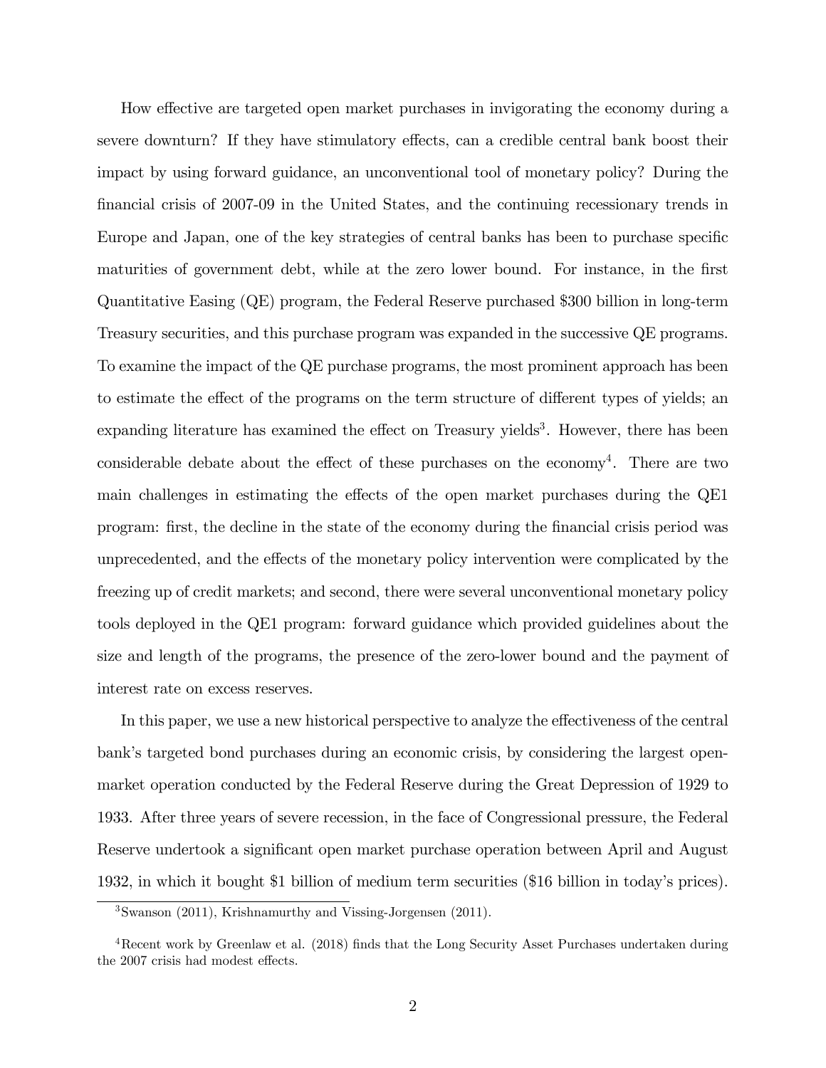How effective are targeted open market purchases in invigorating the economy during a severe downturn? If they have stimulatory effects, can a credible central bank boost their impact by using forward guidance, an unconventional tool of monetary policy? During the financial crisis of 2007-09 in the United States, and the continuing recessionary trends in Europe and Japan, one of the key strategies of central banks has been to purchase specific maturities of government debt, while at the zero lower bound. For instance, in the first Quantitative Easing (QE) program, the Federal Reserve purchased $300 billion in long-term Treasury securities, and this purchase program was expanded in the successive QE programs. To examine the impact of the QE purchase programs, the most prominent approach has been to estimate the effect of the programs on the term structure of different types of yields; an expanding literature has examined the effect on Treasury yields[3]. However, there has been considerable debate about the effect of these purchases on the economy[4]. There are two main challenges in estimating the effects of the open market purchases during the QE1 program: first, the decline in the state of the economy during the financial crisis period was unprecedented, and the effects of the monetary policy intervention were complicated by the freezing up of credit markets; and second, there were several unconventional monetary policy tools deployed in the QE1 program: forward guidance which provided guidelines about the size and length of the programs, the presence of the zero-lower bound and the payment of interest rate on excess reserves.

In this paper, we use a new historical perspective to analyze the effectiveness of the central bank's targeted bond purchases during an economic crisis, by considering the largest open-market operation conducted by the Federal Reserve during the Great Depression of 1929 to 1933. After three years of severe recession, in the face of Congressional pressure, the Federal Reserve undertook a significant open market purchase operation between April and August 1932, in which it bought $1 billion of medium term securities ($16 billion in today's prices).

[3] Swanson (2011), Krishnamurthy and Vissing-Jorgensen (2011).

[4] Recent work by Greenlaw et al. (2018) finds that the Long Security Asset Purchases undertaken during the 2007 crisis had modest effects.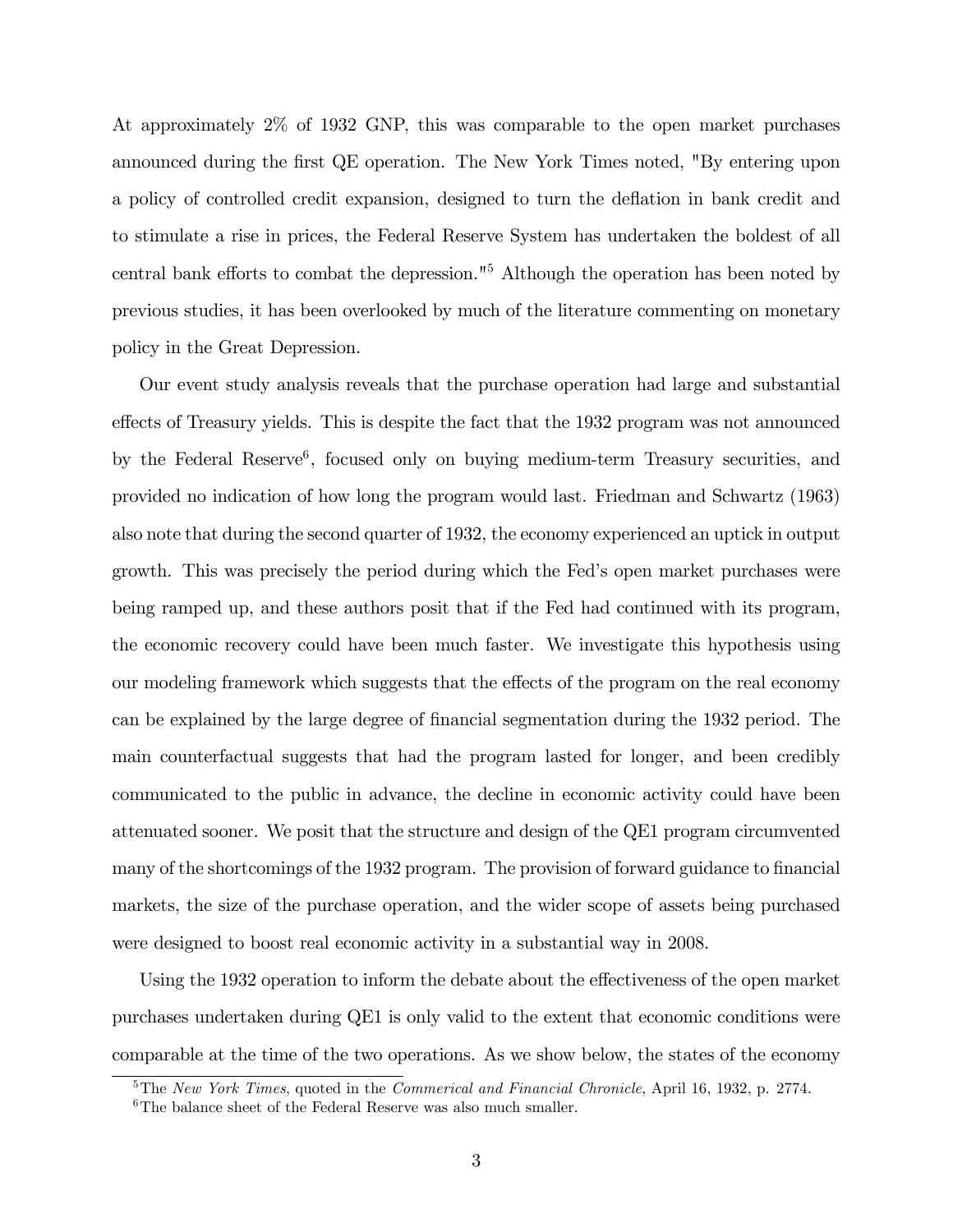At approximately 2% of 1932 GNP, this was comparable to the open market purchases announced during the first QE operation. The New York Times noted, "By entering upon a policy of controlled credit expansion, designed to turn the deflation in bank credit and to stimulate a rise in prices, the Federal Reserve System has undertaken the boldest of all central bank efforts to combat the depression."[5] Although the operation has been noted by previous studies, it has been overlooked by much of the literature commenting on monetary policy in the Great Depression.

Our event study analysis reveals that the purchase operation had large and substantial effects of Treasury yields. This is despite the fact that the 1932 program was not announced by the Federal Reserve[6], focused only on buying medium-term Treasury securities, and provided no indication of how long the program would last. Friedman and Schwartz (1963) also note that during the second quarter of 1932, the economy experienced an uptick in output growth. This was precisely the period during which the Fed's open market purchases were being ramped up, and these authors posit that if the Fed had continued with its program, the economic recovery could have been much faster. We investigate this hypothesis using our modeling framework which suggests that the effects of the program on the real economy can be explained by the large degree of financial segmentation during the 1932 period. The main counterfactual suggests that had the program lasted for longer, and been credibly communicated to the public in advance, the decline in economic activity could have been attenuated sooner. We posit that the structure and design of the QE1 program circumvented many of the shortcomings of the 1932 program. The provision of forward guidance to financial markets, the size of the purchase operation, and the wider scope of assets being purchased were designed to boost real economic activity in a substantial way in 2008.

Using the 1932 operation to inform the debate about the effectiveness of the open market purchases undertaken during QE1 is only valid to the extent that economic conditions were comparable at the time of the two operations. As we show below, the states of the economy

[5] The *New York Times*, quoted in the *Commerical and Financial Chronicle*, April 16, 1932, p. 2774.

[6] The balance sheet of the Federal Reserve was also much smaller.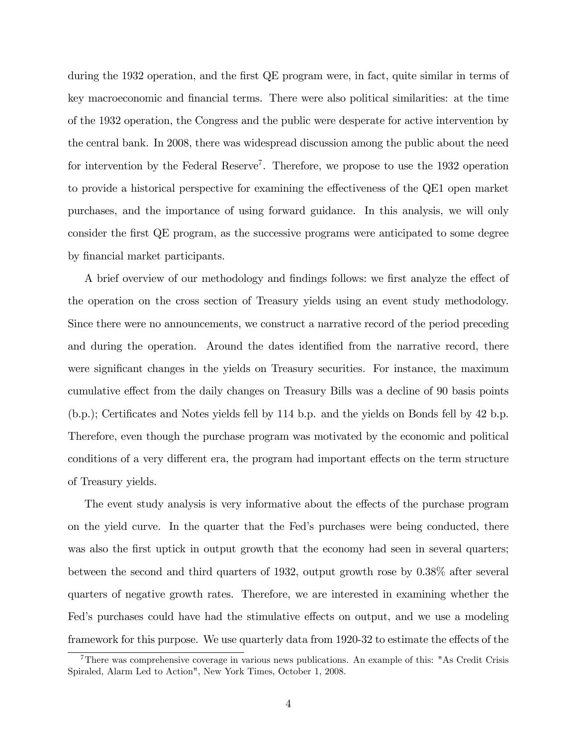during the 1932 operation, and the first QE program were, in fact, quite similar in terms of key macroeconomic and financial terms. There were also political similarities: at the time of the 1932 operation, the Congress and the public were desperate for active intervention by the central bank. In 2008, there was widespread discussion among the public about the need for intervention by the Federal Reserve[7]. Therefore, we propose to use the 1932 operation to provide a historical perspective for examining the effectiveness of the QE1 open market purchases, and the importance of using forward guidance. In this analysis, we will only consider the first QE program, as the successive programs were anticipated to some degree by financial market participants.

A brief overview of our methodology and findings follows: we first analyze the effect of the operation on the cross section of Treasury yields using an event study methodology. Since there were no announcements, we construct a narrative record of the period preceding and during the operation. Around the dates identified from the narrative record, there were significant changes in the yields on Treasury securities. For instance, the maximum cumulative effect from the daily changes on Treasury Bills was a decline of 90 basis points (b.p.); Certificates and Notes yields fell by 114 b.p. and the yields on Bonds fell by 42 b.p. Therefore, even though the purchase program was motivated by the economic and political conditions of a very different era, the program had important effects on the term structure of Treasury yields.

The event study analysis is very informative about the effects of the purchase program on the yield curve. In the quarter that the Fed's purchases were being conducted, there was also the first uptick in output growth that the economy had seen in several quarters; between the second and third quarters of 1932, output growth rose by 0.38% after several quarters of negative growth rates. Therefore, we are interested in examining whether the Fed's purchases could have had the stimulative effects on output, and we use a modeling framework for this purpose. We use quarterly data from 1920-32 to estimate the effects of the

[7] There was comprehensive coverage in various news publications. An example of this: "As Credit Crisis Spiraled, Alarm Led to Action", New York Times, October 1, 2008.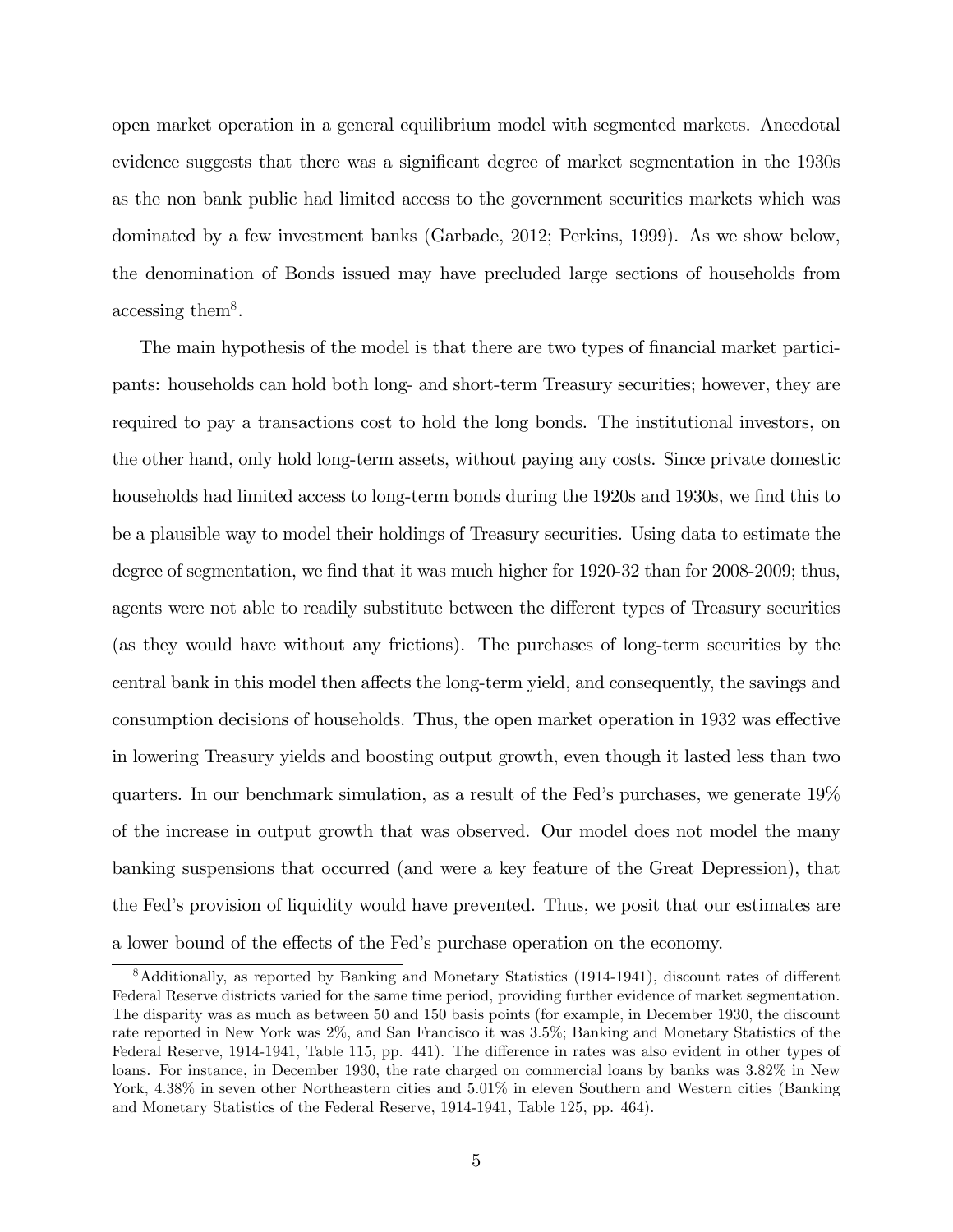open market operation in a general equilibrium model with segmented markets. Anecdotal evidence suggests that there was a significant degree of market segmentation in the 1930s as the non bank public had limited access to the government securities markets which was dominated by a few investment banks (Garbade, 2012; Perkins, 1999). As we show below, the denomination of Bonds issued may have precluded large sections of households from accessing them[8].

The main hypothesis of the model is that there are two types of financial market participants: households can hold both long- and short-term Treasury securities; however, they are required to pay a transactions cost to hold the long bonds. The institutional investors, on the other hand, only hold long-term assets, without paying any costs. Since private domestic households had limited access to long-term bonds during the 1920s and 1930s, we find this to be a plausible way to model their holdings of Treasury securities. Using data to estimate the degree of segmentation, we find that it was much higher for 1920-32 than for 2008-2009; thus, agents were not able to readily substitute between the different types of Treasury securities (as they would have without any frictions). The purchases of long-term securities by the central bank in this model then affects the long-term yield, and consequently, the savings and consumption decisions of households. Thus, the open market operation in 1932 was effective in lowering Treasury yields and boosting output growth, even though it lasted less than two quarters. In our benchmark simulation, as a result of the Fed's purchases, we generate 19% of the increase in output growth that was observed. Our model does not model the many banking suspensions that occurred (and were a key feature of the Great Depression), that the Fed's provision of liquidity would have prevented. Thus, we posit that our estimates are a lower bound of the effects of the Fed's purchase operation on the economy.

[8]Additionally, as reported by Banking and Monetary Statistics (1914-1941), discount rates of different Federal Reserve districts varied for the same time period, providing further evidence of market segmentation. The disparity was as much as between 50 and 150 basis points (for example, in December 1930, the discount rate reported in New York was 2%, and San Francisco it was 3.5%; Banking and Monetary Statistics of the Federal Reserve, 1914-1941, Table 115, pp. 441). The difference in rates was also evident in other types of loans. For instance, in December 1930, the rate charged on commercial loans by banks was 3.82% in New York, 4.38% in seven other Northeastern cities and 5.01% in eleven Southern and Western cities (Banking and Monetary Statistics of the Federal Reserve, 1914-1941, Table 125, pp. 464).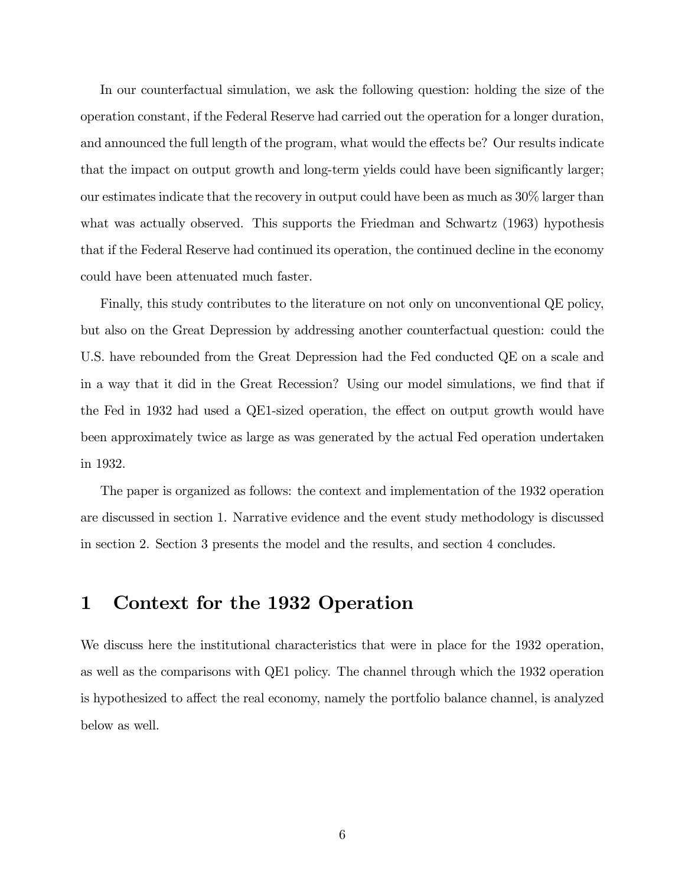In our counterfactual simulation, we ask the following question: holding the size of the operation constant, if the Federal Reserve had carried out the operation for a longer duration, and announced the full length of the program, what would the effects be? Our results indicate that the impact on output growth and long-term yields could have been significantly larger; our estimates indicate that the recovery in output could have been as much as 30% larger than what was actually observed. This supports the Friedman and Schwartz (1963) hypothesis that if the Federal Reserve had continued its operation, the continued decline in the economy could have been attenuated much faster.

Finally, this study contributes to the literature on not only on unconventional QE policy, but also on the Great Depression by addressing another counterfactual question: could the U.S. have rebounded from the Great Depression had the Fed conducted QE on a scale and in a way that it did in the Great Recession? Using our model simulations, we find that if the Fed in 1932 had used a QE1-sized operation, the effect on output growth would have been approximately twice as large as was generated by the actual Fed operation undertaken in 1932.

The paper is organized as follows: the context and implementation of the 1932 operation are discussed in section 1. Narrative evidence and the event study methodology is discussed in section 2. Section 3 presents the model and the results, and section 4 concludes.

# 1 Context for the 1932 Operation

We discuss here the institutional characteristics that were in place for the 1932 operation, as well as the comparisons with QE1 policy. The channel through which the 1932 operation is hypothesized to affect the real economy, namely the portfolio balance channel, is analyzed below as well.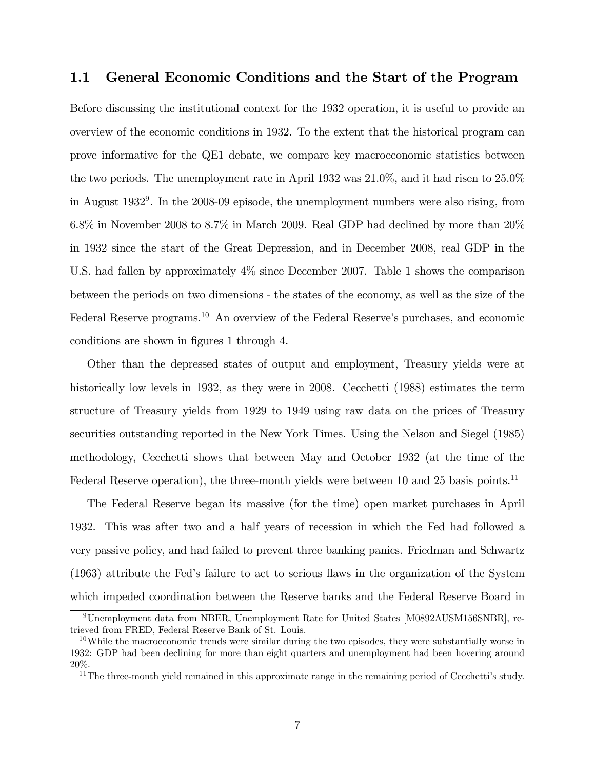## 1.1 General Economic Conditions and the Start of the Program

Before discussing the institutional context for the 1932 operation, it is useful to provide an overview of the economic conditions in 1932. To the extent that the historical program can prove informative for the QE1 debate, we compare key macroeconomic statistics between the two periods. The unemployment rate in April 1932 was 21.0%, and it had risen to 25.0% in August 1932[9]. In the 2008-09 episode, the unemployment numbers were also rising, from 6.8% in November 2008 to 8.7% in March 2009. Real GDP had declined by more than 20% in 1932 since the start of the Great Depression, and in December 2008, real GDP in the U.S. had fallen by approximately 4% since December 2007. Table 1 shows the comparison between the periods on two dimensions - the states of the economy, as well as the size of the Federal Reserve programs.[10] An overview of the Federal Reserve's purchases, and economic conditions are shown in figures 1 through 4.

Other than the depressed states of output and employment, Treasury yields were at historically low levels in 1932, as they were in 2008. Cecchetti (1988) estimates the term structure of Treasury yields from 1929 to 1949 using raw data on the prices of Treasury securities outstanding reported in the New York Times. Using the Nelson and Siegel (1985) methodology, Cecchetti shows that between May and October 1932 (at the time of the Federal Reserve operation), the three-month yields were between 10 and 25 basis points.[11]

The Federal Reserve began its massive (for the time) open market purchases in April 1932. This was after two and a half years of recession in which the Fed had followed a very passive policy, and had failed to prevent three banking panics. Friedman and Schwartz (1963) attribute the Fed's failure to act to serious flaws in the organization of the System which impeded coordination between the Reserve banks and the Federal Reserve Board in

---

[9] Unemployment data from NBER, Unemployment Rate for United States [M0892AUSM156SNBR], retrieved from FRED, Federal Reserve Bank of St. Louis.

[10] While the macroeconomic trends were similar during the two episodes, they were substantially worse in 1932: GDP had been declining for more than eight quarters and unemployment had been hovering around 20%.

[11] The three-month yield remained in this approximate range in the remaining period of Cecchetti's study.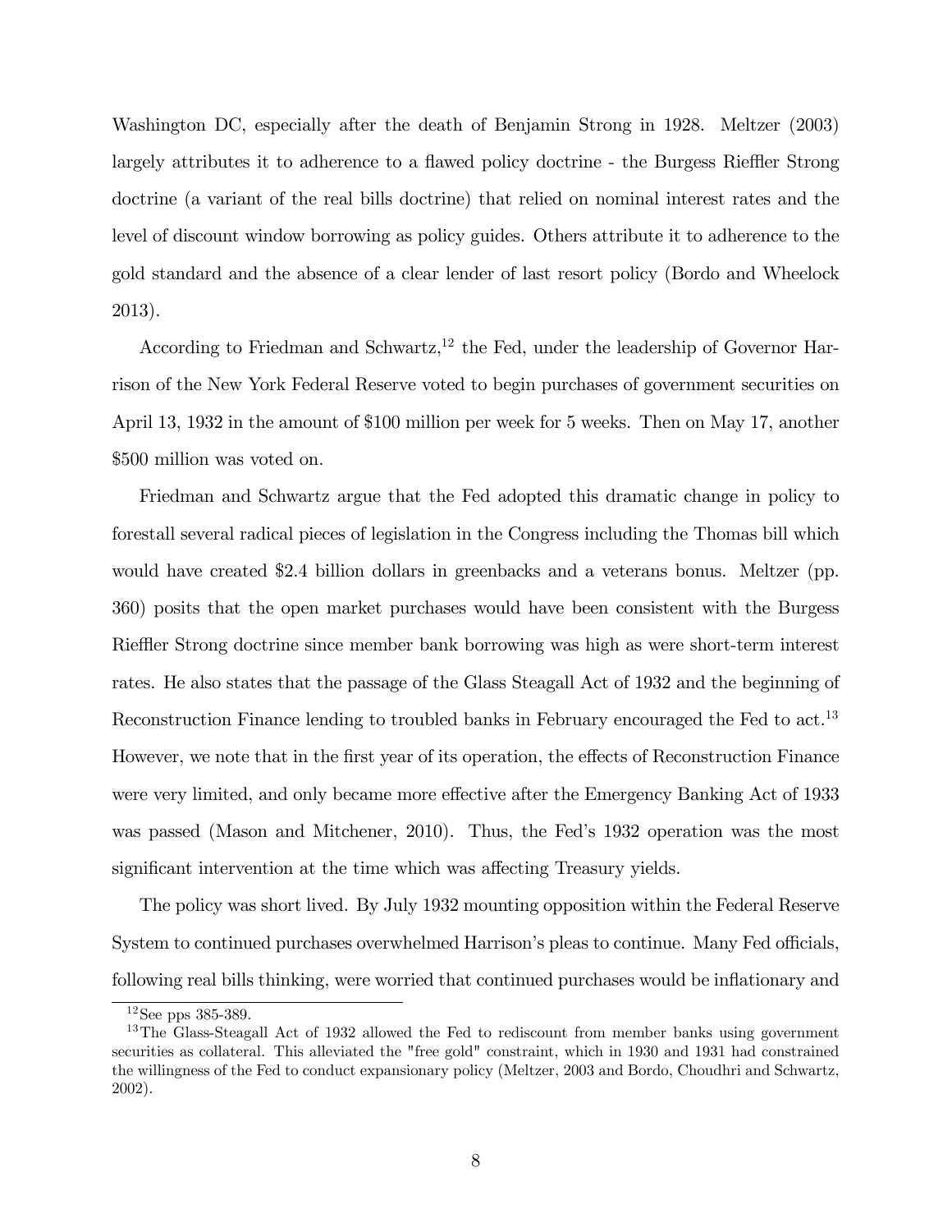Washington DC, especially after the death of Benjamin Strong in 1928. Meltzer (2003) largely attributes it to adherence to a flawed policy doctrine - the Burgess Riefler Strong doctrine (a variant of the real bills doctrine) that relied on nominal interest rates and the level of discount window borrowing as policy guides. Others attribute it to adherence to the gold standard and the absence of a clear lender of last resort policy (Bordo and Wheelock 2013).

According to Friedman and Schwartz,[12] the Fed, under the leadership of Governor Harrison of the New York Federal Reserve voted to begin purchases of government securities on April 13, 1932 in the amount of $100 million per week for 5 weeks. Then on May 17, another $500 million was voted on.

Friedman and Schwartz argue that the Fed adopted this dramatic change in policy to forestall several radical pieces of legislation in the Congress including the Thomas bill which would have created $2.4 billion dollars in greenbacks and a veterans bonus. Meltzer (pp. 360) posits that the open market purchases would have been consistent with the Burgess Riefler Strong doctrine since member bank borrowing was high as were short-term interest rates. He also states that the passage of the Glass Steagall Act of 1932 and the beginning of Reconstruction Finance lending to troubled banks in February encouraged the Fed to act.[13] However, we note that in the first year of its operation, the effects of Reconstruction Finance were very limited, and only became more effective after the Emergency Banking Act of 1933 was passed (Mason and Mitchener, 2010). Thus, the Fed's 1932 operation was the most significant intervention at the time which was affecting Treasury yields.

The policy was short lived. By July 1932 mounting opposition within the Federal Reserve System to continued purchases overwhelmed Harrison's pleas to continue. Many Fed officials, following real bills thinking, were worried that continued purchases would be inflationary and

---

[12] See pps 385-389.

[13] The Glass-Steagall Act of 1932 allowed the Fed to rediscount from member banks using government securities as collateral. This alleviated the "free gold" constraint, which in 1930 and 1931 had constrained the willingness of the Fed to conduct expansionary policy (Meltzer, 2003 and Bordo, Choudhri and Schwartz, 2002).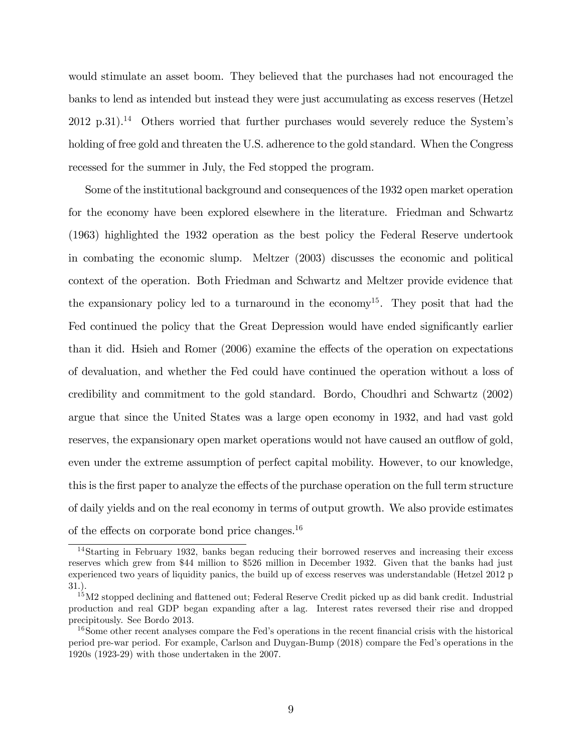would stimulate an asset boom. They believed that the purchases had not encouraged the banks to lend as intended but instead they were just accumulating as excess reserves (Hetzel 2012 p.31).[14] Others worried that further purchases would severely reduce the System's holding of free gold and threaten the U.S. adherence to the gold standard. When the Congress recessed for the summer in July, the Fed stopped the program.

Some of the institutional background and consequences of the 1932 open market operation for the economy have been explored elsewhere in the literature. Friedman and Schwartz (1963) highlighted the 1932 operation as the best policy the Federal Reserve undertook in combating the economic slump. Meltzer (2003) discusses the economic and political context of the operation. Both Friedman and Schwartz and Meltzer provide evidence that the expansionary policy led to a turnaround in the economy[15]. They posit that had the Fed continued the policy that the Great Depression would have ended significantly earlier than it did. Hsieh and Romer (2006) examine the effects of the operation on expectations of devaluation, and whether the Fed could have continued the operation without a loss of credibility and commitment to the gold standard. Bordo, Choudhri and Schwartz (2002) argue that since the United States was a large open economy in 1932, and had vast gold reserves, the expansionary open market operations would not have caused an outflow of gold, even under the extreme assumption of perfect capital mobility. However, to our knowledge, this is the first paper to analyze the effects of the purchase operation on the full term structure of daily yields and on the real economy in terms of output growth. We also provide estimates of the effects on corporate bond price changes.[16]

[14] Starting in February 1932, banks began reducing their borrowed reserves and increasing their excess reserves which grew from $44 million to $526 million in December 1932. Given that the banks had just experienced two years of liquidity panics, the build up of excess reserves was understandable (Hetzel 2012 p 31.).

[15] M2 stopped declining and flattened out; Federal Reserve Credit picked up as did bank credit. Industrial production and real GDP began expanding after a lag. Interest rates reversed their rise and dropped precipitously. See Bordo 2013.

[16] Some other recent analyses compare the Fed's operations in the recent financial crisis with the historical period pre-war period. For example, Carlson and Duygan-Bump (2018) compare the Fed's operations in the 1920s (1923-29) with those undertaken in the 2007.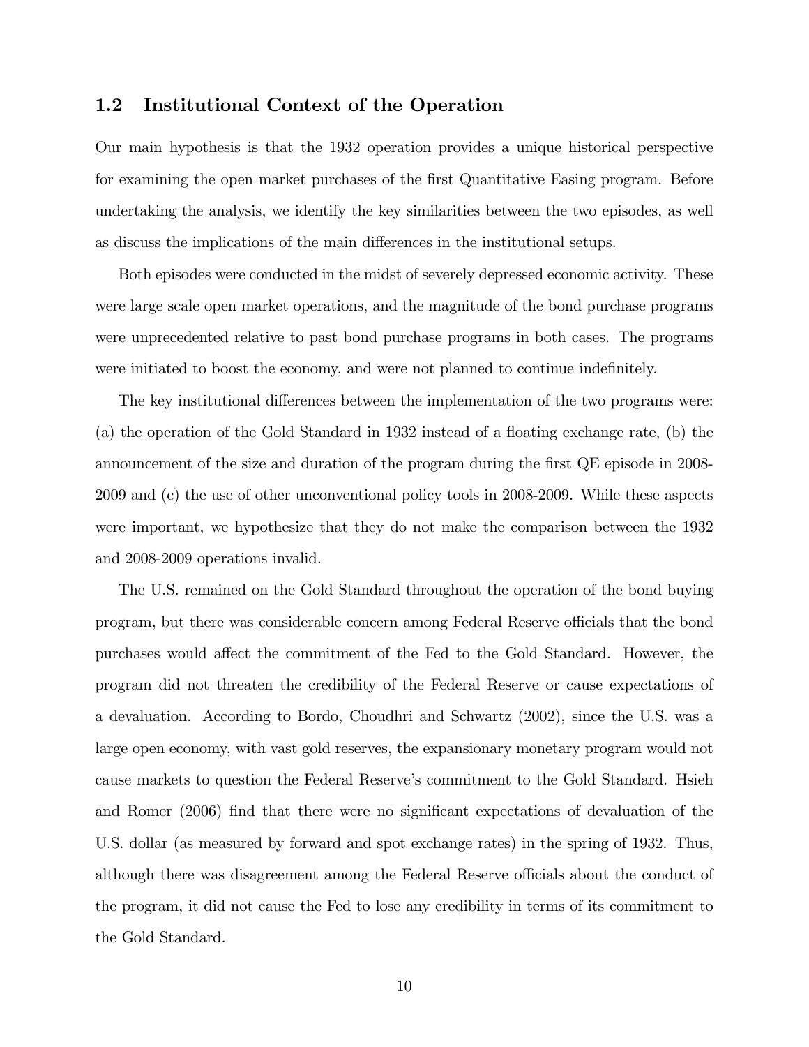## 1.2 Institutional Context of the Operation

Our main hypothesis is that the 1932 operation provides a unique historical perspective for examining the open market purchases of the first Quantitative Easing program. Before undertaking the analysis, we identify the key similarities between the two episodes, as well as discuss the implications of the main differences in the institutional setups.

Both episodes were conducted in the midst of severely depressed economic activity. These were large scale open market operations, and the magnitude of the bond purchase programs were unprecedented relative to past bond purchase programs in both cases. The programs were initiated to boost the economy, and were not planned to continue indefinitely.

The key institutional differences between the implementation of the two programs were: (a) the operation of the Gold Standard in 1932 instead of a floating exchange rate, (b) the announcement of the size and duration of the program during the first QE episode in 2008-2009 and (c) the use of other unconventional policy tools in 2008-2009. While these aspects were important, we hypothesize that they do not make the comparison between the 1932 and 2008-2009 operations invalid.

The U.S. remained on the Gold Standard throughout the operation of the bond buying program, but there was considerable concern among Federal Reserve officials that the bond purchases would affect the commitment of the Fed to the Gold Standard. However, the program did not threaten the credibility of the Federal Reserve or cause expectations of a devaluation. According to Bordo, Choudhri and Schwartz (2002), since the U.S. was a large open economy, with vast gold reserves, the expansionary monetary program would not cause markets to question the Federal Reserve's commitment to the Gold Standard. Hsieh and Romer (2006) find that there were no significant expectations of devaluation of the U.S. dollar (as measured by forward and spot exchange rates) in the spring of 1932. Thus, although there was disagreement among the Federal Reserve officials about the conduct of the program, it did not cause the Fed to lose any credibility in terms of its commitment to the Gold Standard.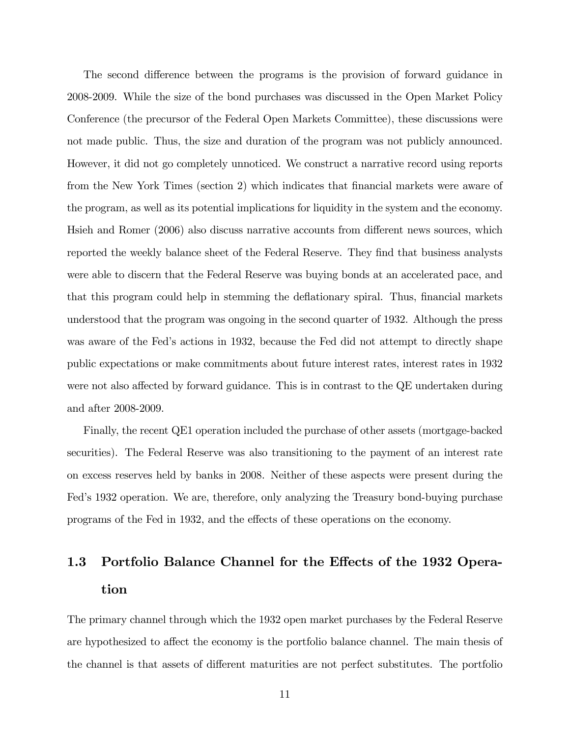The second difference between the programs is the provision of forward guidance in 2008-2009. While the size of the bond purchases was discussed in the Open Market Policy Conference (the precursor of the Federal Open Markets Committee), these discussions were not made public. Thus, the size and duration of the program was not publicly announced. However, it did not go completely unnoticed. We construct a narrative record using reports from the New York Times (section 2) which indicates that financial markets were aware of the program, as well as its potential implications for liquidity in the system and the economy. Hsieh and Romer (2006) also discuss narrative accounts from different news sources, which reported the weekly balance sheet of the Federal Reserve. They find that business analysts were able to discern that the Federal Reserve was buying bonds at an accelerated pace, and that this program could help in stemming the deflationary spiral. Thus, financial markets understood that the program was ongoing in the second quarter of 1932. Although the press was aware of the Fed's actions in 1932, because the Fed did not attempt to directly shape public expectations or make commitments about future interest rates, interest rates in 1932 were not also affected by forward guidance. This is in contrast to the QE undertaken during and after 2008-2009.

Finally, the recent QE1 operation included the purchase of other assets (mortgage-backed securities). The Federal Reserve was also transitioning to the payment of an interest rate on excess reserves held by banks in 2008. Neither of these aspects were present during the Fed's 1932 operation. We are, therefore, only analyzing the Treasury bond-buying purchase programs of the Fed in 1932, and the effects of these operations on the economy.

### 1.3 Portfolio Balance Channel for the Effects of the 1932 Operation

The primary channel through which the 1932 open market purchases by the Federal Reserve are hypothesized to affect the economy is the portfolio balance channel. The main thesis of the channel is that assets of different maturities are not perfect substitutes. The portfolio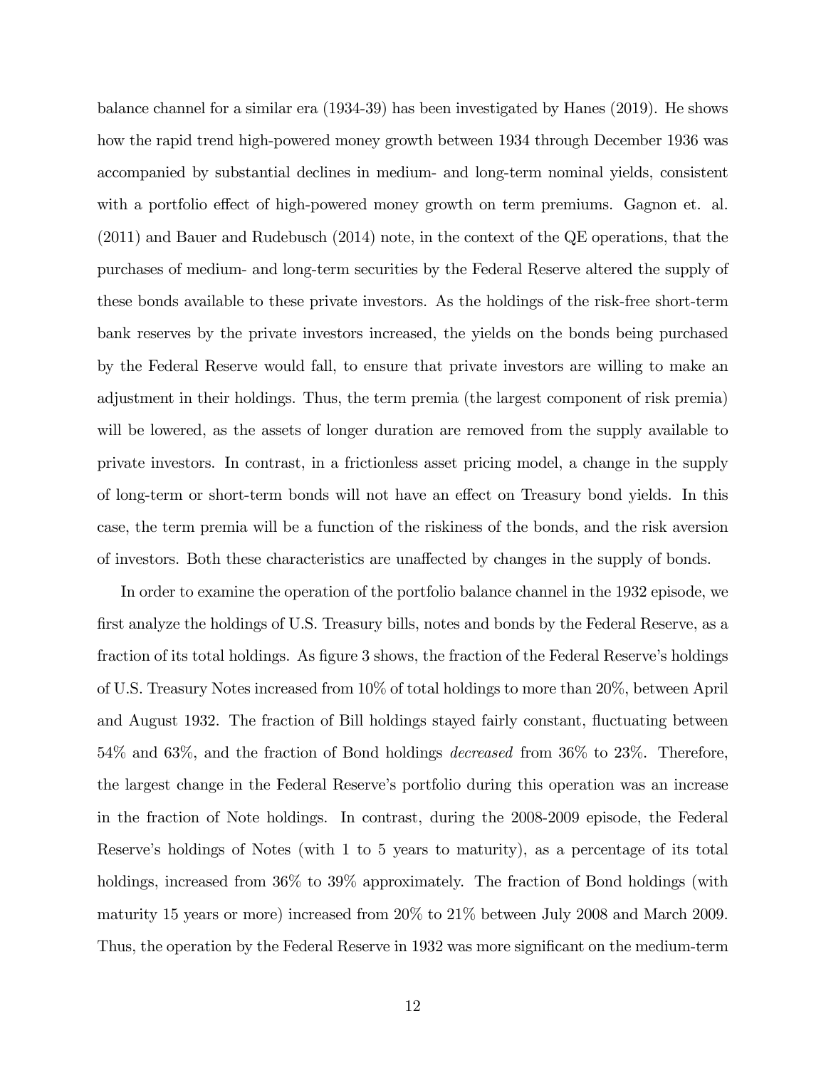balance channel for a similar era (1934-39) has been investigated by Hanes (2019). He shows how the rapid trend high-powered money growth between 1934 through December 1936 was accompanied by substantial declines in medium- and long-term nominal yields, consistent with a portfolio effect of high-powered money growth on term premiums. Gagnon et. al. (2011) and Bauer and Rudebusch (2014) note, in the context of the QE operations, that the purchases of medium- and long-term securities by the Federal Reserve altered the supply of these bonds available to these private investors. As the holdings of the risk-free short-term bank reserves by the private investors increased, the yields on the bonds being purchased by the Federal Reserve would fall, to ensure that private investors are willing to make an adjustment in their holdings. Thus, the term premia (the largest component of risk premia) will be lowered, as the assets of longer duration are removed from the supply available to private investors. In contrast, in a frictionless asset pricing model, a change in the supply of long-term or short-term bonds will not have an effect on Treasury bond yields. In this case, the term premia will be a function of the riskiness of the bonds, and the risk aversion of investors. Both these characteristics are unaffected by changes in the supply of bonds.

In order to examine the operation of the portfolio balance channel in the 1932 episode, we first analyze the holdings of U.S. Treasury bills, notes and bonds by the Federal Reserve, as a fraction of its total holdings. As figure 3 shows, the fraction of the Federal Reserve's holdings of U.S. Treasury Notes increased from 10% of total holdings to more than 20%, between April and August 1932. The fraction of Bill holdings stayed fairly constant, fluctuating between 54% and 63%, and the fraction of Bond holdings *decreased* from 36% to 23%. Therefore, the largest change in the Federal Reserve's portfolio during this operation was an increase in the fraction of Note holdings. In contrast, during the 2008-2009 episode, the Federal Reserve's holdings of Notes (with 1 to 5 years to maturity), as a percentage of its total holdings, increased from 36% to 39% approximately. The fraction of Bond holdings (with maturity 15 years or more) increased from 20% to 21% between July 2008 and March 2009. Thus, the operation by the Federal Reserve in 1932 was more significant on the medium-term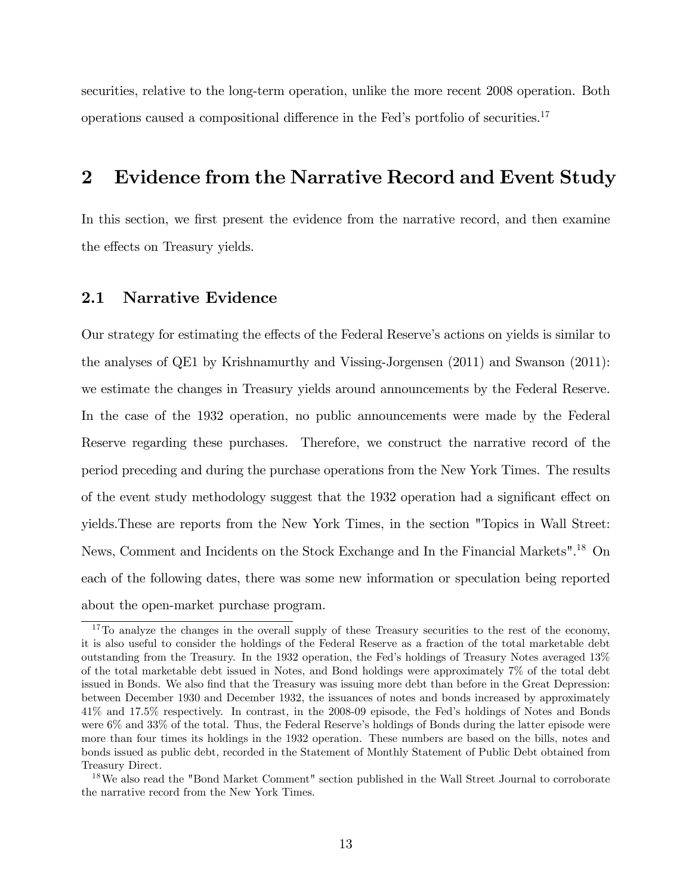securities, relative to the long-term operation, unlike the more recent 2008 operation. Both operations caused a compositional difference in the Fed's portfolio of securities.[17]

## 2 Evidence from the Narrative Record and Event Study

In this section, we first present the evidence from the narrative record, and then examine the effects on Treasury yields.

### 2.1 Narrative Evidence

Our strategy for estimating the effects of the Federal Reserve's actions on yields is similar to the analyses of QE1 by Krishnamurthy and Vissing-Jorgensen (2011) and Swanson (2011): we estimate the changes in Treasury yields around announcements by the Federal Reserve. In the case of the 1932 operation, no public announcements were made by the Federal Reserve regarding these purchases. Therefore, we construct the narrative record of the period preceding and during the purchase operations from the New York Times. The results of the event study methodology suggest that the 1932 operation had a significant effect on yields.These are reports from the New York Times, in the section "Topics in Wall Street: News, Comment and Incidents on the Stock Exchange and In the Financial Markets".[18] On each of the following dates, there was some new information or speculation being reported about the open-market purchase program.

---

[17] To analyze the changes in the overall supply of these Treasury securities to the rest of the economy, it is also useful to consider the holdings of the Federal Reserve as a fraction of the total marketable debt outstanding from the Treasury. In the 1932 operation, the Fed's holdings of Treasury Notes averaged 13% of the total marketable debt issued in Notes, and Bond holdings were approximately 7% of the total debt issued in Bonds. We also find that the Treasury was issuing more debt than before in the Great Depression: between December 1930 and December 1932, the issuances of notes and bonds increased by approximately 41% and 17.5% respectively. In contrast, in the 2008-09 episode, the Fed's holdings of Notes and Bonds were 6% and 33% of the total. Thus, the Federal Reserve's holdings of Bonds during the latter episode were more than four times its holdings in the 1932 operation. These numbers are based on the bills, notes and bonds issued as public debt, recorded in the Statement of Monthly Statement of Public Debt obtained from Treasury Direct.

[18] We also read the "Bond Market Comment" section published in the Wall Street Journal to corroborate the narrative record from the New York Times.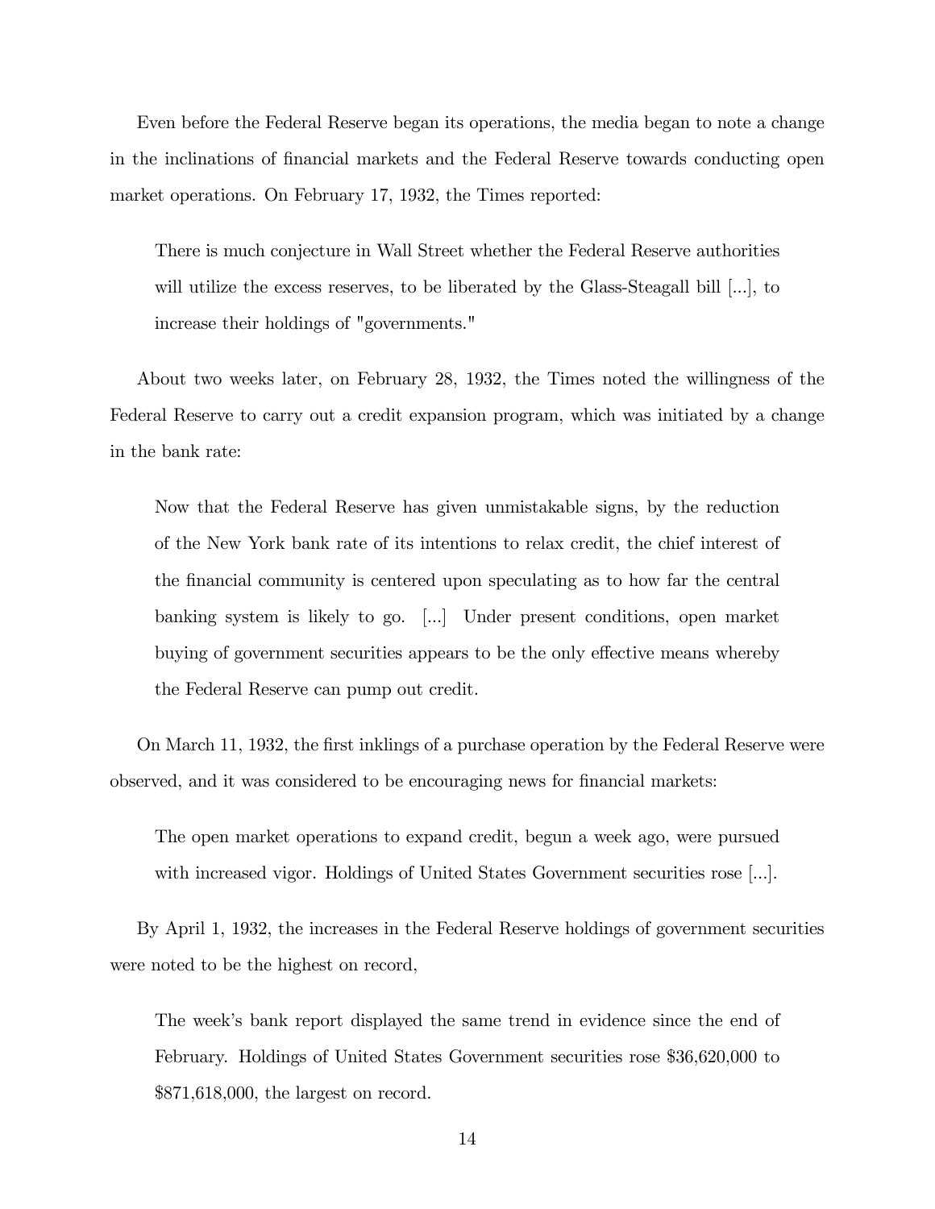Even before the Federal Reserve began its operations, the media began to note a change in the inclinations of financial markets and the Federal Reserve towards conducting open market operations. On February 17, 1932, the Times reported:

> There is much conjecture in Wall Street whether the Federal Reserve authorities will utilize the excess reserves, to be liberated by the Glass-Steagall bill [...], to increase their holdings of "governments."

About two weeks later, on February 28, 1932, the Times noted the willingness of the Federal Reserve to carry out a credit expansion program, which was initiated by a change in the bank rate:

> Now that the Federal Reserve has given unmistakable signs, by the reduction of the New York bank rate of its intentions to relax credit, the chief interest of the financial community is centered upon speculating as to how far the central banking system is likely to go. [...] Under present conditions, open market buying of government securities appears to be the only effective means whereby the Federal Reserve can pump out credit.

On March 11, 1932, the first inklings of a purchase operation by the Federal Reserve were observed, and it was considered to be encouraging news for financial markets:

> The open market operations to expand credit, begun a week ago, were pursued with increased vigor. Holdings of United States Government securities rose [...].

By April 1, 1932, the increases in the Federal Reserve holdings of government securities were noted to be the highest on record,

> The week's bank report displayed the same trend in evidence since the end of February. Holdings of United States Government securities rose $36,620,000 to $871,618,000, the largest on record.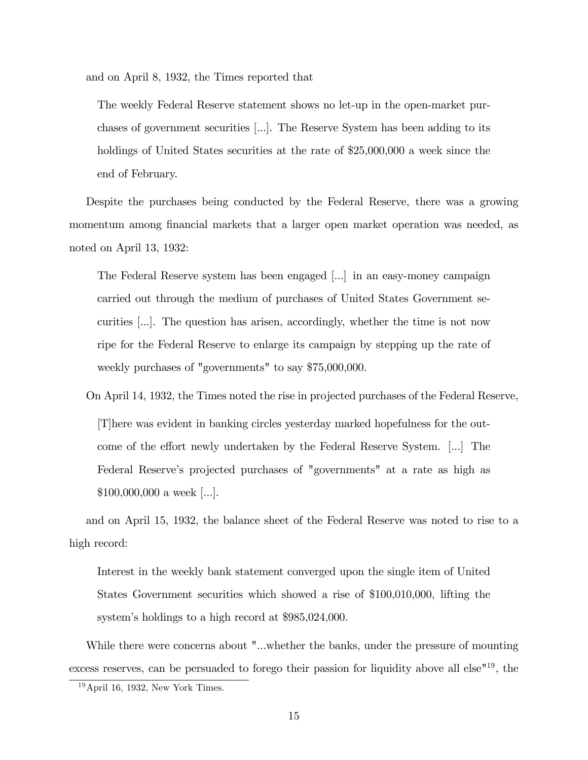and on April 8, 1932, the Times reported that

> The weekly Federal Reserve statement shows no let-up in the open-market purchases of government securities [...]. The Reserve System has been adding to its holdings of United States securities at the rate of $25,000,000 a week since the end of February.

Despite the purchases being conducted by the Federal Reserve, there was a growing momentum among financial markets that a larger open market operation was needed, as noted on April 13, 1932:

> The Federal Reserve system has been engaged [...] in an easy-money campaign carried out through the medium of purchases of United States Government securities [...]. The question has arisen, accordingly, whether the time is not now ripe for the Federal Reserve to enlarge its campaign by stepping up the rate of weekly purchases of "governments" to say $75,000,000.

On April 14, 1932, the Times noted the rise in projected purchases of the Federal Reserve,

> [T]here was evident in banking circles yesterday marked hopefulness for the outcome of the effort newly undertaken by the Federal Reserve System. [...] The Federal Reserve's projected purchases of "governments" at a rate as high as $100,000,000 a week [...].

and on April 15, 1932, the balance sheet of the Federal Reserve was noted to rise to a high record:

> Interest in the weekly bank statement converged upon the single item of United States Government securities which showed a rise of $100,010,000, lifting the system's holdings to a high record at $985,024,000.

While there were concerns about "...whether the banks, under the pressure of mounting excess reserves, can be persuaded to forego their passion for liquidity above all else"[19], the

[19] April 16, 1932, New York Times.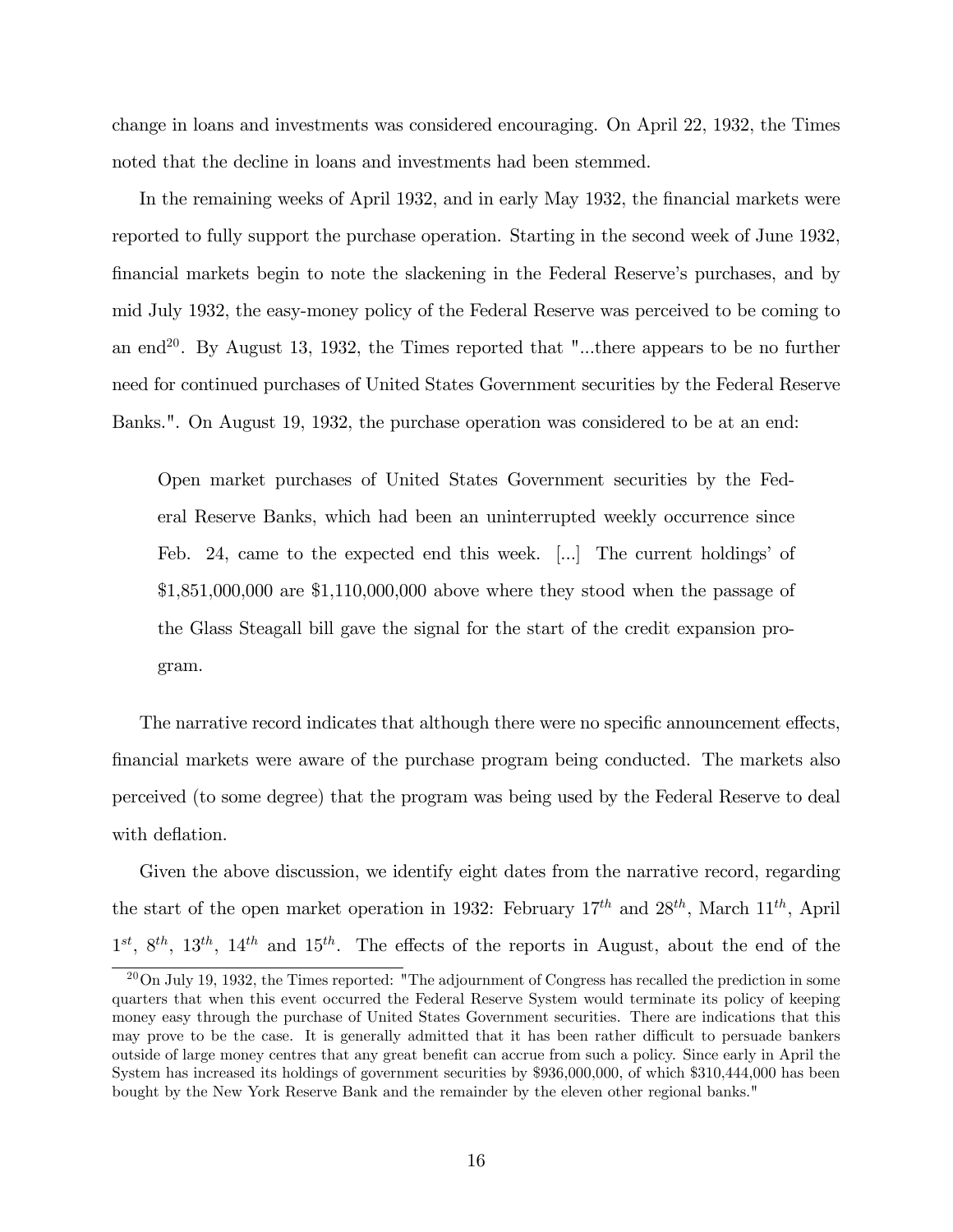change in loans and investments was considered encouraging. On April 22, 1932, the Times noted that the decline in loans and investments had been stemmed.

In the remaining weeks of April 1932, and in early May 1932, the financial markets were reported to fully support the purchase operation. Starting in the second week of June 1932, financial markets begin to note the slackening in the Federal Reserve's purchases, and by mid July 1932, the easy-money policy of the Federal Reserve was perceived to be coming to an end[20]. By August 13, 1932, the Times reported that "...there appears to be no further need for continued purchases of United States Government securities by the Federal Reserve Banks.". On August 19, 1932, the purchase operation was considered to be at an end:

> Open market purchases of United States Government securities by the Federal Reserve Banks, which had been an uninterrupted weekly occurrence since Feb. 24, came to the expected end this week. [...] The current holdings' of $1,851,000,000 are $1,110,000,000 above where they stood when the passage of the Glass Steagall bill gave the signal for the start of the credit expansion program.

The narrative record indicates that although there were no specific announcement effects, financial markets were aware of the purchase program being conducted. The markets also perceived (to some degree) that the program was being used by the Federal Reserve to deal with deflation.

Given the above discussion, we identify eight dates from the narrative record, regarding the start of the open market operation in 1932: February $17^{th}$ and $28^{th}$, March $11^{th}$, April $1^{st}$, $8^{th}$, $13^{th}$, $14^{th}$ and $15^{th}$. The effects of the reports in August, about the end of the

[20] On July 19, 1932, the Times reported: "The adjournment of Congress has recalled the prediction in some quarters that when this event occurred the Federal Reserve System would terminate its policy of keeping money easy through the purchase of United States Government securities. There are indications that this may prove to be the case. It is generally admitted that it has been rather difficult to persuade bankers outside of large money centres that any great benefit can accrue from such a policy. Since early in April the System has increased its holdings of government securities by $936,000,000, of which $310,444,000 has been bought by the New York Reserve Bank and the remainder by the eleven other regional banks."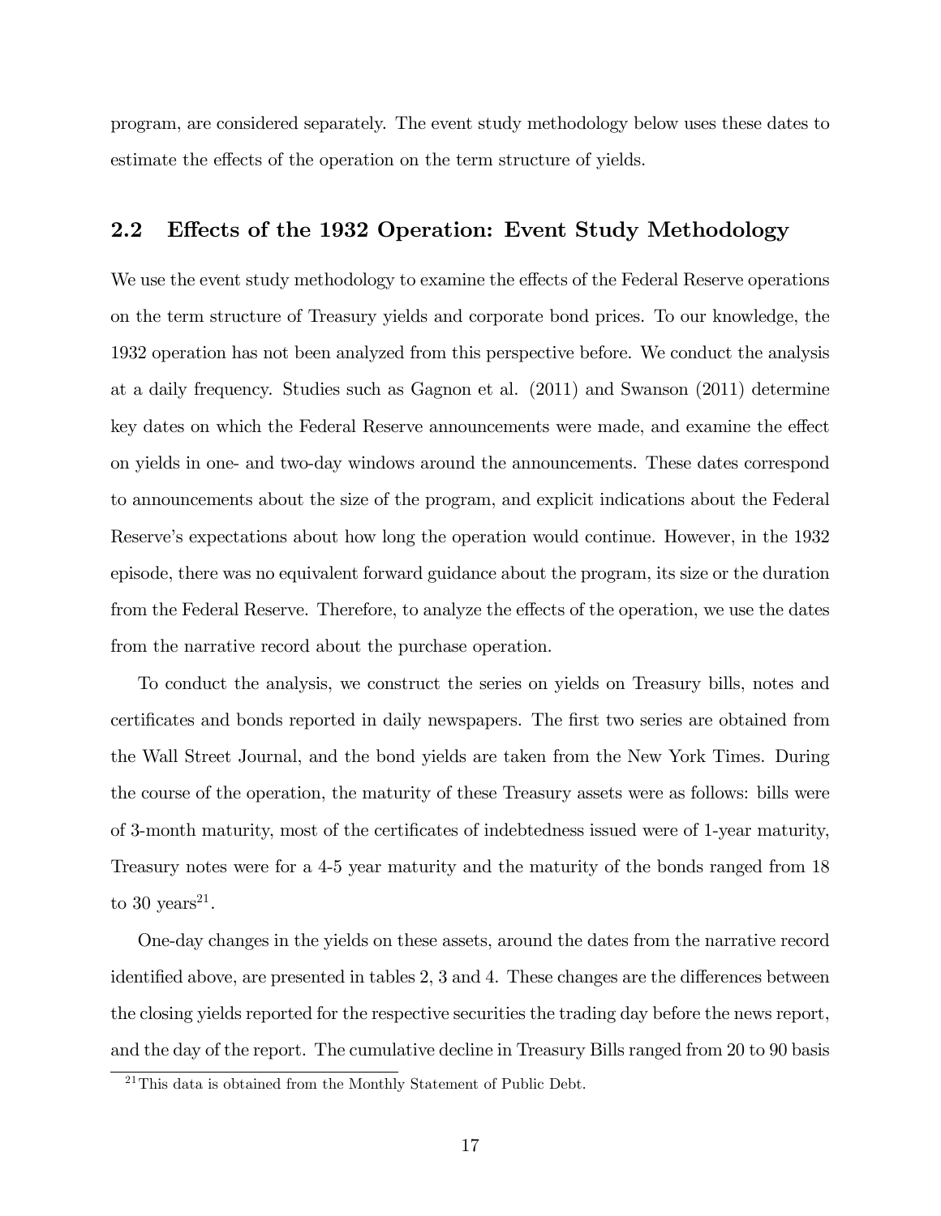program, are considered separately. The event study methodology below uses these dates to estimate the effects of the operation on the term structure of yields.

## 2.2 Effects of the 1932 Operation: Event Study Methodology

We use the event study methodology to examine the effects of the Federal Reserve operations on the term structure of Treasury yields and corporate bond prices. To our knowledge, the 1932 operation has not been analyzed from this perspective before. We conduct the analysis at a daily frequency. Studies such as Gagnon et al. (2011) and Swanson (2011) determine key dates on which the Federal Reserve announcements were made, and examine the effect on yields in one- and two-day windows around the announcements. These dates correspond to announcements about the size of the program, and explicit indications about the Federal Reserve's expectations about how long the operation would continue. However, in the 1932 episode, there was no equivalent forward guidance about the program, its size or the duration from the Federal Reserve. Therefore, to analyze the effects of the operation, we use the dates from the narrative record about the purchase operation.

To conduct the analysis, we construct the series on yields on Treasury bills, notes and certificates and bonds reported in daily newspapers. The first two series are obtained from the Wall Street Journal, and the bond yields are taken from the New York Times. During the course of the operation, the maturity of these Treasury assets were as follows: bills were of 3-month maturity, most of the certificates of indebtedness issued were of 1-year maturity, Treasury notes were for a 4-5 year maturity and the maturity of the bonds ranged from 18 to 30 years[21].

One-day changes in the yields on these assets, around the dates from the narrative record identified above, are presented in tables 2, 3 and 4. These changes are the differences between the closing yields reported for the respective securities the trading day before the news report, and the day of the report. The cumulative decline in Treasury Bills ranged from 20 to 90 basis

[21] This data is obtained from the Monthly Statement of Public Debt.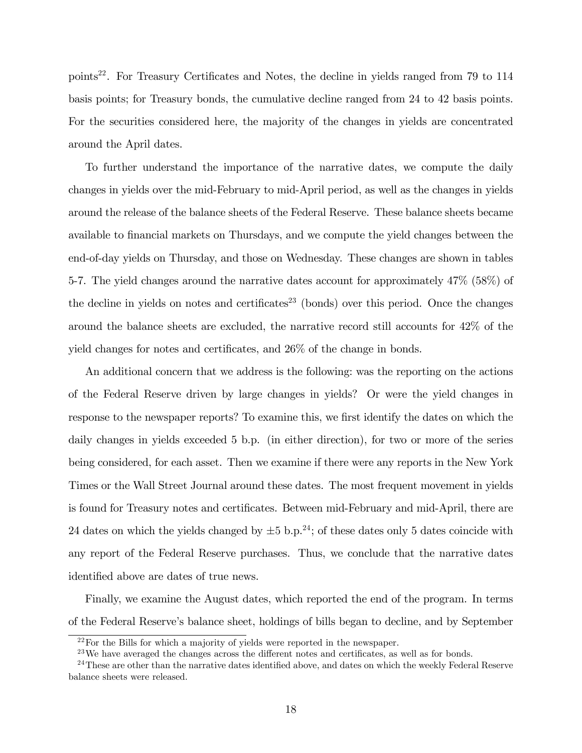points[22]. For Treasury Certificates and Notes, the decline in yields ranged from 79 to 114 basis points; for Treasury bonds, the cumulative decline ranged from 24 to 42 basis points. For the securities considered here, the majority of the changes in yields are concentrated around the April dates.

To further understand the importance of the narrative dates, we compute the daily changes in yields over the mid-February to mid-April period, as well as the changes in yields around the release of the balance sheets of the Federal Reserve. These balance sheets became available to financial markets on Thursdays, and we compute the yield changes between the end-of-day yields on Thursday, and those on Wednesday. These changes are shown in tables 5-7. The yield changes around the narrative dates account for approximately 47% (58%) of the decline in yields on notes and certificates[23] (bonds) over this period. Once the changes around the balance sheets are excluded, the narrative record still accounts for 42% of the yield changes for notes and certificates, and 26% of the change in bonds.

An additional concern that we address is the following: was the reporting on the actions of the Federal Reserve driven by large changes in yields? Or were the yield changes in response to the newspaper reports? To examine this, we first identify the dates on which the daily changes in yields exceeded 5 b.p. (in either direction), for two or more of the series being considered, for each asset. Then we examine if there were any reports in the New York Times or the Wall Street Journal around these dates. The most frequent movement in yields is found for Treasury notes and certificates. Between mid-February and mid-April, there are 24 dates on which the yields changed by $\pm 5$ b.p.[24]; of these dates only 5 dates coincide with any report of the Federal Reserve purchases. Thus, we conclude that the narrative dates identified above are dates of true news.

Finally, we examine the August dates, which reported the end of the program. In terms of the Federal Reserve's balance sheet, holdings of bills began to decline, and by September

[22] For the Bills for which a majority of yields were reported in the newspaper.

[23] We have averaged the changes across the different notes and certificates, as well as for bonds.

[24] These are other than the narrative dates identified above, and dates on which the weekly Federal Reserve balance sheets were released.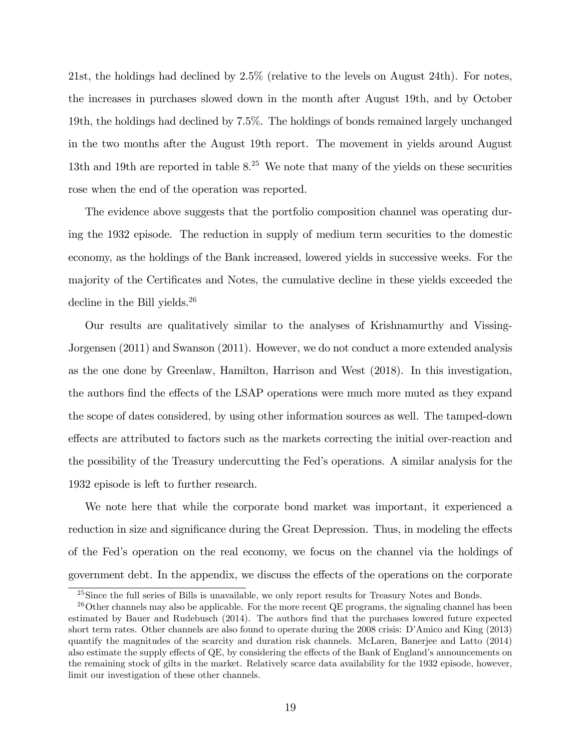21st, the holdings had declined by 2.5% (relative to the levels on August 24th). For notes, the increases in purchases slowed down in the month after August 19th, and by October 19th, the holdings had declined by 7.5%. The holdings of bonds remained largely unchanged in the two months after the August 19th report. The movement in yields around August 13th and 19th are reported in table 8.[25] We note that many of the yields on these securities rose when the end of the operation was reported.

The evidence above suggests that the portfolio composition channel was operating during the 1932 episode. The reduction in supply of medium term securities to the domestic economy, as the holdings of the Bank increased, lowered yields in successive weeks. For the majority of the Certificates and Notes, the cumulative decline in these yields exceeded the decline in the Bill yields.[26]

Our results are qualitatively similar to the analyses of Krishnamurthy and Vissing-Jorgensen (2011) and Swanson (2011). However, we do not conduct a more extended analysis as the one done by Greenlaw, Hamilton, Harrison and West (2018). In this investigation, the authors find the effects of the LSAP operations were much more muted as they expand the scope of dates considered, by using other information sources as well. The tamped-down effects are attributed to factors such as the markets correcting the initial over-reaction and the possibility of the Treasury undercutting the Fed's operations. A similar analysis for the 1932 episode is left to further research.

We note here that while the corporate bond market was important, it experienced a reduction in size and significance during the Great Depression. Thus, in modeling the effects of the Fed's operation on the real economy, we focus on the channel via the holdings of government debt. In the appendix, we discuss the effects of the operations on the corporate

[25] Since the full series of Bills is unavailable, we only report results for Treasury Notes and Bonds.

[26] Other channels may also be applicable. For the more recent QE programs, the signaling channel has been estimated by Bauer and Rudebusch (2014). The authors find that the purchases lowered future expected short term rates. Other channels are also found to operate during the 2008 crisis: D'Amico and King (2013) quantify the magnitudes of the scarcity and duration risk channels. McLaren, Banerjee and Latto (2014) also estimate the supply effects of QE, by considering the effects of the Bank of England's announcements on the remaining stock of gilts in the market. Relatively scarce data availability for the 1932 episode, however, limit our investigation of these other channels.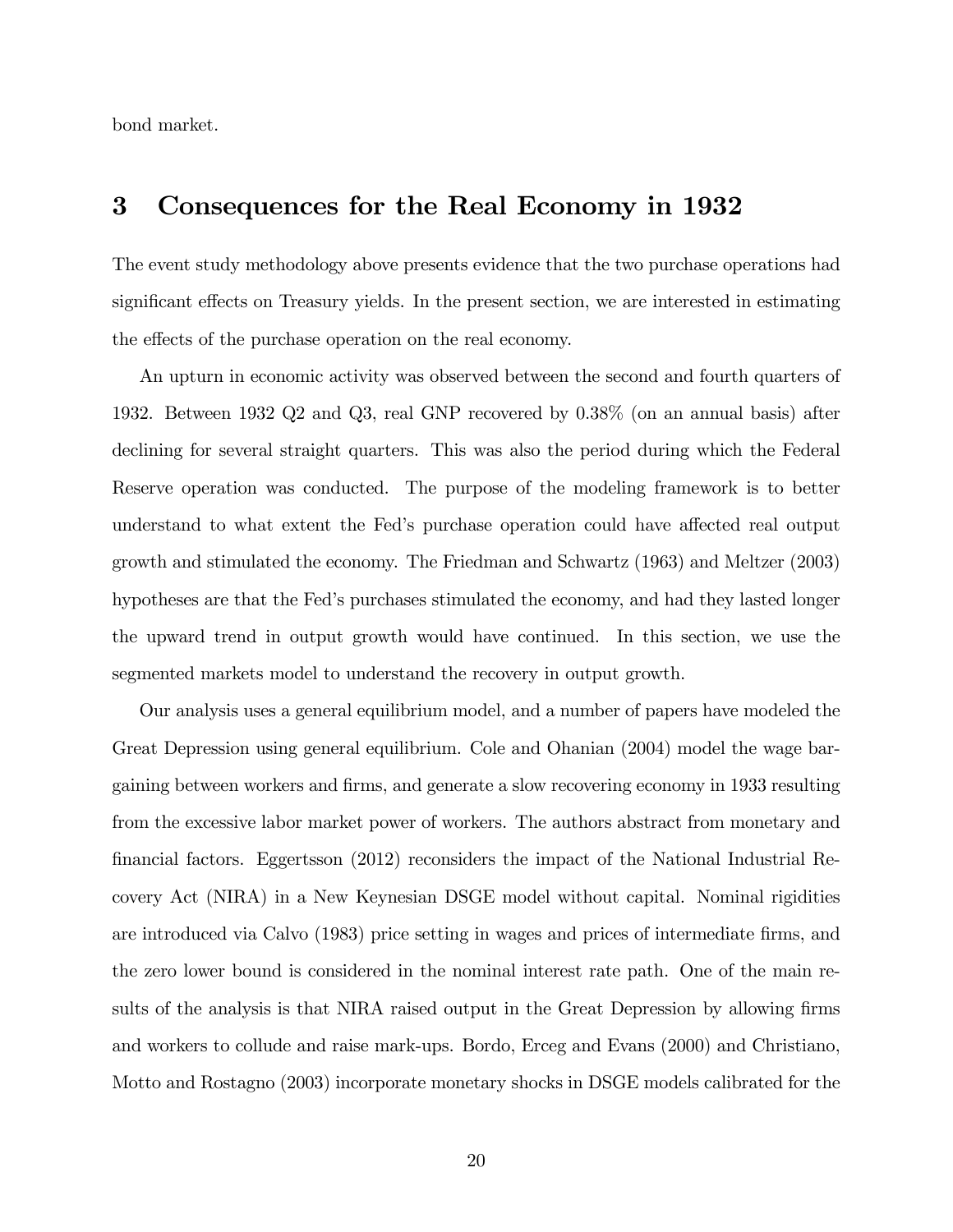bond market.

## 3 Consequences for the Real Economy in 1932

The event study methodology above presents evidence that the two purchase operations had significant effects on Treasury yields. In the present section, we are interested in estimating the effects of the purchase operation on the real economy.

An upturn in economic activity was observed between the second and fourth quarters of 1932. Between 1932 Q2 and Q3, real GNP recovered by 0.38% (on an annual basis) after declining for several straight quarters. This was also the period during which the Federal Reserve operation was conducted. The purpose of the modeling framework is to better understand to what extent the Fed's purchase operation could have affected real output growth and stimulated the economy. The Friedman and Schwartz (1963) and Meltzer (2003) hypotheses are that the Fed's purchases stimulated the economy, and had they lasted longer the upward trend in output growth would have continued. In this section, we use the segmented markets model to understand the recovery in output growth.

Our analysis uses a general equilibrium model, and a number of papers have modeled the Great Depression using general equilibrium. Cole and Ohanian (2004) model the wage bargaining between workers and firms, and generate a slow recovering economy in 1933 resulting from the excessive labor market power of workers. The authors abstract from monetary and financial factors. Eggertsson (2012) reconsiders the impact of the National Industrial Recovery Act (NIRA) in a New Keynesian DSGE model without capital. Nominal rigidities are introduced via Calvo (1983) price setting in wages and prices of intermediate firms, and the zero lower bound is considered in the nominal interest rate path. One of the main results of the analysis is that NIRA raised output in the Great Depression by allowing firms and workers to collude and raise mark-ups. Bordo, Erceg and Evans (2000) and Christiano, Motto and Rostagno (2003) incorporate monetary shocks in DSGE models calibrated for the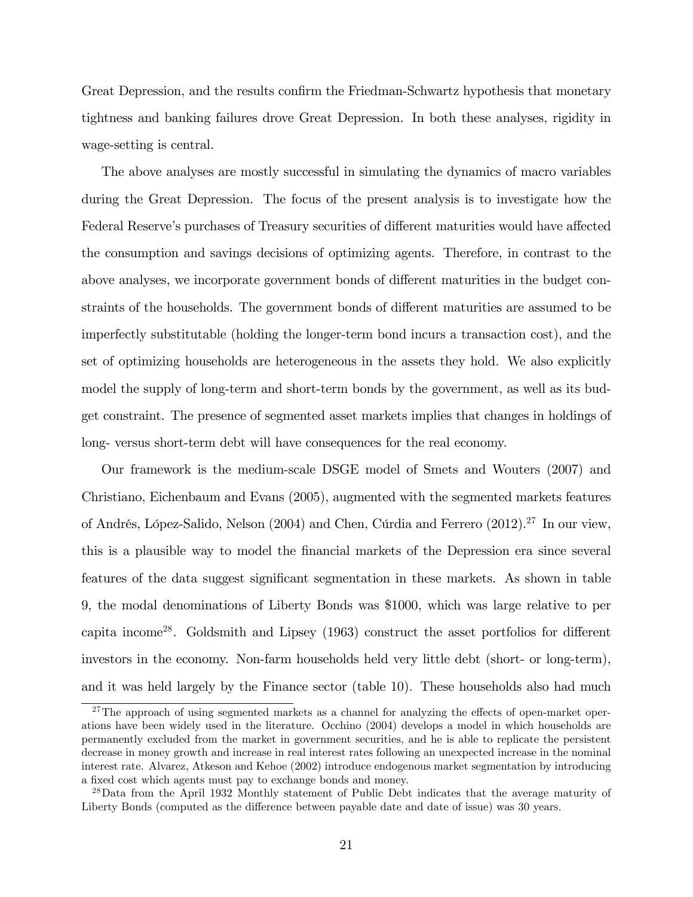Great Depression, and the results confirm the Friedman-Schwartz hypothesis that monetary tightness and banking failures drove Great Depression. In both these analyses, rigidity in wage-setting is central.

The above analyses are mostly successful in simulating the dynamics of macro variables during the Great Depression. The focus of the present analysis is to investigate how the Federal Reserve's purchases of Treasury securities of different maturities would have affected the consumption and savings decisions of optimizing agents. Therefore, in contrast to the above analyses, we incorporate government bonds of different maturities in the budget constraints of the households. The government bonds of different maturities are assumed to be imperfectly substitutable (holding the longer-term bond incurs a transaction cost), and the set of optimizing households are heterogeneous in the assets they hold. We also explicitly model the supply of long-term and short-term bonds by the government, as well as its budget constraint. The presence of segmented asset markets implies that changes in holdings of long- versus short-term debt will have consequences for the real economy.

Our framework is the medium-scale DSGE model of Smets and Wouters (2007) and Christiano, Eichenbaum and Evans (2005), augmented with the segmented markets features of Andrés, López-Salido, Nelson (2004) and Chen, Cúrdia and Ferrero (2012).[27] In our view, this is a plausible way to model the financial markets of the Depression era since several features of the data suggest significant segmentation in these markets. As shown in table 9, the modal denominations of Liberty Bonds was \$1000, which was large relative to per capita income[28]. Goldsmith and Lipsey (1963) construct the asset portfolios for different investors in the economy. Non-farm households held very little debt (short- or long-term), and it was held largely by the Finance sector (table 10). These households also had much

[27] The approach of using segmented markets as a channel for analyzing the effects of open-market operations have been widely used in the literature. Occhino (2004) develops a model in which households are permanently excluded from the market in government securities, and he is able to replicate the persistent decrease in money growth and increase in real interest rates following an unexpected increase in the nominal interest rate. Alvarez, Atkeson and Kehoe (2002) introduce endogenous market segmentation by introducing a fixed cost which agents must pay to exchange bonds and money.

[28] Data from the April 1932 Monthly statement of Public Debt indicates that the average maturity of Liberty Bonds (computed as the difference between payable date and date of issue) was 30 years.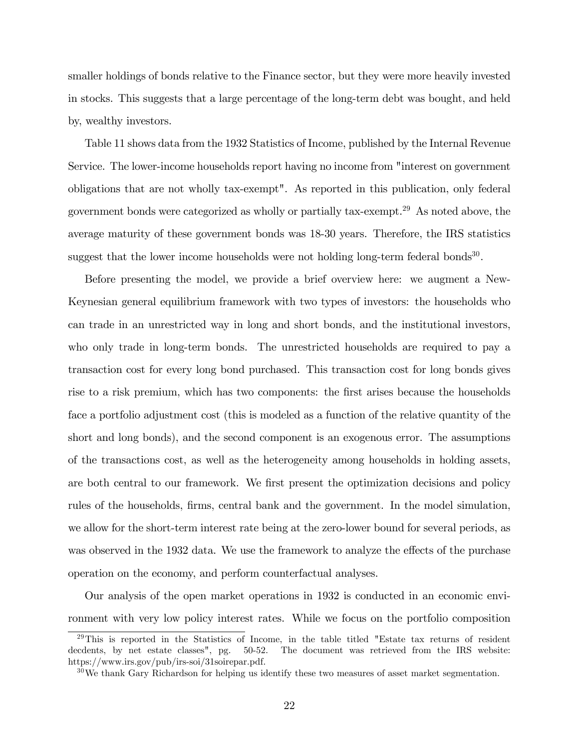smaller holdings of bonds relative to the Finance sector, but they were more heavily invested in stocks. This suggests that a large percentage of the long-term debt was bought, and held by, wealthy investors.

Table 11 shows data from the 1932 Statistics of Income, published by the Internal Revenue Service. The lower-income households report having no income from "interest on government obligations that are not wholly tax-exempt". As reported in this publication, only federal government bonds were categorized as wholly or partially tax-exempt.[29] As noted above, the average maturity of these government bonds was 18-30 years. Therefore, the IRS statistics suggest that the lower income households were not holding long-term federal bonds[30].

Before presenting the model, we provide a brief overview here: we augment a New-Keynesian general equilibrium framework with two types of investors: the households who can trade in an unrestricted way in long and short bonds, and the institutional investors, who only trade in long-term bonds. The unrestricted households are required to pay a transaction cost for every long bond purchased. This transaction cost for long bonds gives rise to a risk premium, which has two components: the first arises because the households face a portfolio adjustment cost (this is modeled as a function of the relative quantity of the short and long bonds), and the second component is an exogenous error. The assumptions of the transactions cost, as well as the heterogeneity among households in holding assets, are both central to our framework. We first present the optimization decisions and policy rules of the households, firms, central bank and the government. In the model simulation, we allow for the short-term interest rate being at the zero-lower bound for several periods, as was observed in the 1932 data. We use the framework to analyze the effects of the purchase operation on the economy, and perform counterfactual analyses.

Our analysis of the open market operations in 1932 is conducted in an economic environment with very low policy interest rates. While we focus on the portfolio composition

[29] This is reported in the Statistics of Income, in the table titled "Estate tax returns of resident decdents, by net estate classes", pg. 50-52. The document was retrieved from the IRS website: https://www.irs.gov/pub/irs-soi/31soirepar.pdf.

[30] We thank Gary Richardson for helping us identify these two measures of asset market segmentation.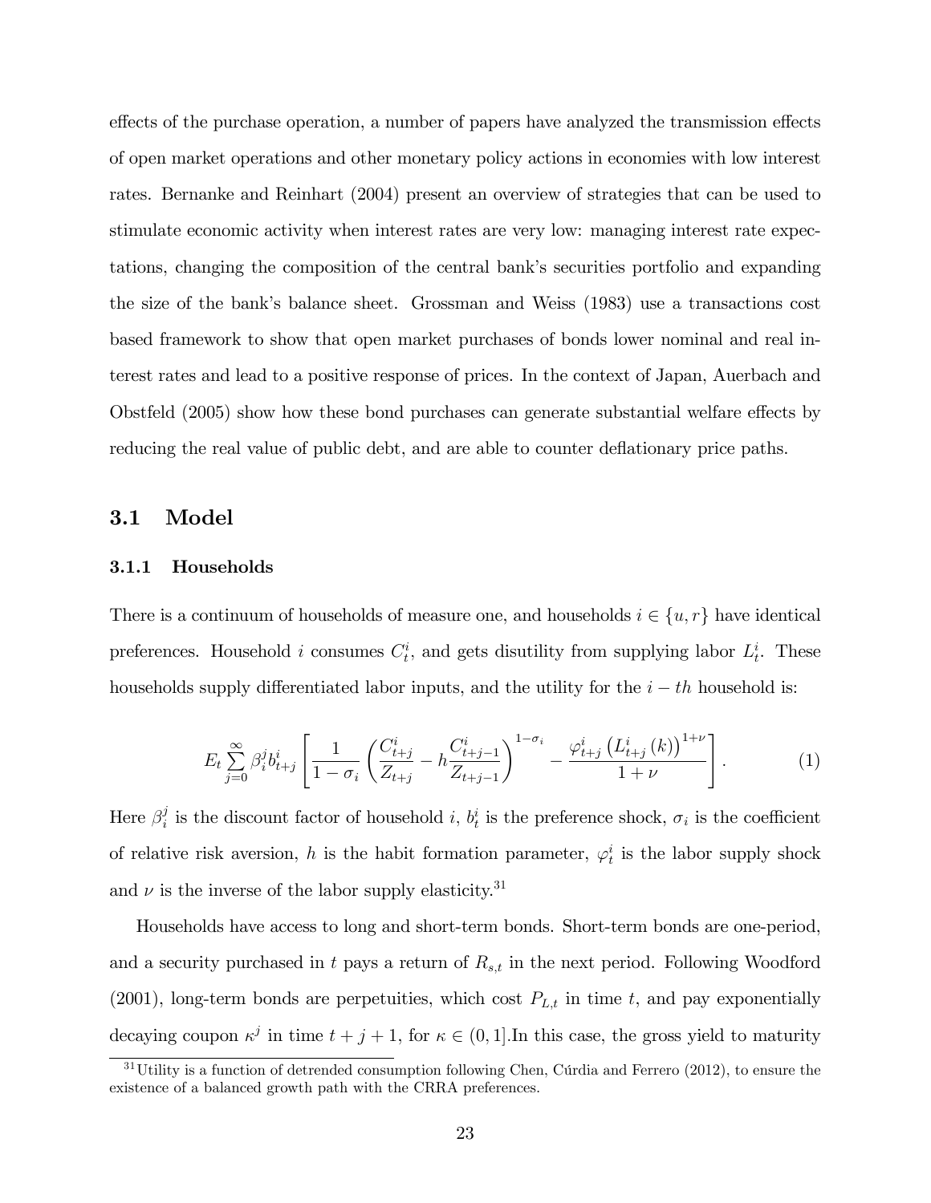effects of the purchase operation, a number of papers have analyzed the transmission effects of open market operations and other monetary policy actions in economies with low interest rates. Bernanke and Reinhart (2004) present an overview of strategies that can be used to stimulate economic activity when interest rates are very low: managing interest rate expectations, changing the composition of the central bank's securities portfolio and expanding the size of the bank's balance sheet. Grossman and Weiss (1983) use a transactions cost based framework to show that open market purchases of bonds lower nominal and real interest rates and lead to a positive response of prices. In the context of Japan, Auerbach and Obstfeld (2005) show how these bond purchases can generate substantial welfare effects by reducing the real value of public debt, and are able to counter deflationary price paths.

## 3.1 Model

### 3.1.1 Households

There is a continuum of households of measure one, and households $i \in \{u, r\}$ have identical preferences. Household $i$ consumes $C_t^i$, and gets disutility from supplying labor $L_t^i$. These households supply differentiated labor inputs, and the utility for the $i-th$ household is:

$$E_t \sum_{j=0}^{\infty} \beta_i^j b_{t+j}^i \left[ \frac{1}{1-\sigma_i} \left( \frac{C_{t+j}^i}{Z_{t+j}} - h \frac{C_{t+j-1}^i}{Z_{t+j-1}} \right)^{1-\sigma_i} - \frac{\varphi_{t+j}^i \left( L_{t+j}^i (k) \right)^{1+\nu}}{1+\nu} \right]. \tag{1}$$

Here $\beta_i^j$ is the discount factor of household $i$, $b_t^i$ is the preference shock, $\sigma_i$ is the coefficient of relative risk aversion, $h$ is the habit formation parameter, $\varphi_t^i$ is the labor supply shock and $\nu$ is the inverse of the labor supply elasticity.[31]

Households have access to long and short-term bonds. Short-term bonds are one-period, and a security purchased in $t$ pays a return of $R_{s,t}$ in the next period. Following Woodford (2001), long-term bonds are perpetuities, which cost $P_{L,t}$ in time $t$, and pay exponentially decaying coupon $\kappa^j$ in time $t+j+1$, for $\kappa \in (0, 1]$.In this case, the gross yield to maturity

[31] Utility is a function of detrended consumption following Chen, Cúrdia and Ferrero (2012), to ensure the existence of a balanced growth path with the CRRA preferences.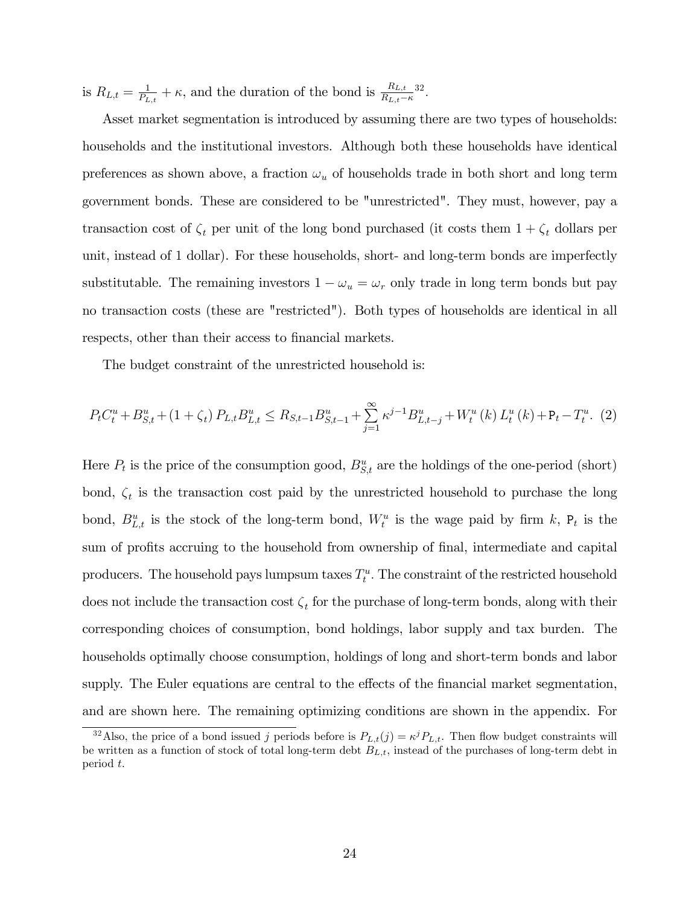is $R_{L,t} = \frac{1}{P_{L,t}} + \kappa$, and the duration of the bond is $\frac{R_{L,t}}{R_{L,t}-\kappa}$[32].

Asset market segmentation is introduced by assuming there are two types of households: households and the institutional investors. Although both these households have identical preferences as shown above, a fraction $\omega_u$ of households trade in both short and long term government bonds. These are considered to be "unrestricted". They must, however, pay a transaction cost of $\zeta_t$ per unit of the long bond purchased (it costs them $1 + \zeta_t$ dollars per unit, instead of 1 dollar). For these households, short- and long-term bonds are imperfectly substitutable. The remaining investors $1 - \omega_u = \omega_r$ only trade in long term bonds but pay no transaction costs (these are "restricted"). Both types of households are identical in all respects, other than their access to financial markets.

The budget constraint of the unrestricted household is:

$$P_t C_t^u + B_{S,t}^u + (1 + \zeta_t) P_{L,t} B_{L,t}^u \leq R_{S,t-1} B_{S,t-1}^u + \sum_{j=1}^{\infty} \kappa^{j-1} B_{L,t-j}^u + W_t^u(k) L_t^u(k) + \mathtt{P}_t - T_t^u. \quad (2)$$

Here $P_t$ is the price of the consumption good, $B_{S,t}^u$ are the holdings of the one-period (short) bond, $\zeta_t$ is the transaction cost paid by the unrestricted household to purchase the long bond, $B_{L,t}^u$ is the stock of the long-term bond, $W_t^u$ is the wage paid by firm $k$, $\mathtt{P}_t$ is the sum of profits accruing to the household from ownership of final, intermediate and capital producers. The household pays lumpsum taxes $T_t^u$. The constraint of the restricted household does not include the transaction cost $\zeta_t$ for the purchase of long-term bonds, along with their corresponding choices of consumption, bond holdings, labor supply and tax burden. The households optimally choose consumption, holdings of long and short-term bonds and labor supply. The Euler equations are central to the effects of the financial market segmentation, and are shown here. The remaining optimizing conditions are shown in the appendix. For

[32] Also, the price of a bond issued $j$ periods before is $P_{L,t}(j) = \kappa^j P_{L,t}$. Then flow budget constraints will be written as a function of stock of total long-term debt $B_{L,t}$, instead of the purchases of long-term debt in period $t$.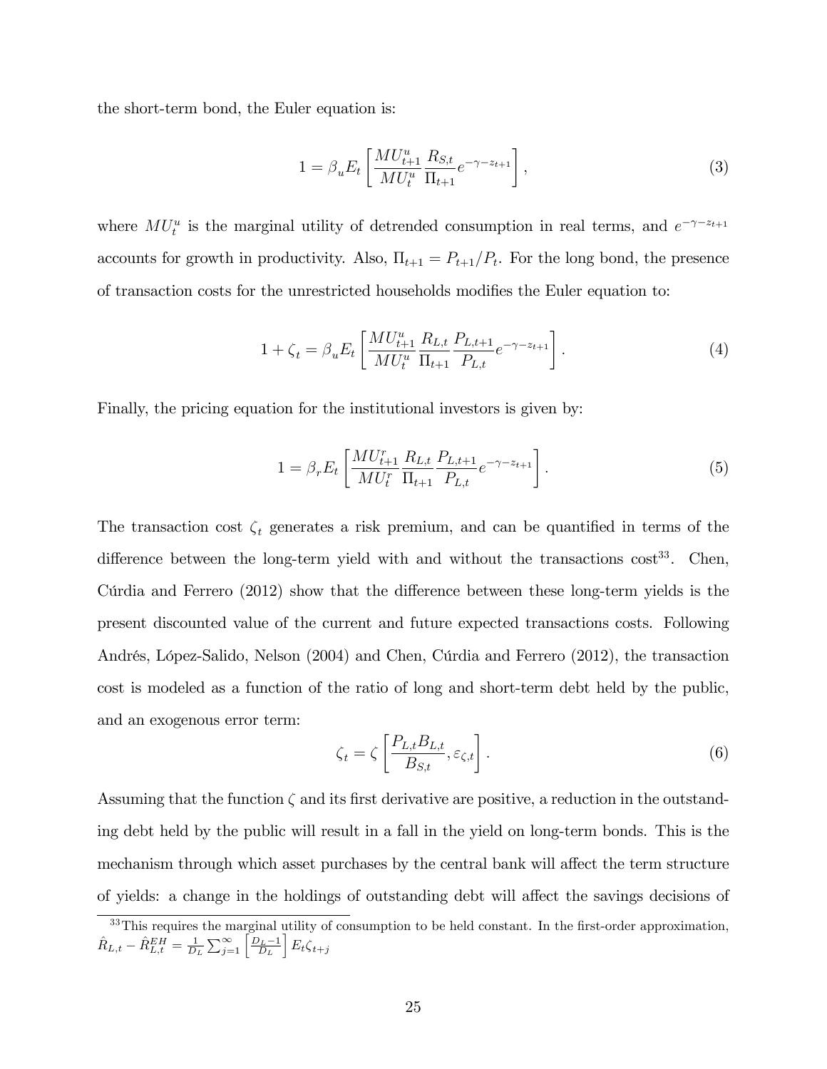the short-term bond, the Euler equation is:

$$1 = \beta_u E_t \left[ \frac{MU_{t+1}^u}{MU_t^u} \frac{R_{S,t}}{\Pi_{t+1}} e^{-\gamma - z_{t+1}} \right], \tag{3}$$

where $MU_t^u$ is the marginal utility of detrended consumption in real terms, and $e^{-\gamma-z_{t+1}}$ accounts for growth in productivity. Also, $\Pi_{t+1} = P_{t+1}/P_t$. For the long bond, the presence of transaction costs for the unrestricted households modifies the Euler equation to:

$$1 + \zeta_t = \beta_u E_t \left[ \frac{MU_{t+1}^u}{MU_t^u} \frac{R_{L,t}}{\Pi_{t+1}} \frac{P_{L,t+1}}{P_{L,t}} e^{-\gamma - z_{t+1}} \right]. \tag{4}$$

Finally, the pricing equation for the institutional investors is given by:

$$1 = \beta_r E_t \left[ \frac{MU_{t+1}^r}{MU_t^r} \frac{R_{L,t}}{\Pi_{t+1}} \frac{P_{L,t+1}}{P_{L,t}} e^{-\gamma - z_{t+1}} \right]. \tag{5}$$

The transaction cost $\zeta_t$ generates a risk premium, and can be quantified in terms of the difference between the long-term yield with and without the transactions cost[33]. Chen, Cúrdia and Ferrero (2012) show that the difference between these long-term yields is the present discounted value of the current and future expected transactions costs. Following Andrés, López-Salido, Nelson (2004) and Chen, Cúrdia and Ferrero (2012), the transaction cost is modeled as a function of the ratio of long and short-term debt held by the public, and an exogenous error term:

$$\zeta_t = \zeta \left[ \frac{P_{L,t} B_{L,t}}{B_{S,t}}, \varepsilon_{\zeta,t} \right]. \tag{6}$$

Assuming that the function $\zeta$ and its first derivative are positive, a reduction in the outstanding debt held by the public will result in a fall in the yield on long-term bonds. This is the mechanism through which asset purchases by the central bank will affect the term structure of yields: a change in the holdings of outstanding debt will affect the savings decisions of

[33] This requires the marginal utility of consumption to be held constant. In the first-order approximation, $\hat{R}_{L,t} - \hat{R}_{L,t}^{EH} = \frac{1}{D_L} \sum_{j=1}^{\infty} \left[ \frac{D_L - 1}{D_L} \right] E_t \zeta_{t+j}$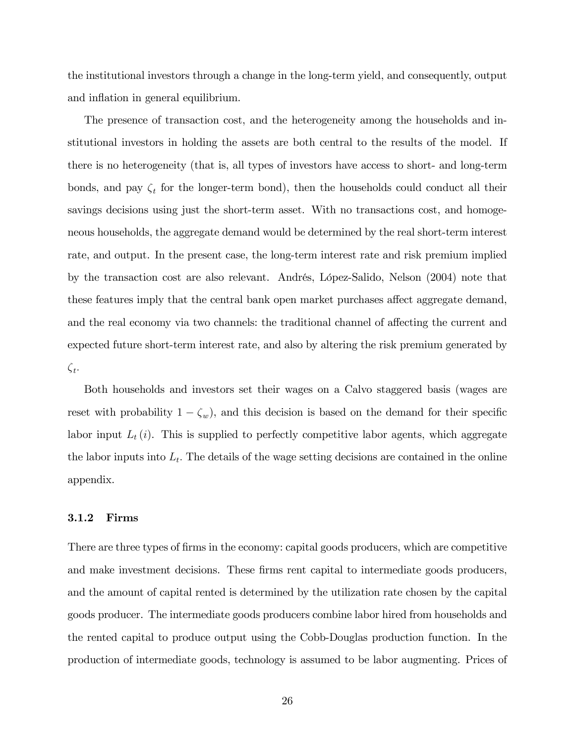the institutional investors through a change in the long-term yield, and consequently, output and inflation in general equilibrium.

The presence of transaction cost, and the heterogeneity among the households and institutional investors in holding the assets are both central to the results of the model. If there is no heterogeneity (that is, all types of investors have access to short- and long-term bonds, and pay $\zeta_t$ for the longer-term bond), then the households could conduct all their savings decisions using just the short-term asset. With no transactions cost, and homogeneous households, the aggregate demand would be determined by the real short-term interest rate, and output. In the present case, the long-term interest rate and risk premium implied by the transaction cost are also relevant. Andrés, López-Salido, Nelson (2004) note that these features imply that the central bank open market purchases affect aggregate demand, and the real economy via two channels: the traditional channel of affecting the current and expected future short-term interest rate, and also by altering the risk premium generated by $\zeta_t$.

Both households and investors set their wages on a Calvo staggered basis (wages are reset with probability $1 - \zeta_w$), and this decision is based on the demand for their specific labor input $L_t(i)$. This is supplied to perfectly competitive labor agents, which aggregate the labor inputs into $L_t$. The details of the wage setting decisions are contained in the online appendix.

### 3.1.2 Firms

There are three types of firms in the economy: capital goods producers, which are competitive and make investment decisions. These firms rent capital to intermediate goods producers, and the amount of capital rented is determined by the utilization rate chosen by the capital goods producer. The intermediate goods producers combine labor hired from households and the rented capital to produce output using the Cobb-Douglas production function. In the production of intermediate goods, technology is assumed to be labor augmenting. Prices of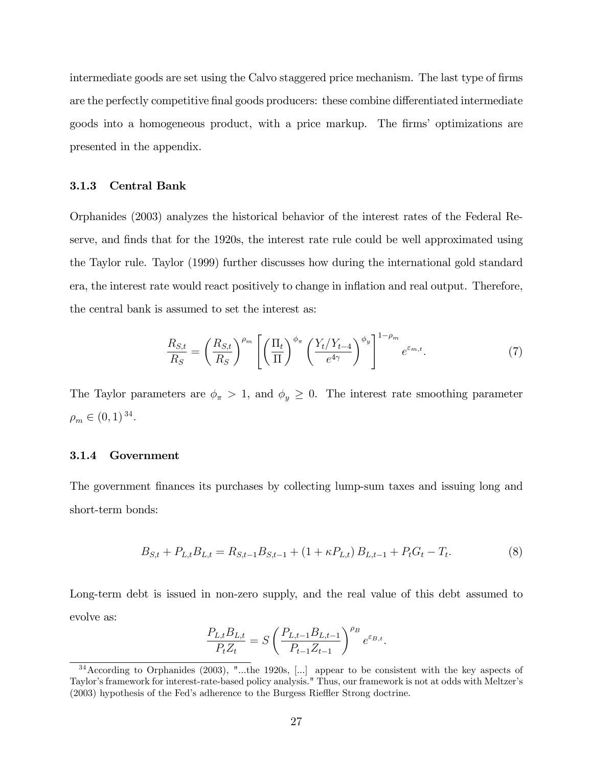intermediate goods are set using the Calvo staggered price mechanism. The last type of firms are the perfectly competitive final goods producers: these combine differentiated intermediate goods into a homogeneous product, with a price markup. The firms' optimizations are presented in the appendix.

### 3.1.3 Central Bank

Orphanides (2003) analyzes the historical behavior of the interest rates of the Federal Reserve, and finds that for the 1920s, the interest rate rule could be well approximated using the Taylor rule. Taylor (1999) further discusses how during the international gold standard era, the interest rate would react positively to change in inflation and real output. Therefore, the central bank is assumed to set the interest as:

$$\frac{R_{S,t}}{R_S} = \left(\frac{R_{S,t}}{R_S}\right)^{\rho_m} \left[\left(\frac{\Pi_t}{\Pi}\right)^{\phi_\pi} \left(\frac{Y_t/Y_{t-4}}{e^{4\gamma}}\right)^{\phi_y}\right]^{1-\rho_m} e^{\varepsilon_{m,t}}. \tag{7}$$

The Taylor parameters are $\phi_\pi > 1$, and $\phi_y \geq 0$. The interest rate smoothing parameter $\rho_m \in (0,1)$ [34].

### 3.1.4 Government

The government finances its purchases by collecting lump-sum taxes and issuing long and short-term bonds:

$$B_{S,t} + P_{L,t}B_{L,t} = R_{S,t-1}B_{S,t-1} + (1 + \kappa P_{L,t})\,B_{L,t-1} + P_tG_t - T_t. \tag{8}$$

Long-term debt is issued in non-zero supply, and the real value of this debt assumed to evolve as:

$$\frac{P_{L,t}B_{L,t}}{P_tZ_t} = S\left(\frac{P_{L,t-1}B_{L,t-1}}{P_{t-1}Z_{t-1}}\right)^{\rho_B} e^{\varepsilon_{B,t}}.$$

[34] According to Orphanides (2003), "...the 1920s, [...] appear to be consistent with the key aspects of Taylor's framework for interest-rate-based policy analysis." Thus, our framework is not at odds with Meltzer's (2003) hypothesis of the Fed's adherence to the Burgess Riefller Strong doctrine.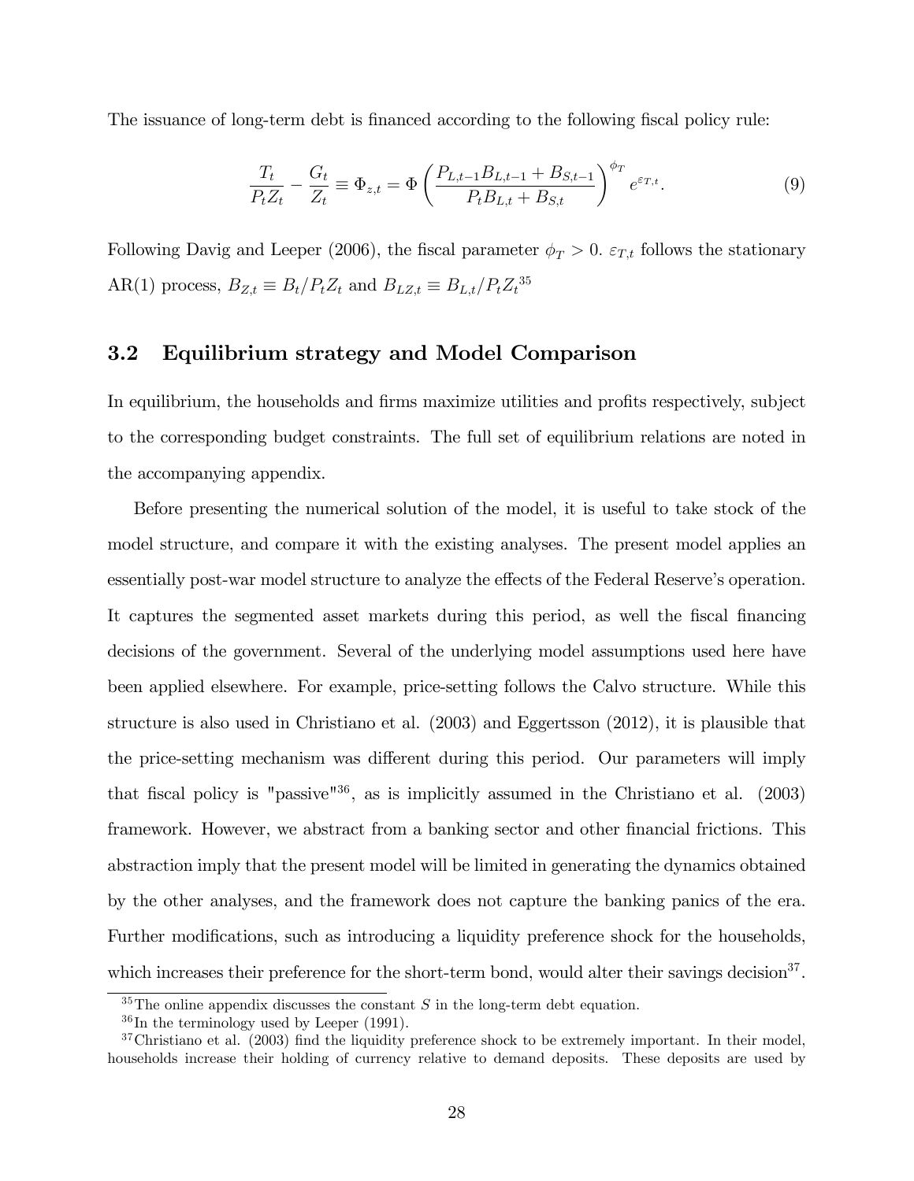The issuance of long-term debt is financed according to the following fiscal policy rule:

$$\frac{T_t}{P_t Z_t} - \frac{G_t}{Z_t} \equiv \Phi_{z,t} = \Phi \left( \frac{P_{L,t-1} B_{L,t-1} + B_{S,t-1}}{P_t B_{L,t} + B_{S,t}} \right)^{\phi_T} e^{\varepsilon_{T,t}}. \tag{9}$$

Following Davig and Leeper (2006), the fiscal parameter $\phi_T > 0$. $\varepsilon_{T,t}$ follows the stationary AR(1) process, $B_{Z,t} \equiv B_t / P_t Z_t$ and $B_{LZ,t} \equiv B_{L,t} / P_t Z_t$[35]

## 3.2 Equilibrium strategy and Model Comparison

In equilibrium, the households and firms maximize utilities and profits respectively, subject to the corresponding budget constraints. The full set of equilibrium relations are noted in the accompanying appendix.

Before presenting the numerical solution of the model, it is useful to take stock of the model structure, and compare it with the existing analyses. The present model applies an essentially post-war model structure to analyze the effects of the Federal Reserve's operation. It captures the segmented asset markets during this period, as well the fiscal financing decisions of the government. Several of the underlying model assumptions used here have been applied elsewhere. For example, price-setting follows the Calvo structure. While this structure is also used in Christiano et al. (2003) and Eggertsson (2012), it is plausible that the price-setting mechanism was different during this period. Our parameters will imply that fiscal policy is "passive"[36], as is implicitly assumed in the Christiano et al. (2003) framework. However, we abstract from a banking sector and other financial frictions. This abstraction imply that the present model will be limited in generating the dynamics obtained by the other analyses, and the framework does not capture the banking panics of the era. Further modifications, such as introducing a liquidity preference shock for the households, which increases their preference for the short-term bond, would alter their savings decision[37].

[35] The online appendix discusses the constant $S$ in the long-term debt equation.

[36] In the terminology used by Leeper (1991).

[37] Christiano et al. (2003) find the liquidity preference shock to be extremely important. In their model, households increase their holding of currency relative to demand deposits. These deposits are used by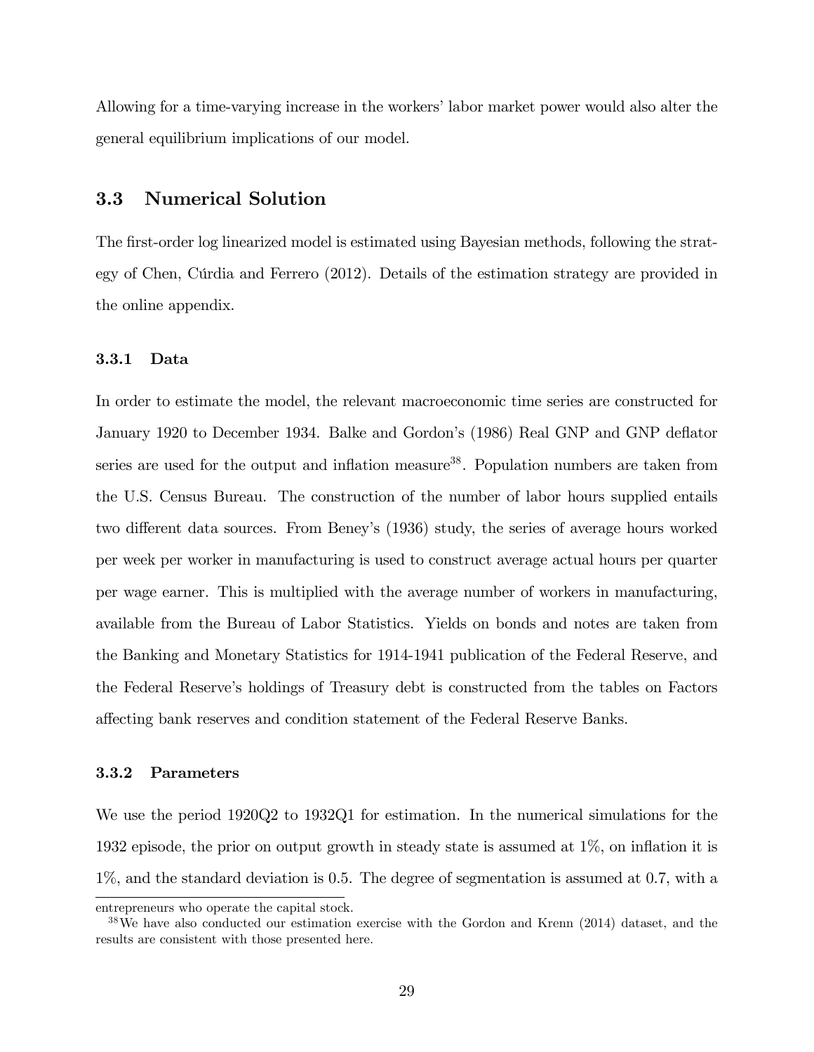Allowing for a time-varying increase in the workers' labor market power would also alter the general equilibrium implications of our model.

## 3.3 Numerical Solution

The first-order log linearized model is estimated using Bayesian methods, following the strategy of Chen, Cúrdia and Ferrero (2012). Details of the estimation strategy are provided in the online appendix.

### 3.3.1 Data

In order to estimate the model, the relevant macroeconomic time series are constructed for January 1920 to December 1934. Balke and Gordon's (1986) Real GNP and GNP deflator series are used for the output and inflation measure[38]. Population numbers are taken from the U.S. Census Bureau. The construction of the number of labor hours supplied entails two different data sources. From Beney's (1936) study, the series of average hours worked per week per worker in manufacturing is used to construct average actual hours per quarter per wage earner. This is multiplied with the average number of workers in manufacturing, available from the Bureau of Labor Statistics. Yields on bonds and notes are taken from the Banking and Monetary Statistics for 1914-1941 publication of the Federal Reserve, and the Federal Reserve's holdings of Treasury debt is constructed from the tables on Factors affecting bank reserves and condition statement of the Federal Reserve Banks.

### 3.3.2 Parameters

We use the period 1920Q2 to 1932Q1 for estimation. In the numerical simulations for the 1932 episode, the prior on output growth in steady state is assumed at 1%, on inflation it is 1%, and the standard deviation is 0.5. The degree of segmentation is assumed at 0.7, with a

---

entrepreneurs who operate the capital stock.

[38] We have also conducted our estimation exercise with the Gordon and Krenn (2014) dataset, and the results are consistent with those presented here.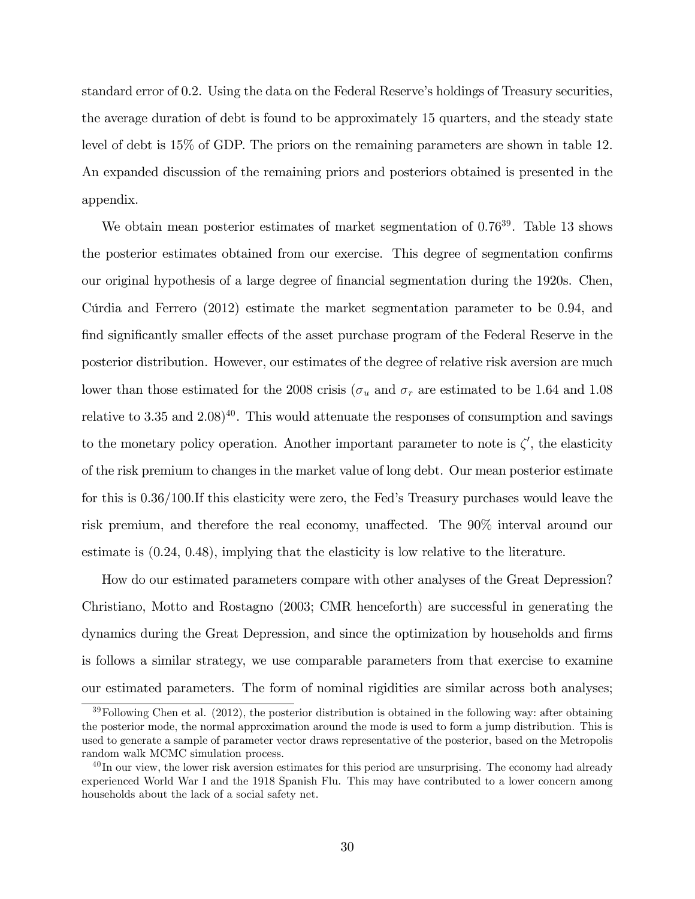standard error of 0.2. Using the data on the Federal Reserve's holdings of Treasury securities, the average duration of debt is found to be approximately 15 quarters, and the steady state level of debt is 15% of GDP. The priors on the remaining parameters are shown in table 12. An expanded discussion of the remaining priors and posteriors obtained is presented in the appendix.

We obtain mean posterior estimates of market segmentation of 0.76[39]. Table 13 shows the posterior estimates obtained from our exercise. This degree of segmentation confirms our original hypothesis of a large degree of financial segmentation during the 1920s. Chen, Cúrdia and Ferrero (2012) estimate the market segmentation parameter to be 0.94, and find significantly smaller effects of the asset purchase program of the Federal Reserve in the posterior distribution. However, our estimates of the degree of relative risk aversion are much lower than those estimated for the 2008 crisis ($\sigma_u$ and $\sigma_r$ are estimated to be 1.64 and 1.08 relative to 3.35 and 2.08)[40]. This would attenuate the responses of consumption and savings to the monetary policy operation. Another important parameter to note is $\zeta'$, the elasticity of the risk premium to changes in the market value of long debt. Our mean posterior estimate for this is 0.36/100.If this elasticity were zero, the Fed's Treasury purchases would leave the risk premium, and therefore the real economy, unaffected. The 90% interval around our estimate is (0.24, 0.48), implying that the elasticity is low relative to the literature.

How do our estimated parameters compare with other analyses of the Great Depression? Christiano, Motto and Rostagno (2003; CMR henceforth) are successful in generating the dynamics during the Great Depression, and since the optimization by households and firms is follows a similar strategy, we use comparable parameters from that exercise to examine our estimated parameters. The form of nominal rigidities are similar across both analyses;

[39] Following Chen et al. (2012), the posterior distribution is obtained in the following way: after obtaining the posterior mode, the normal approximation around the mode is used to form a jump distribution. This is used to generate a sample of parameter vector draws representative of the posterior, based on the Metropolis random walk MCMC simulation process.

[40] In our view, the lower risk aversion estimates for this period are unsurprising. The economy had already experienced World War I and the 1918 Spanish Flu. This may have contributed to a lower concern among households about the lack of a social safety net.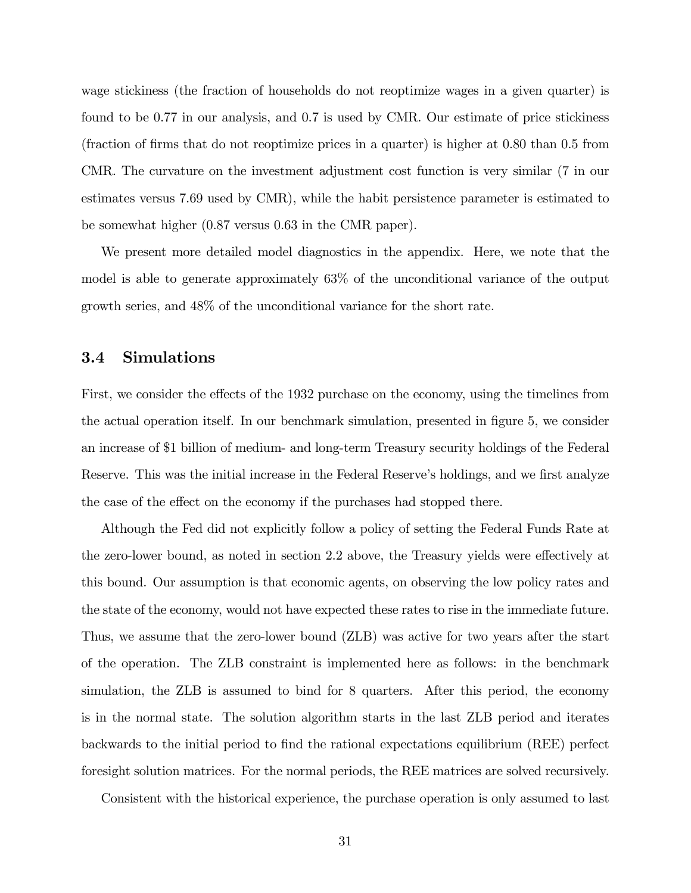wage stickiness (the fraction of households do not reoptimize wages in a given quarter) is found to be 0.77 in our analysis, and 0.7 is used by CMR. Our estimate of price stickiness (fraction of firms that do not reoptimize prices in a quarter) is higher at 0.80 than 0.5 from CMR. The curvature on the investment adjustment cost function is very similar (7 in our estimates versus 7.69 used by CMR), while the habit persistence parameter is estimated to be somewhat higher (0.87 versus 0.63 in the CMR paper).

We present more detailed model diagnostics in the appendix. Here, we note that the model is able to generate approximately 63% of the unconditional variance of the output growth series, and 48% of the unconditional variance for the short rate.

### 3.4 Simulations

First, we consider the effects of the 1932 purchase on the economy, using the timelines from the actual operation itself. In our benchmark simulation, presented in figure 5, we consider an increase of $1 billion of medium- and long-term Treasury security holdings of the Federal Reserve. This was the initial increase in the Federal Reserve's holdings, and we first analyze the case of the effect on the economy if the purchases had stopped there.

Although the Fed did not explicitly follow a policy of setting the Federal Funds Rate at the zero-lower bound, as noted in section 2.2 above, the Treasury yields were effectively at this bound. Our assumption is that economic agents, on observing the low policy rates and the state of the economy, would not have expected these rates to rise in the immediate future. Thus, we assume that the zero-lower bound (ZLB) was active for two years after the start of the operation. The ZLB constraint is implemented here as follows: in the benchmark simulation, the ZLB is assumed to bind for 8 quarters. After this period, the economy is in the normal state. The solution algorithm starts in the last ZLB period and iterates backwards to the initial period to find the rational expectations equilibrium (REE) perfect foresight solution matrices. For the normal periods, the REE matrices are solved recursively.

Consistent with the historical experience, the purchase operation is only assumed to last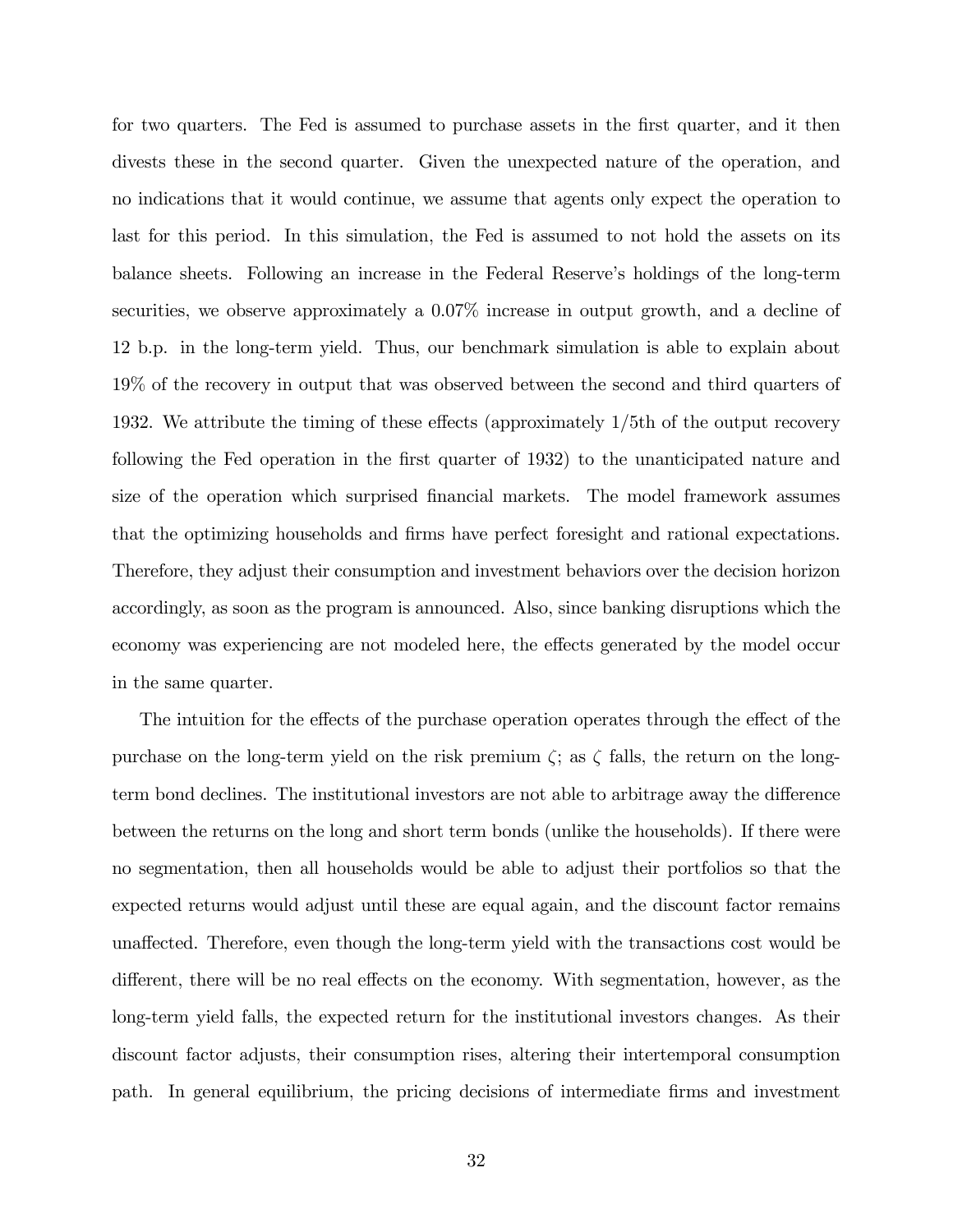for two quarters. The Fed is assumed to purchase assets in the first quarter, and it then divests these in the second quarter. Given the unexpected nature of the operation, and no indications that it would continue, we assume that agents only expect the operation to last for this period. In this simulation, the Fed is assumed to not hold the assets on its balance sheets. Following an increase in the Federal Reserve's holdings of the long-term securities, we observe approximately a 0.07% increase in output growth, and a decline of 12 b.p. in the long-term yield. Thus, our benchmark simulation is able to explain about 19% of the recovery in output that was observed between the second and third quarters of 1932. We attribute the timing of these effects (approximately 1/5th of the output recovery following the Fed operation in the first quarter of 1932) to the unanticipated nature and size of the operation which surprised financial markets. The model framework assumes that the optimizing households and firms have perfect foresight and rational expectations. Therefore, they adjust their consumption and investment behaviors over the decision horizon accordingly, as soon as the program is announced. Also, since banking disruptions which the economy was experiencing are not modeled here, the effects generated by the model occur in the same quarter.

The intuition for the effects of the purchase operation operates through the effect of the purchase on the long-term yield on the risk premium $\zeta$; as $\zeta$ falls, the return on the long-term bond declines. The institutional investors are not able to arbitrage away the difference between the returns on the long and short term bonds (unlike the households). If there were no segmentation, then all households would be able to adjust their portfolios so that the expected returns would adjust until these are equal again, and the discount factor remains unaffected. Therefore, even though the long-term yield with the transactions cost would be different, there will be no real effects on the economy. With segmentation, however, as the long-term yield falls, the expected return for the institutional investors changes. As their discount factor adjusts, their consumption rises, altering their intertemporal consumption path. In general equilibrium, the pricing decisions of intermediate firms and investment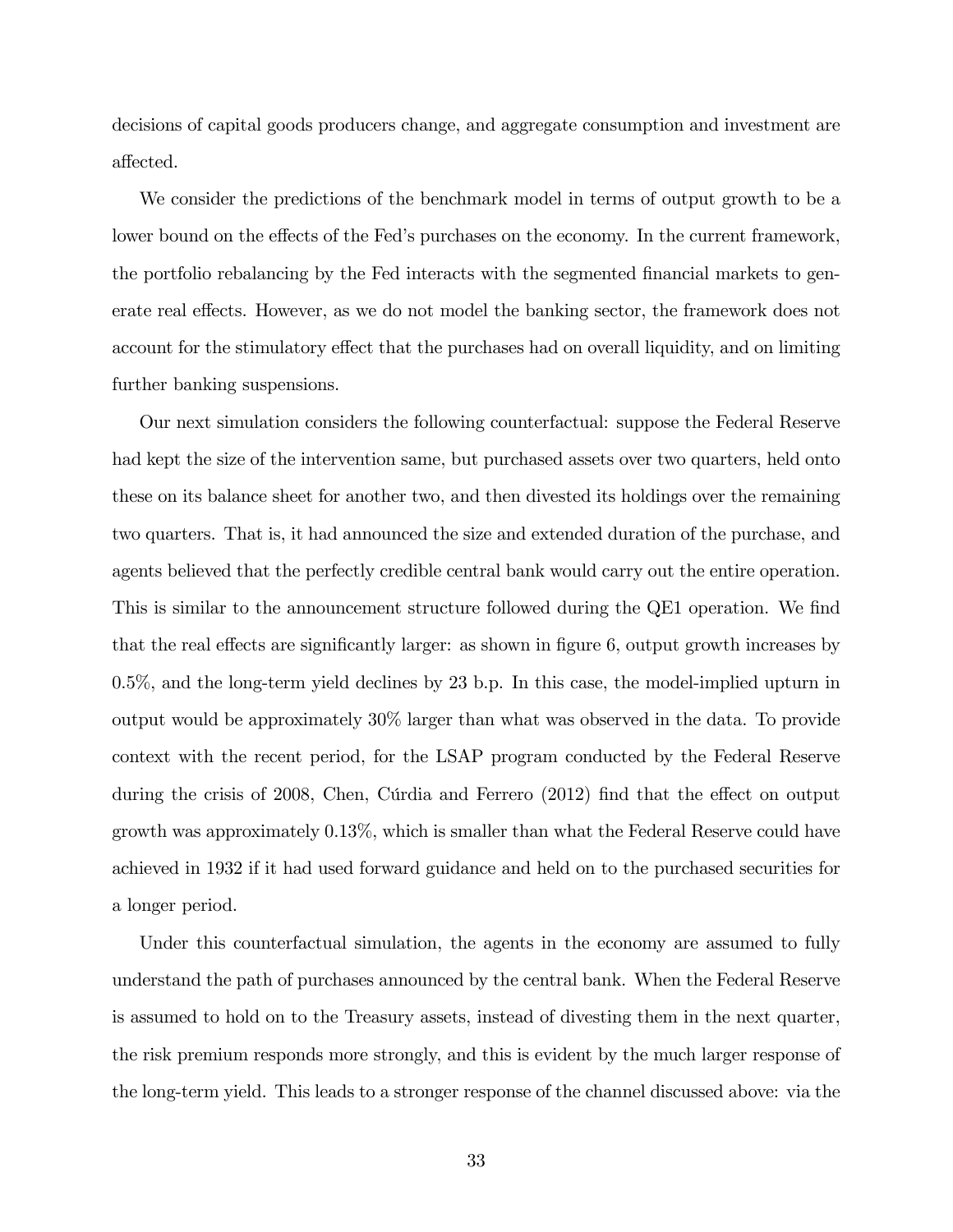decisions of capital goods producers change, and aggregate consumption and investment are affected.

We consider the predictions of the benchmark model in terms of output growth to be a lower bound on the effects of the Fed's purchases on the economy. In the current framework, the portfolio rebalancing by the Fed interacts with the segmented financial markets to generate real effects. However, as we do not model the banking sector, the framework does not account for the stimulatory effect that the purchases had on overall liquidity, and on limiting further banking suspensions.

Our next simulation considers the following counterfactual: suppose the Federal Reserve had kept the size of the intervention same, but purchased assets over two quarters, held onto these on its balance sheet for another two, and then divested its holdings over the remaining two quarters. That is, it had announced the size and extended duration of the purchase, and agents believed that the perfectly credible central bank would carry out the entire operation. This is similar to the announcement structure followed during the QE1 operation. We find that the real effects are significantly larger: as shown in figure 6, output growth increases by 0.5%, and the long-term yield declines by 23 b.p. In this case, the model-implied upturn in output would be approximately 30% larger than what was observed in the data. To provide context with the recent period, for the LSAP program conducted by the Federal Reserve during the crisis of 2008, Chen, Cúrdia and Ferrero (2012) find that the effect on output growth was approximately 0.13%, which is smaller than what the Federal Reserve could have achieved in 1932 if it had used forward guidance and held on to the purchased securities for a longer period.

Under this counterfactual simulation, the agents in the economy are assumed to fully understand the path of purchases announced by the central bank. When the Federal Reserve is assumed to hold on to the Treasury assets, instead of divesting them in the next quarter, the risk premium responds more strongly, and this is evident by the much larger response of the long-term yield. This leads to a stronger response of the channel discussed above: via the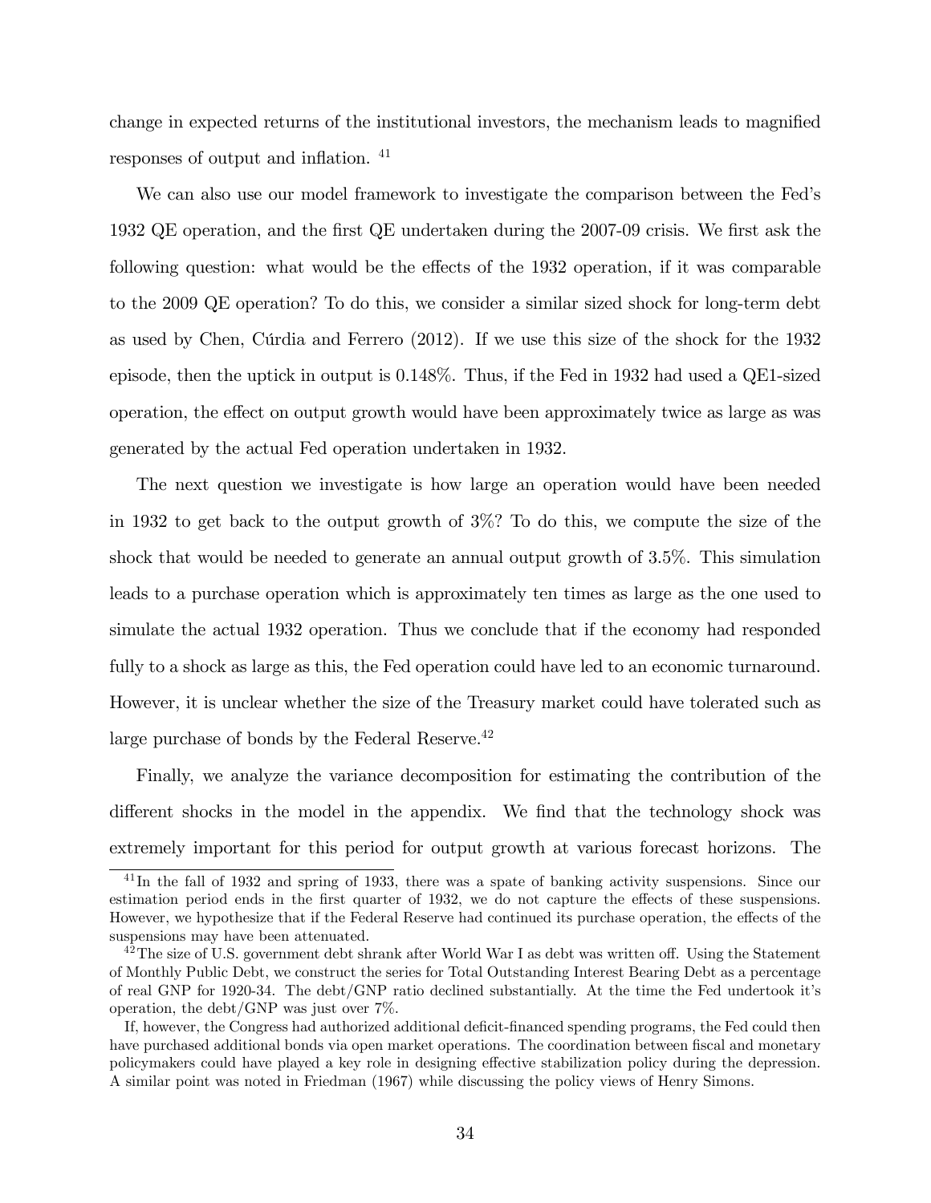change in expected returns of the institutional investors, the mechanism leads to magnified responses of output and inflation. [41]

We can also use our model framework to investigate the comparison between the Fed's 1932 QE operation, and the first QE undertaken during the 2007-09 crisis. We first ask the following question: what would be the effects of the 1932 operation, if it was comparable to the 2009 QE operation? To do this, we consider a similar sized shock for long-term debt as used by Chen, Cúrdia and Ferrero (2012). If we use this size of the shock for the 1932 episode, then the uptick in output is 0.148%. Thus, if the Fed in 1932 had used a QE1-sized operation, the effect on output growth would have been approximately twice as large as was generated by the actual Fed operation undertaken in 1932.

The next question we investigate is how large an operation would have been needed in 1932 to get back to the output growth of 3%? To do this, we compute the size of the shock that would be needed to generate an annual output growth of 3.5%. This simulation leads to a purchase operation which is approximately ten times as large as the one used to simulate the actual 1932 operation. Thus we conclude that if the economy had responded fully to a shock as large as this, the Fed operation could have led to an economic turnaround. However, it is unclear whether the size of the Treasury market could have tolerated such as large purchase of bonds by the Federal Reserve.[42]

Finally, we analyze the variance decomposition for estimating the contribution of the different shocks in the model in the appendix. We find that the technology shock was extremely important for this period for output growth at various forecast horizons. The

[41] In the fall of 1932 and spring of 1933, there was a spate of banking activity suspensions. Since our estimation period ends in the first quarter of 1932, we do not capture the effects of these suspensions. However, we hypothesize that if the Federal Reserve had continued its purchase operation, the effects of the suspensions may have been attenuated.

[42] The size of U.S. government debt shrank after World War I as debt was written off. Using the Statement of Monthly Public Debt, we construct the series for Total Outstanding Interest Bearing Debt as a percentage of real GNP for 1920-34. The debt/GNP ratio declined substantially. At the time the Fed undertook it's operation, the debt/GNP was just over 7%.

If, however, the Congress had authorized additional deficit-financed spending programs, the Fed could then have purchased additional bonds via open market operations. The coordination between fiscal and monetary policymakers could have played a key role in designing effective stabilization policy during the depression. A similar point was noted in Friedman (1967) while discussing the policy views of Henry Simons.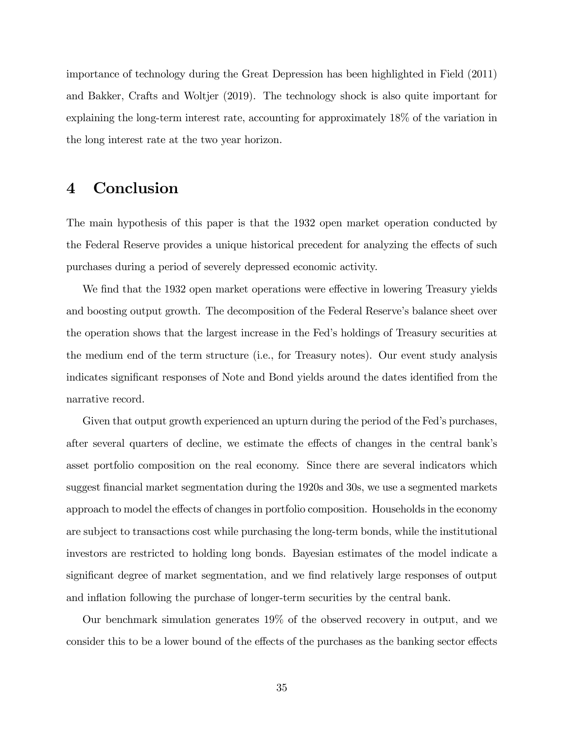importance of technology during the Great Depression has been highlighted in Field (2011) and Bakker, Crafts and Woltjer (2019). The technology shock is also quite important for explaining the long-term interest rate, accounting for approximately 18% of the variation in the long interest rate at the two year horizon.

# 4 Conclusion

The main hypothesis of this paper is that the 1932 open market operation conducted by the Federal Reserve provides a unique historical precedent for analyzing the effects of such purchases during a period of severely depressed economic activity.

We find that the 1932 open market operations were effective in lowering Treasury yields and boosting output growth. The decomposition of the Federal Reserve's balance sheet over the operation shows that the largest increase in the Fed's holdings of Treasury securities at the medium end of the term structure (i.e., for Treasury notes). Our event study analysis indicates significant responses of Note and Bond yields around the dates identified from the narrative record.

Given that output growth experienced an upturn during the period of the Fed's purchases, after several quarters of decline, we estimate the effects of changes in the central bank's asset portfolio composition on the real economy. Since there are several indicators which suggest financial market segmentation during the 1920s and 30s, we use a segmented markets approach to model the effects of changes in portfolio composition. Households in the economy are subject to transactions cost while purchasing the long-term bonds, while the institutional investors are restricted to holding long bonds. Bayesian estimates of the model indicate a significant degree of market segmentation, and we find relatively large responses of output and inflation following the purchase of longer-term securities by the central bank.

Our benchmark simulation generates 19% of the observed recovery in output, and we consider this to be a lower bound of the effects of the purchases as the banking sector effects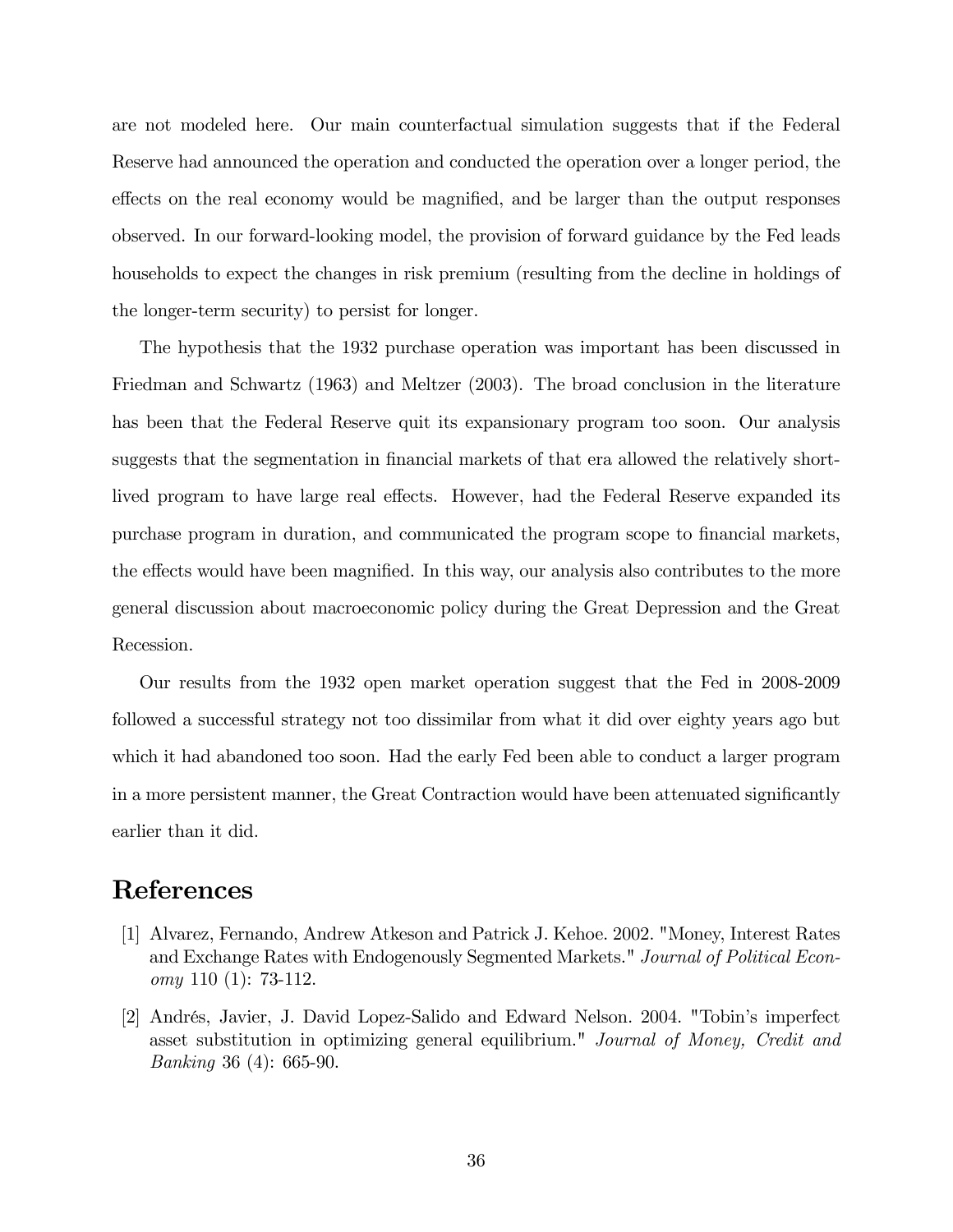are not modeled here. Our main counterfactual simulation suggests that if the Federal Reserve had announced the operation and conducted the operation over a longer period, the effects on the real economy would be magnified, and be larger than the output responses observed. In our forward-looking model, the provision of forward guidance by the Fed leads households to expect the changes in risk premium (resulting from the decline in holdings of the longer-term security) to persist for longer.

The hypothesis that the 1932 purchase operation was important has been discussed in Friedman and Schwartz (1963) and Meltzer (2003). The broad conclusion in the literature has been that the Federal Reserve quit its expansionary program too soon. Our analysis suggests that the segmentation in financial markets of that era allowed the relatively short-lived program to have large real effects. However, had the Federal Reserve expanded its purchase program in duration, and communicated the program scope to financial markets, the effects would have been magnified. In this way, our analysis also contributes to the more general discussion about macroeconomic policy during the Great Depression and the Great Recession.

Our results from the 1932 open market operation suggest that the Fed in 2008-2009 followed a successful strategy not too dissimilar from what it did over eighty years ago but which it had abandoned too soon. Had the early Fed been able to conduct a larger program in a more persistent manner, the Great Contraction would have been attenuated significantly earlier than it did.

# References

[1] Alvarez, Fernando, Andrew Atkeson and Patrick J. Kehoe. 2002. "Money, Interest Rates and Exchange Rates with Endogenously Segmented Markets." *Journal of Political Economy* 110 (1): 73-112.

[2] Andrés, Javier, J. David Lopez-Salido and Edward Nelson. 2004. "Tobin's imperfect asset substitution in optimizing general equilibrium." *Journal of Money, Credit and Banking* 36 (4): 665-90.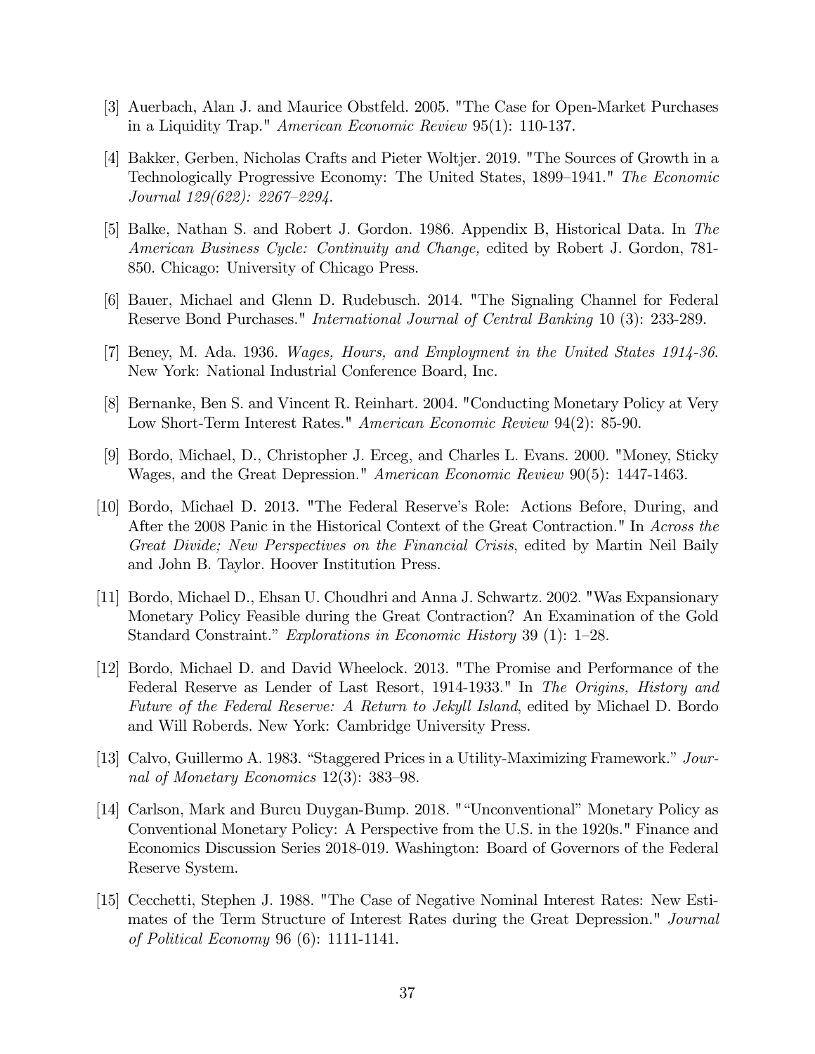[3] Auerbach, Alan J. and Maurice Obstfeld. 2005. "The Case for Open-Market Purchases in a Liquidity Trap." *American Economic Review* 95(1): 110-137.

[4] Bakker, Gerben, Nicholas Crafts and Pieter Woltjer. 2019. "The Sources of Growth in a Technologically Progressive Economy: The United States, 1899–1941." *The Economic Journal 129(622): 2267–2294.*

[5] Balke, Nathan S. and Robert J. Gordon. 1986. Appendix B, Historical Data. In *The American Business Cycle: Continuity and Change,* edited by Robert J. Gordon, 781-850. Chicago: University of Chicago Press.

[6] Bauer, Michael and Glenn D. Rudebusch. 2014. "The Signaling Channel for Federal Reserve Bond Purchases." *International Journal of Central Banking* 10 (3): 233-289.

[7] Beney, M. Ada. 1936. *Wages, Hours, and Employment in the United States 1914-36*. New York: National Industrial Conference Board, Inc.

[8] Bernanke, Ben S. and Vincent R. Reinhart. 2004. "Conducting Monetary Policy at Very Low Short-Term Interest Rates." *American Economic Review* 94(2): 85-90.

[9] Bordo, Michael, D., Christopher J. Erceg, and Charles L. Evans. 2000. "Money, Sticky Wages, and the Great Depression." *American Economic Review* 90(5): 1447-1463.

[10] Bordo, Michael D. 2013. "The Federal Reserve's Role: Actions Before, During, and After the 2008 Panic in the Historical Context of the Great Contraction." In *Across the Great Divide; New Perspectives on the Financial Crisis*, edited by Martin Neil Baily and John B. Taylor. Hoover Institution Press.

[11] Bordo, Michael D., Ehsan U. Choudhri and Anna J. Schwartz. 2002. "Was Expansionary Monetary Policy Feasible during the Great Contraction? An Examination of the Gold Standard Constraint." *Explorations in Economic History* 39 (1): 1–28.

[12] Bordo, Michael D. and David Wheelock. 2013. "The Promise and Performance of the Federal Reserve as Lender of Last Resort, 1914-1933." In *The Origins, History and Future of the Federal Reserve: A Return to Jekyll Island*, edited by Michael D. Bordo and Will Roberds. New York: Cambridge University Press.

[13] Calvo, Guillermo A. 1983. "Staggered Prices in a Utility-Maximizing Framework." *Journal of Monetary Economics* 12(3): 383–98.

[14] Carlson, Mark and Burcu Duygan-Bump. 2018. ""Unconventional" Monetary Policy as Conventional Monetary Policy: A Perspective from the U.S. in the 1920s." Finance and Economics Discussion Series 2018-019. Washington: Board of Governors of the Federal Reserve System.

[15] Cecchetti, Stephen J. 1988. "The Case of Negative Nominal Interest Rates: New Estimates of the Term Structure of Interest Rates during the Great Depression." *Journal of Political Economy* 96 (6): 1111-1141.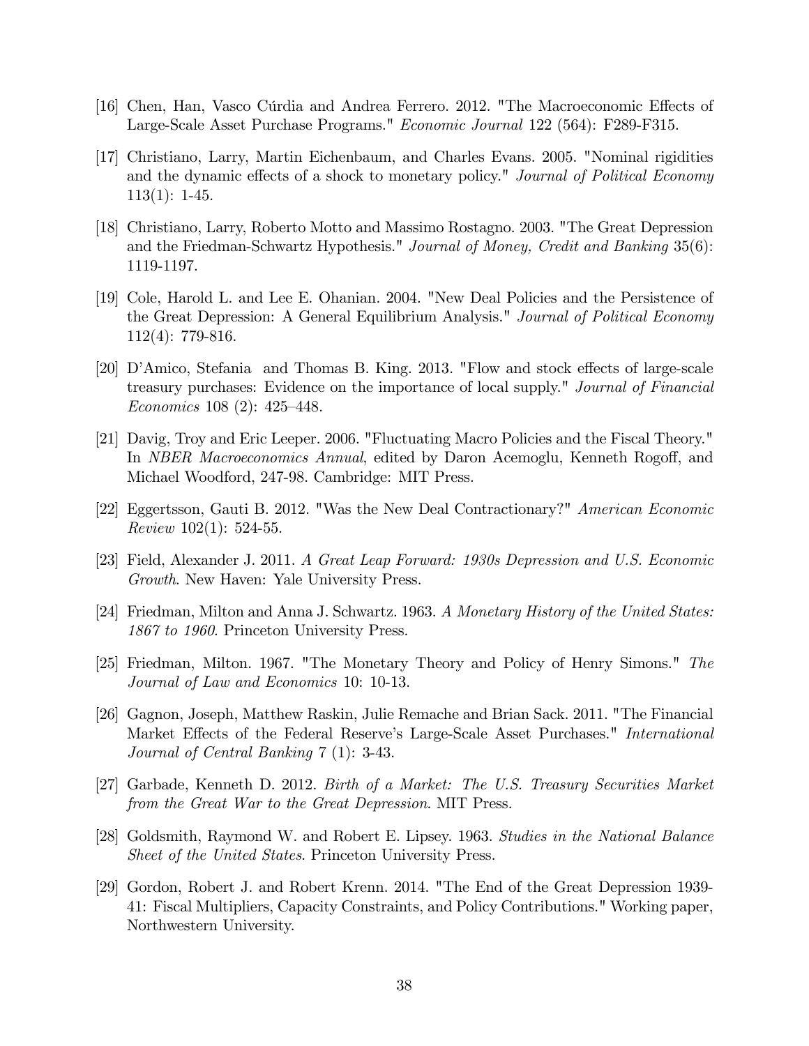[16] Chen, Han, Vasco Cúrdia and Andrea Ferrero. 2012. "The Macroeconomic Effects of Large-Scale Asset Purchase Programs." *Economic Journal* 122 (564): F289-F315.

[17] Christiano, Larry, Martin Eichenbaum, and Charles Evans. 2005. "Nominal rigidities and the dynamic effects of a shock to monetary policy." *Journal of Political Economy* 113(1): 1-45.

[18] Christiano, Larry, Roberto Motto and Massimo Rostagno. 2003. "The Great Depression and the Friedman-Schwartz Hypothesis." *Journal of Money, Credit and Banking* 35(6): 1119-1197.

[19] Cole, Harold L. and Lee E. Ohanian. 2004. "New Deal Policies and the Persistence of the Great Depression: A General Equilibrium Analysis." *Journal of Political Economy* 112(4): 779-816.

[20] D'Amico, Stefania and Thomas B. King. 2013. "Flow and stock effects of large-scale treasury purchases: Evidence on the importance of local supply." *Journal of Financial Economics* 108 (2): 425–448.

[21] Davig, Troy and Eric Leeper. 2006. "Fluctuating Macro Policies and the Fiscal Theory." In *NBER Macroeconomics Annual*, edited by Daron Acemoglu, Kenneth Rogoff, and Michael Woodford, 247-98. Cambridge: MIT Press.

[22] Eggertsson, Gauti B. 2012. "Was the New Deal Contractionary?" *American Economic Review* 102(1): 524-55.

[23] Field, Alexander J. 2011. *A Great Leap Forward: 1930s Depression and U.S. Economic Growth*. New Haven: Yale University Press.

[24] Friedman, Milton and Anna J. Schwartz. 1963. *A Monetary History of the United States: 1867 to 1960*. Princeton University Press.

[25] Friedman, Milton. 1967. "The Monetary Theory and Policy of Henry Simons." *The Journal of Law and Economics* 10: 10-13.

[26] Gagnon, Joseph, Matthew Raskin, Julie Remache and Brian Sack. 2011. "The Financial Market Effects of the Federal Reserve's Large-Scale Asset Purchases." *International Journal of Central Banking* 7 (1): 3-43.

[27] Garbade, Kenneth D. 2012. *Birth of a Market: The U.S. Treasury Securities Market from the Great War to the Great Depression*. MIT Press.

[28] Goldsmith, Raymond W. and Robert E. Lipsey. 1963. *Studies in the National Balance Sheet of the United States*. Princeton University Press.

[29] Gordon, Robert J. and Robert Krenn. 2014. "The End of the Great Depression 1939-41: Fiscal Multipliers, Capacity Constraints, and Policy Contributions." Working paper, Northwestern University.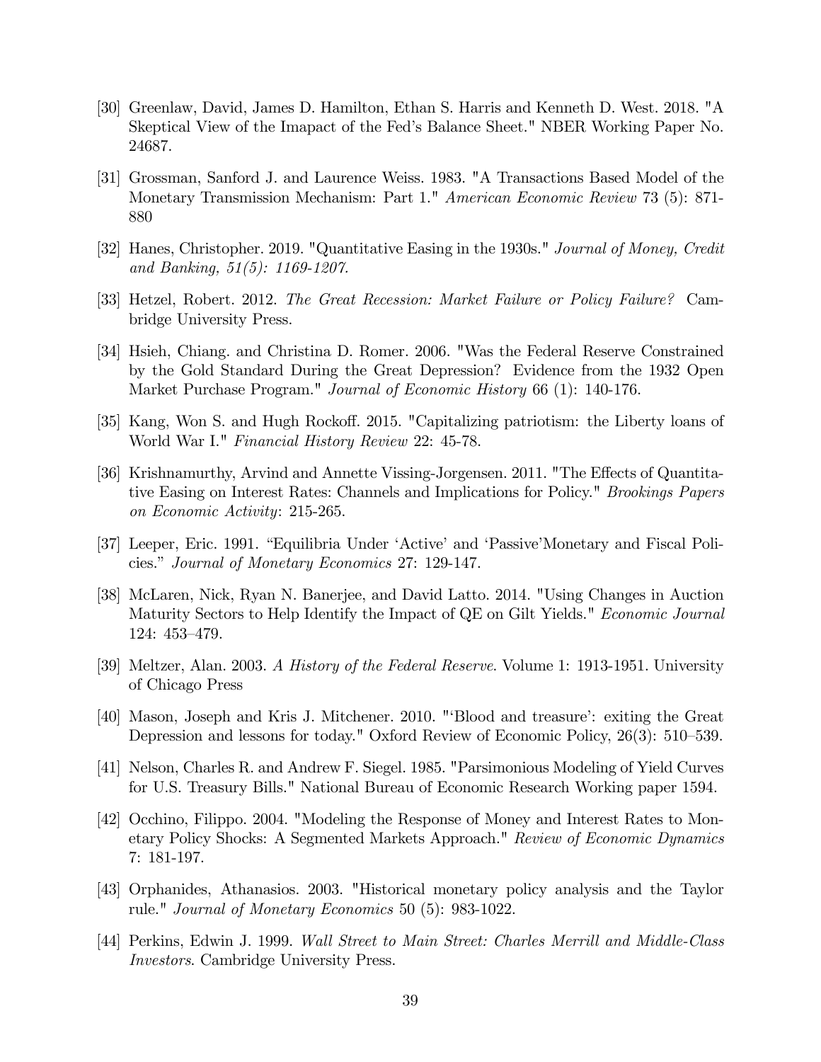[30] Greenlaw, David, James D. Hamilton, Ethan S. Harris and Kenneth D. West. 2018. "A Skeptical View of the Imapact of the Fed's Balance Sheet." NBER Working Paper No. 24687.

[31] Grossman, Sanford J. and Laurence Weiss. 1983. "A Transactions Based Model of the Monetary Transmission Mechanism: Part 1." *American Economic Review* 73 (5): 871-880

[32] Hanes, Christopher. 2019. "Quantitative Easing in the 1930s." *Journal of Money, Credit and Banking, 51(5): 1169-1207.*

[33] Hetzel, Robert. 2012. *The Great Recession: Market Failure or Policy Failure?* Cambridge University Press.

[34] Hsieh, Chiang. and Christina D. Romer. 2006. "Was the Federal Reserve Constrained by the Gold Standard During the Great Depression? Evidence from the 1932 Open Market Purchase Program." *Journal of Economic History* 66 (1): 140-176.

[35] Kang, Won S. and Hugh Rockoff. 2015. "Capitalizing patriotism: the Liberty loans of World War I." *Financial History Review* 22: 45-78.

[36] Krishnamurthy, Arvind and Annette Vissing-Jorgensen. 2011. "The Effects of Quantitative Easing on Interest Rates: Channels and Implications for Policy." *Brookings Papers on Economic Activity*: 215-265.

[37] Leeper, Eric. 1991. "Equilibria Under 'Active' and 'Passive'Monetary and Fiscal Policies." *Journal of Monetary Economics* 27: 129-147.

[38] McLaren, Nick, Ryan N. Banerjee, and David Latto. 2014. "Using Changes in Auction Maturity Sectors to Help Identify the Impact of QE on Gilt Yields." *Economic Journal* 124: 453–479.

[39] Meltzer, Alan. 2003. *A History of the Federal Reserve*. Volume 1: 1913-1951. University of Chicago Press

[40] Mason, Joseph and Kris J. Mitchener. 2010. "'Blood and treasure': exiting the Great Depression and lessons for today." Oxford Review of Economic Policy, 26(3): 510–539.

[41] Nelson, Charles R. and Andrew F. Siegel. 1985. "Parsimonious Modeling of Yield Curves for U.S. Treasury Bills." National Bureau of Economic Research Working paper 1594.

[42] Occhino, Filippo. 2004. "Modeling the Response of Money and Interest Rates to Monetary Policy Shocks: A Segmented Markets Approach." *Review of Economic Dynamics* 7: 181-197.

[43] Orphanides, Athanasios. 2003. "Historical monetary policy analysis and the Taylor rule." *Journal of Monetary Economics* 50 (5): 983-1022.

[44] Perkins, Edwin J. 1999. *Wall Street to Main Street: Charles Merrill and Middle-Class Investors*. Cambridge University Press.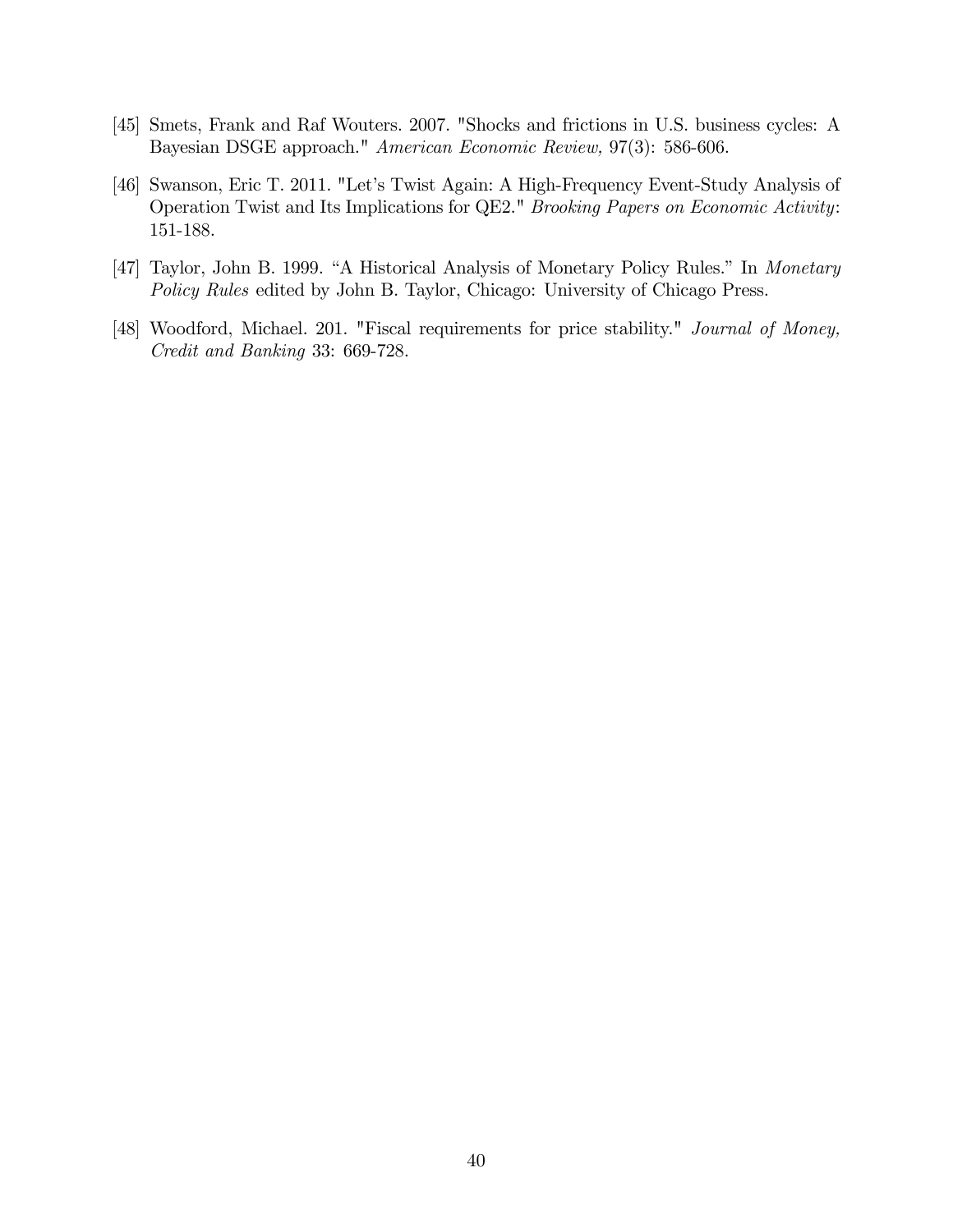[45] Smets, Frank and Raf Wouters. 2007. "Shocks and frictions in U.S. business cycles: A Bayesian DSGE approach." *American Economic Review,* 97(3): 586-606.

[46] Swanson, Eric T. 2011. "Let's Twist Again: A High-Frequency Event-Study Analysis of Operation Twist and Its Implications for QE2." *Brooking Papers on Economic Activity*: 151-188.

[47] Taylor, John B. 1999. "A Historical Analysis of Monetary Policy Rules." In *Monetary Policy Rules* edited by John B. Taylor, Chicago: University of Chicago Press.

[48] Woodford, Michael. 201. "Fiscal requirements for price stability." *Journal of Money, Credit and Banking* 33: 669-728.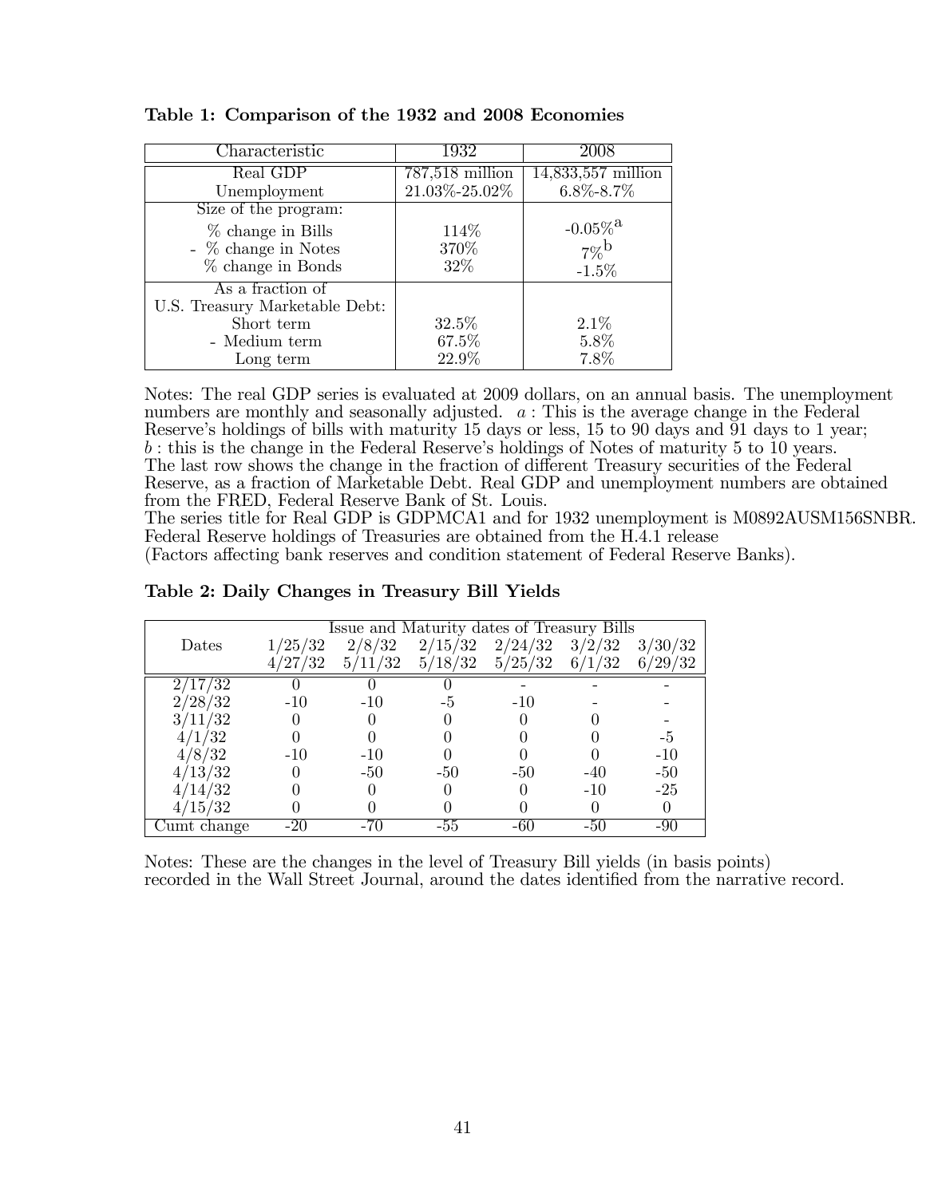**Table 1: Comparison of the 1932 and 2008 Economies**

| Characteristic | 1932 | 2008 |
|---|---|---|
| Real GDP | 787,518 million | 14,833,557 million |
| Unemployment | 21.03%-25.02% | 6.8%-8.7% |
| Size of the program: | | |
| % change in Bills | 114% | -0.05%[a] |
| - % change in Notes | 370% | 7%[b] |
| % change in Bonds | 32% | -1.5% |
| As a fraction of U.S. Treasury Marketable Debt: | | |
| Short term | 32.5% | 2.1% |
| - Medium term | 67.5% | 5.8% |
| Long term | 22.9% | 7.8% |

Notes: The real GDP series is evaluated at 2009 dollars, on an annual basis. The unemployment numbers are monthly and seasonally adjusted. $a$ : This is the average change in the Federal Reserve's holdings of bills with maturity 15 days or less, 15 to 90 days and 91 days to 1 year; $b$ : this is the change in the Federal Reserve's holdings of Notes of maturity 5 to 10 years. The last row shows the change in the fraction of different Treasury securities of the Federal Reserve, as a fraction of Marketable Debt. Real GDP and unemployment numbers are obtained from the FRED, Federal Reserve Bank of St. Louis.
The series title for Real GDP is GDPMCA1 and for 1932 unemployment is M0892AUSM156SNBR. Federal Reserve holdings of Treasuries are obtained from the H.4.1 release (Factors affecting bank reserves and condition statement of Federal Reserve Banks).

**Table 2: Daily Changes in Treasury Bill Yields**

| | Issue and Maturity dates of Treasury Bills | | | | | |
|---|---|---|---|---|---|---|
| Dates | 1/25/32 4/27/32 | 2/8/32 5/11/32 | 2/15/32 5/18/32 | 2/24/32 5/25/32 | 3/2/32 6/1/32 | 3/30/32 6/29/32 |
| 2/17/32 | 0 | 0 | 0 | - | - | - |
| 2/28/32 | -10 | -10 | -5 | -10 | - | - |
| 3/11/32 | 0 | 0 | 0 | 0 | 0 | - |
| 4/1/32 | 0 | 0 | 0 | 0 | 0 | -5 |
| 4/8/32 | -10 | -10 | 0 | 0 | 0 | -10 |
| 4/13/32 | 0 | -50 | -50 | -50 | -40 | -50 |
| 4/14/32 | 0 | 0 | 0 | 0 | -10 | -25 |
| 4/15/32 | 0 | 0 | 0 | 0 | 0 | 0 |
| Cumt change | -20 | -70 | -55 | -60 | -50 | -90 |

Notes: These are the changes in the level of Treasury Bill yields (in basis points) recorded in the Wall Street Journal, around the dates identified from the narrative record.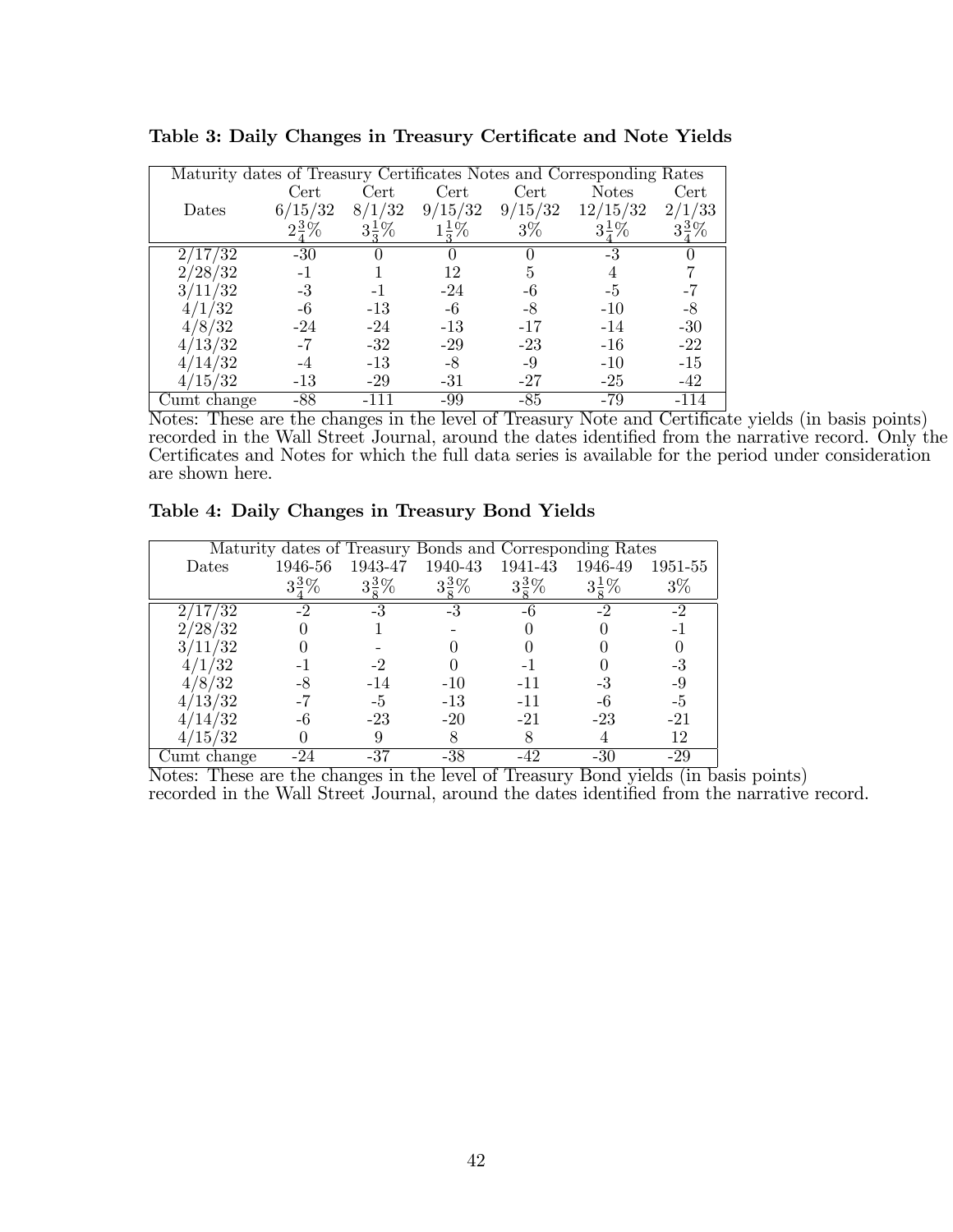**Table 3: Daily Changes in Treasury Certificate and Note Yields**

| Maturity dates of Treasury Certificates Notes and Corresponding Rates | | | | | | |
|---|---|---|---|---|---|---|
| Dates | Cert 6/15/32 $2\frac{3}{4}\%$ | Cert 8/1/32 $3\frac{1}{3}\%$ | Cert 9/15/32 $1\frac{1}{3}\%$ | Cert 9/15/32 $3\%$ | Notes 12/15/32 $3\frac{1}{4}\%$ | Cert 2/1/33 $3\frac{3}{4}\%$ |
| 2/17/32 | -30 | 0 | 0 | 0 | -3 | 0 |
| 2/28/32 | -1 | 1 | 12 | 5 | 4 | 7 |
| 3/11/32 | -3 | -1 | -24 | -6 | -5 | -7 |
| 4/1/32 | -6 | -13 | -6 | -8 | -10 | -8 |
| 4/8/32 | -24 | -24 | -13 | -17 | -14 | -30 |
| 4/13/32 | -7 | -32 | -29 | -23 | -16 | -22 |
| 4/14/32 | -4 | -13 | -8 | -9 | -10 | -15 |
| 4/15/32 | -13 | -29 | -31 | -27 | -25 | -42 |
| Cumt change | -88 | -111 | -99 | -85 | -79 | -114 |

Notes: These are the changes in the level of Treasury Note and Certificate yields (in basis points) recorded in the Wall Street Journal, around the dates identified from the narrative record. Only the Certificates and Notes for which the full data series is available for the period under consideration are shown here.

**Table 4: Daily Changes in Treasury Bond Yields**

| Maturity dates of Treasury Bonds and Corresponding Rates | | | | | | |
|---|---|---|---|---|---|---|
| Dates | 1946-56 $3\frac{3}{4}\%$ | 1943-47 $3\frac{3}{8}\%$ | 1940-43 $3\frac{3}{8}\%$ | 1941-43 $3\frac{3}{8}\%$ | 1946-49 $3\frac{1}{8}\%$ | 1951-55 $3\%$ |
| 2/17/32 | -2 | -3 | -3 | -6 | -2 | -2 |
| 2/28/32 | 0 | 1 | - | 0 | 0 | -1 |
| 3/11/32 | 0 | - | 0 | 0 | 0 | 0 |
| 4/1/32 | -1 | -2 | 0 | -1 | 0 | -3 |
| 4/8/32 | -8 | -14 | -10 | -11 | -3 | -9 |
| 4/13/32 | -7 | -5 | -13 | -11 | -6 | -5 |
| 4/14/32 | -6 | -23 | -20 | -21 | -23 | -21 |
| 4/15/32 | 0 | 9 | 8 | 8 | 4 | 12 |
| Cumt change | -24 | -37 | -38 | -42 | -30 | -29 |

Notes: These are the changes in the level of Treasury Bond yields (in basis points) recorded in the Wall Street Journal, around the dates identified from the narrative record.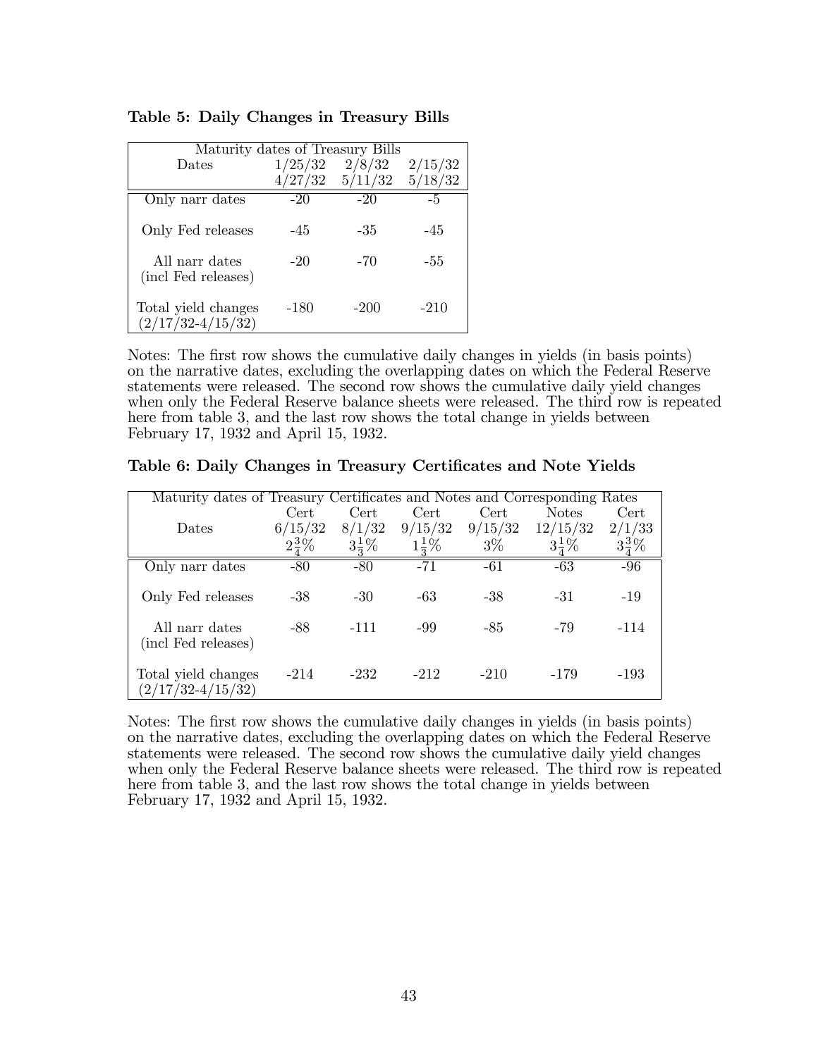**Table 5: Daily Changes in Treasury Bills**

| Maturity dates of Treasury Bills | | | |
|---|---|---|---|
| Dates | 1/25/32<br>4/27/32 | 2/8/32<br>5/11/32 | 2/15/32<br>5/18/32 |
| Only narr dates | -20 | -20 | -5 |
| Only Fed releases | -45 | -35 | -45 |
| All narr dates (incl Fed releases) | -20 | -70 | -55 |
| Total yield changes (2/17/32-4/15/32) | -180 | -200 | -210 |

Notes: The first row shows the cumulative daily changes in yields (in basis points) on the narrative dates, excluding the overlapping dates on which the Federal Reserve statements were released. The second row shows the cumulative daily yield changes when only the Federal Reserve balance sheets were released. The third row is repeated here from table 3, and the last row shows the total change in yields between February 17, 1932 and April 15, 1932.

**Table 6: Daily Changes in Treasury Certificates and Note Yields**

| Maturity dates of Treasury Certificates and Notes and Corresponding Rates | | | | | | |
|---|---|---|---|---|---|---|
| Dates | Cert<br>6/15/32<br>$2\frac{3}{4}\%$ | Cert<br>8/1/32<br>$3\frac{1}{3}\%$ | Cert<br>9/15/32<br>$1\frac{1}{3}\%$ | Cert<br>9/15/32<br>3% | Notes<br>12/15/32<br>$3\frac{1}{4}\%$ | Cert<br>2/1/33<br>$3\frac{3}{4}\%$ |
| Only narr dates | -80 | -80 | -71 | -61 | -63 | -96 |
| Only Fed releases | -38 | -30 | -63 | -38 | -31 | -19 |
| All narr dates (incl Fed releases) | -88 | -111 | -99 | -85 | -79 | -114 |
| Total yield changes (2/17/32-4/15/32) | -214 | -232 | -212 | -210 | -179 | -193 |

Notes: The first row shows the cumulative daily changes in yields (in basis points) on the narrative dates, excluding the overlapping dates on which the Federal Reserve statements were released. The second row shows the cumulative daily yield changes when only the Federal Reserve balance sheets were released. The third row is repeated here from table 3, and the last row shows the total change in yields between February 17, 1932 and April 15, 1932.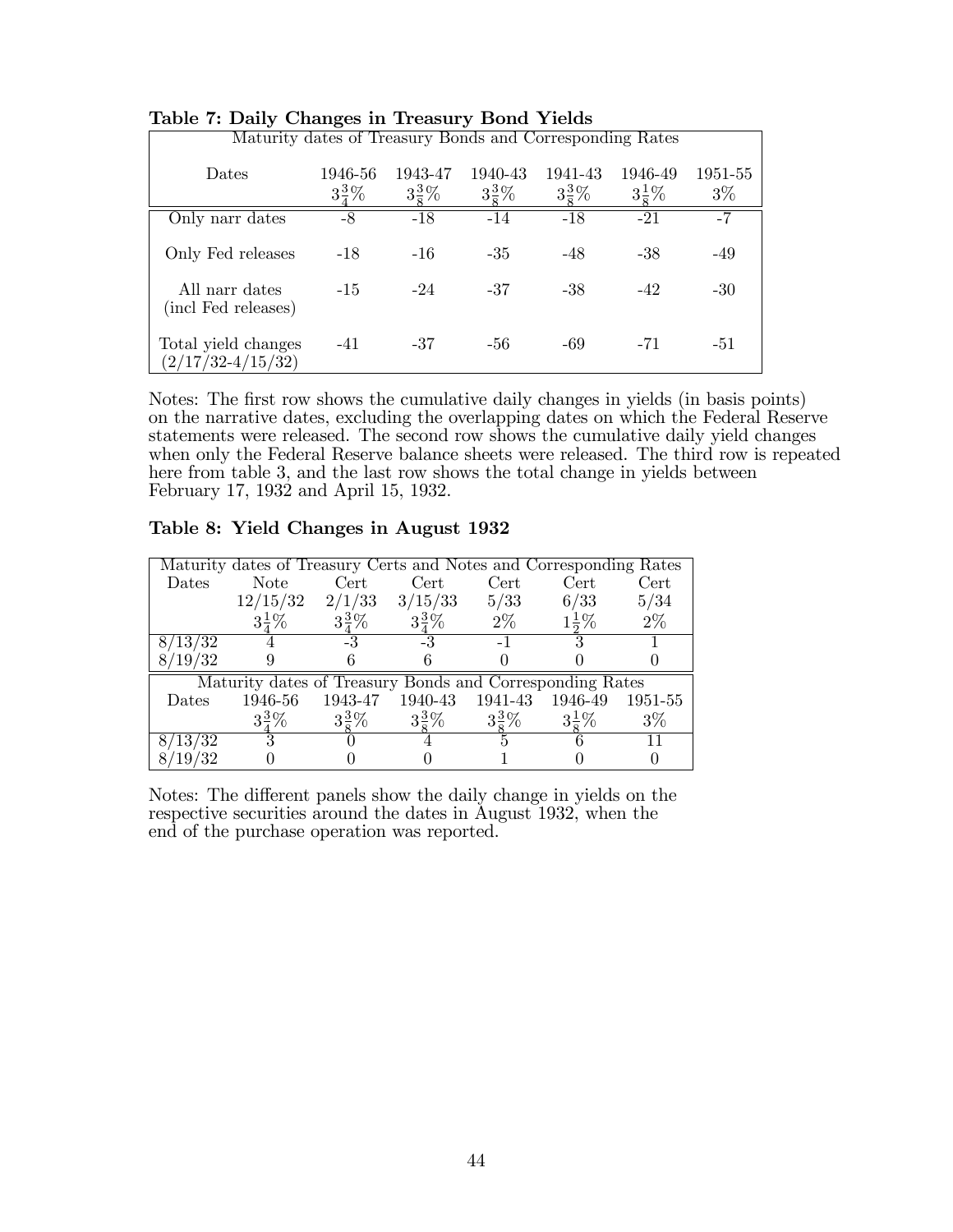**Table 7: Daily Changes in Treasury Bond Yields**

| Maturity dates of Treasury Bonds and Corresponding Rates | | | | | | |
|---|---|---|---|---|---|---|
| Dates | 1946-56 $3\frac{3}{4}\%$ | 1943-47 $3\frac{3}{8}\%$ | 1940-43 $3\frac{3}{8}\%$ | 1941-43 $3\frac{3}{8}\%$ | 1946-49 $3\frac{1}{8}\%$ | 1951-55 $3\%$ |
| Only narr dates | -8 | -18 | -14 | -18 | -21 | -7 |
| Only Fed releases | -18 | -16 | -35 | -48 | -38 | -49 |
| All narr dates (incl Fed releases) | -15 | -24 | -37 | -38 | -42 | -30 |
| Total yield changes (2/17/32-4/15/32) | -41 | -37 | -56 | -69 | -71 | -51 |

Notes: The first row shows the cumulative daily changes in yields (in basis points) on the narrative dates, excluding the overlapping dates on which the Federal Reserve statements were released. The second row shows the cumulative daily yield changes when only the Federal Reserve balance sheets were released. The third row is repeated here from table 3, and the last row shows the total change in yields between February 17, 1932 and April 15, 1932.

**Table 8: Yield Changes in August 1932**

| Maturity dates of Treasury Certs and Notes and Corresponding Rates | | | | | | |
|---|---|---|---|---|---|---|
| Dates | Note 12/15/32 $3\frac{1}{4}\%$ | Cert 2/1/33 $3\frac{3}{4}\%$ | Cert 3/15/33 $3\frac{3}{4}\%$ | Cert 5/33 $2\%$ | Cert 6/33 $1\frac{1}{2}\%$ | Cert 5/34 $2\%$ |
| 8/13/32 | 4 | -3 | -3 | -1 | 3 | 1 |
| 8/19/32 | 9 | 6 | 6 | 0 | 0 | 0 |
| **Maturity dates of Treasury Bonds and Corresponding Rates** | | | | | | |
| Dates | 1946-56 $3\frac{3}{4}\%$ | 1943-47 $3\frac{3}{8}\%$ | 1940-43 $3\frac{3}{8}\%$ | 1941-43 $3\frac{3}{8}\%$ | 1946-49 $3\frac{1}{8}\%$ | 1951-55 $3\%$ |
| 8/13/32 | 3 | 0 | 4 | 5 | 6 | 11 |
| 8/19/32 | 0 | 0 | 0 | 1 | 0 | 0 |

Notes: The different panels show the daily change in yields on the respective securities around the dates in August 1932, when the end of the purchase operation was reported.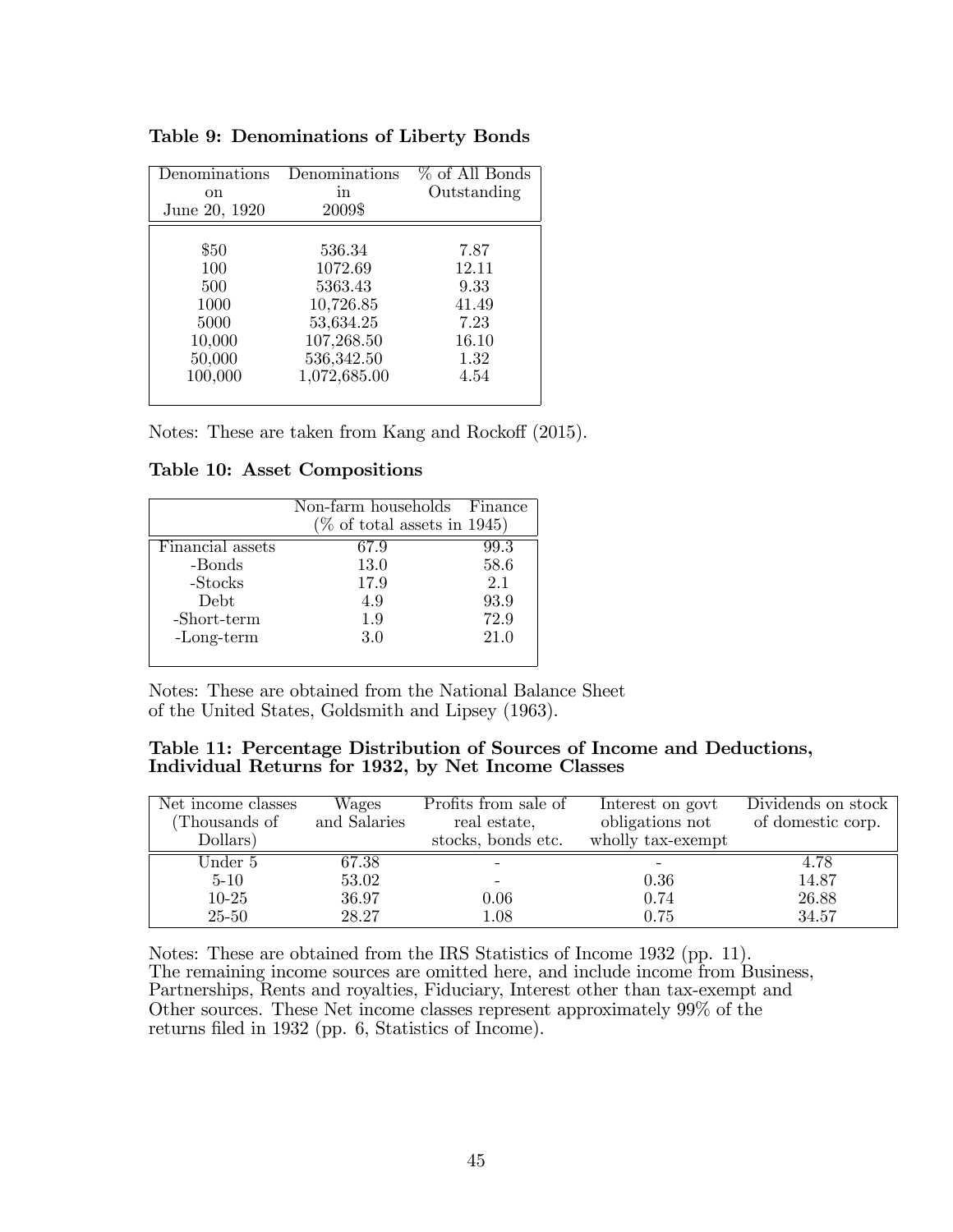**Table 9: Denominations of Liberty Bonds**

| Denominations on June 20, 1920 | Denominations in 2009$ | % of All Bonds Outstanding |
|---|---|---|
| $50 | 536.34 | 7.87 |
| 100 | 1072.69 | 12.11 |
| 500 | 5363.43 | 9.33 |
| 1000 | 10,726.85 | 41.49 |
| 5000 | 53,634.25 | 7.23 |
| 10,000 | 107,268.50 | 16.10 |
| 50,000 | 536,342.50 | 1.32 |
| 100,000 | 1,072,685.00 | 4.54 |

Notes: These are taken from Kang and Rockoff (2015).

**Table 10: Asset Compositions**

| | Non-farm households (% of total assets in 1945) | Finance |
|---|---|---|
| Financial assets | 67.9 | 99.3 |
| -Bonds | 13.0 | 58.6 |
| -Stocks | 17.9 | 2.1 |
| Debt | 4.9 | 93.9 |
| -Short-term | 1.9 | 72.9 |
| -Long-term | 3.0 | 21.0 |

Notes: These are obtained from the National Balance Sheet of the United States, Goldsmith and Lipsey (1963).

**Table 11: Percentage Distribution of Sources of Income and Deductions, Individual Returns for 1932, by Net Income Classes**

| Net income classes (Thousands of Dollars) | Wages and Salaries | Profits from sale of real estate, stocks, bonds etc. | Interest on govt obligations not wholly tax-exempt | Dividends on stock of domestic corp. |
|---|---|---|---|---|
| Under 5 | 67.38 | - | - | 4.78 |
| 5-10 | 53.02 | - | 0.36 | 14.87 |
| 10-25 | 36.97 | 0.06 | 0.74 | 26.88 |
| 25-50 | 28.27 | 1.08 | 0.75 | 34.57 |

Notes: These are obtained from the IRS Statistics of Income 1932 (pp. 11). The remaining income sources are omitted here, and include income from Business, Partnerships, Rents and royalties, Fiduciary, Interest other than tax-exempt and Other sources. These Net income classes represent approximately 99% of the returns filed in 1932 (pp. 6, Statistics of Income).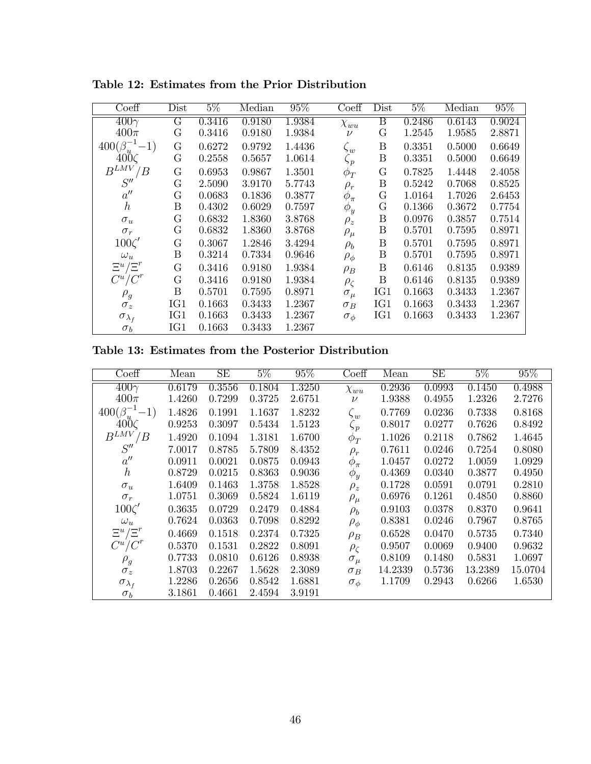**Table 12: Estimates from the Prior Distribution**

| Coeff | Dist | 5% | Median | 95% | Coeff | Dist | 5% | Median | 95% |
|---|---|---|---|---|---|---|---|---|---|
| $400\gamma$ | G | 0.3416 | 0.9180 | 1.9384 | $\chi_{wu}$ | B | 0.2486 | 0.6143 | 0.9024 |
| $400\pi$ | G | 0.3416 | 0.9180 | 1.9384 | $\nu$ | G | 1.2545 | 1.9585 | 2.8871 |
| $400(\beta_u^{-1}-1)$ | G | 0.6272 | 0.9792 | 1.4436 | $\zeta_w$ | B | 0.3351 | 0.5000 | 0.6649 |
| $400\zeta$ | G | 0.2558 | 0.5657 | 1.0614 | $\zeta_p$ | B | 0.3351 | 0.5000 | 0.6649 |
| $B^{LMV}/B$ | G | 0.6953 | 0.9867 | 1.3501 | $\phi_T$ | G | 0.7825 | 1.4448 | 2.4058 |
| $S''$ | G | 2.5090 | 3.9170 | 5.7743 | $\rho_r$ | B | 0.5242 | 0.7068 | 0.8525 |
| $a''$ | G | 0.0683 | 0.1836 | 0.3877 | $\phi_\pi$ | G | 1.0164 | 1.7026 | 2.6453 |
| $h$ | B | 0.4302 | 0.6029 | 0.7597 | $\phi_y$ | G | 0.1366 | 0.3672 | 0.7754 |
| $\sigma_u$ | G | 0.6832 | 1.8360 | 3.8768 | $\rho_z$ | B | 0.0976 | 0.3857 | 0.7514 |
| $\sigma_r$ | G | 0.6832 | 1.8360 | 3.8768 | $\rho_\mu$ | B | 0.5701 | 0.7595 | 0.8971 |
| $100\zeta'$ | G | 0.3067 | 1.2846 | 3.4294 | $\rho_b$ | B | 0.5701 | 0.7595 | 0.8971 |
| $\omega_u$ | B | 0.3214 | 0.7334 | 0.9646 | $\rho_\phi$ | B | 0.5701 | 0.7595 | 0.8971 |
| $\Xi^u/\Xi^r$ | G | 0.3416 | 0.9180 | 1.9384 | $\rho_B$ | B | 0.6146 | 0.8135 | 0.9389 |
| $C^u/C^r$ | G | 0.3416 | 0.9180 | 1.9384 | $\rho_\zeta$ | B | 0.6146 | 0.8135 | 0.9389 |
| $\rho_g$ | B | 0.5701 | 0.7595 | 0.8971 | $\sigma_\mu$ | IG1 | 0.1663 | 0.3433 | 1.2367 |
| $\sigma_z$ | IG1 | 0.1663 | 0.3433 | 1.2367 | $\sigma_B$ | IG1 | 0.1663 | 0.3433 | 1.2367 |
| $\sigma_{\lambda_f}$ | IG1 | 0.1663 | 0.3433 | 1.2367 | $\sigma_\phi$ | IG1 | 0.1663 | 0.3433 | 1.2367 |
| $\sigma_b$ | IG1 | 0.1663 | 0.3433 | 1.2367 | | | | | |

**Table 13: Estimates from the Posterior Distribution**

| Coeff | Mean | SE | 5% | 95% | Coeff | Mean | SE | 5% | 95% |
|---|---|---|---|---|---|---|---|---|---|
| $400\gamma$ | 0.6179 | 0.3556 | 0.1804 | 1.3250 | $\chi_{wu}$ | 0.2936 | 0.0993 | 0.1450 | 0.4988 |
| $400\pi$ | 1.4260 | 0.7299 | 0.3725 | 2.6751 | $\nu$ | 1.9388 | 0.4955 | 1.2326 | 2.7276 |
| $400(\beta_u^{-1}-1)$ | 1.4826 | 0.1991 | 1.1637 | 1.8232 | $\zeta_w$ | 0.7769 | 0.0236 | 0.7338 | 0.8168 |
| $400\zeta$ | 0.9253 | 0.3097 | 0.5434 | 1.5123 | $\zeta_p$ | 0.8017 | 0.0277 | 0.7626 | 0.8492 |
| $B^{LMV}/B$ | 1.4920 | 0.1094 | 1.3181 | 1.6700 | $\phi_T$ | 1.1026 | 0.2118 | 0.7862 | 1.4645 |
| $S''$ | 7.0017 | 0.8785 | 5.7809 | 8.4352 | $\rho_r$ | 0.7611 | 0.0246 | 0.7254 | 0.8080 |
| $a''$ | 0.0911 | 0.0021 | 0.0875 | 0.0943 | $\phi_\pi$ | 1.0457 | 0.0272 | 1.0059 | 1.0929 |
| $h$ | 0.8729 | 0.0215 | 0.8363 | 0.9036 | $\phi_y$ | 0.4369 | 0.0340 | 0.3877 | 0.4950 |
| $\sigma_u$ | 1.6409 | 0.1463 | 1.3758 | 1.8528 | $\rho_z$ | 0.1728 | 0.0591 | 0.0791 | 0.2810 |
| $\sigma_r$ | 1.0751 | 0.3069 | 0.5824 | 1.6119 | $\rho_\mu$ | 0.6976 | 0.1261 | 0.4850 | 0.8860 |
| $100\zeta'$ | 0.3635 | 0.0729 | 0.2479 | 0.4884 | $\rho_b$ | 0.9103 | 0.0378 | 0.8370 | 0.9641 |
| $\omega_u$ | 0.7624 | 0.0363 | 0.7098 | 0.8292 | $\rho_\phi$ | 0.8381 | 0.0246 | 0.7967 | 0.8765 |
| $\Xi^u/\Xi^r$ | 0.4669 | 0.1518 | 0.2374 | 0.7325 | $\rho_B$ | 0.6528 | 0.0470 | 0.5735 | 0.7340 |
| $C^u/C^r$ | 0.5370 | 0.1531 | 0.2822 | 0.8091 | $\rho_\zeta$ | 0.9507 | 0.0069 | 0.9400 | 0.9632 |
| $\rho_g$ | 0.7733 | 0.0810 | 0.6126 | 0.8938 | $\sigma_\mu$ | 0.8109 | 0.1480 | 0.5831 | 1.0697 |
| $\sigma_z$ | 1.8703 | 0.2267 | 1.5628 | 2.3089 | $\sigma_B$ | 14.2339 | 0.5736 | 13.2389 | 15.0704 |
| $\sigma_{\lambda_f}$ | 1.2286 | 0.2656 | 0.8542 | 1.6881 | $\sigma_\phi$ | 1.1709 | 0.2943 | 0.6266 | 1.6530 |
| $\sigma_b$ | 3.1861 | 0.4661 | 2.4594 | 3.9191 | | | | | |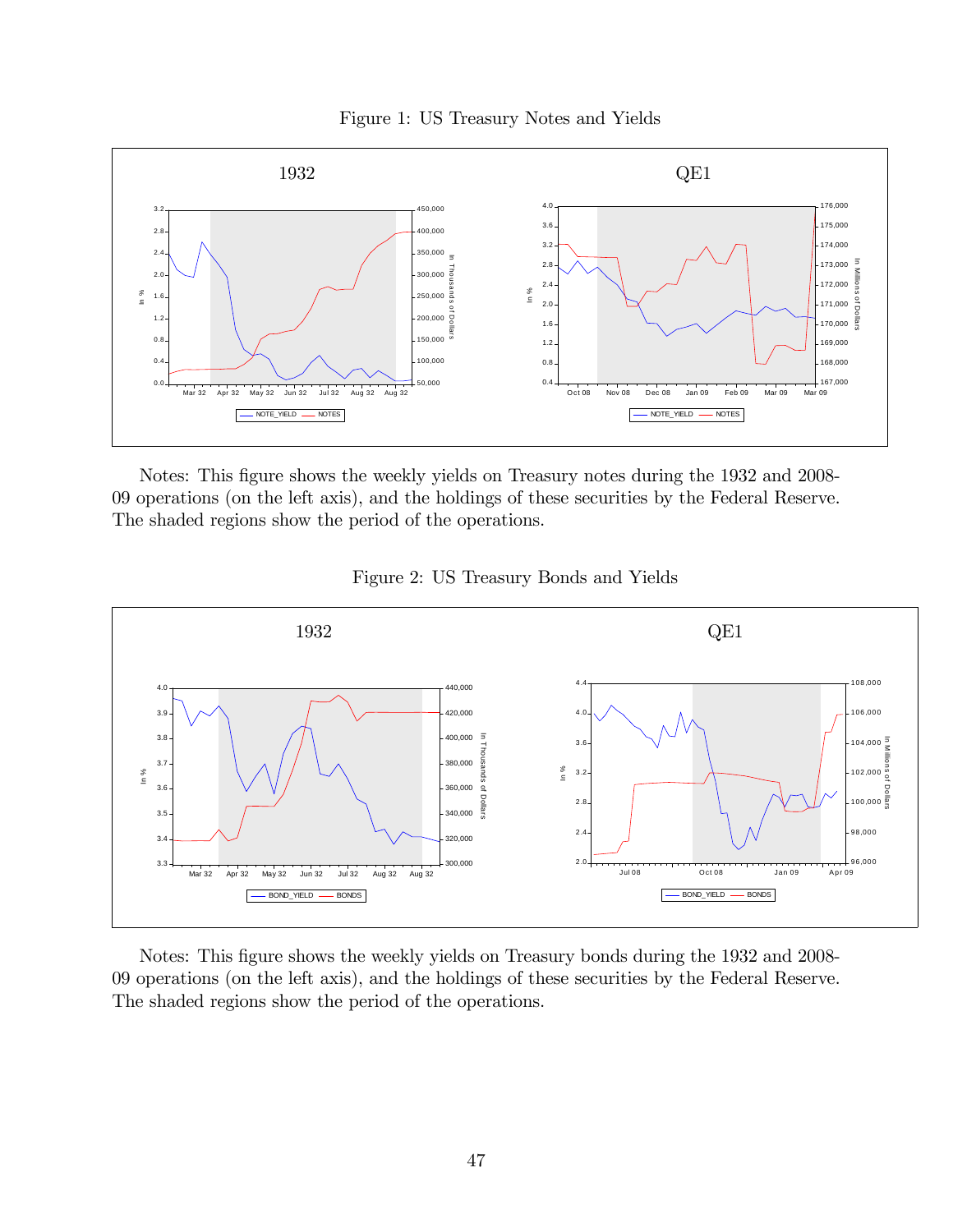Figure 1: US Treasury Notes and Yields

Notes: This figure shows the weekly yields on Treasury notes during the 1932 and 2008-09 operations (on the left axis), and the holdings of these securities by the Federal Reserve. The shaded regions show the period of the operations.

Figure 2: US Treasury Bonds and Yields

Notes: This figure shows the weekly yields on Treasury bonds during the 1932 and 2008-09 operations (on the left axis), and the holdings of these securities by the Federal Reserve. The shaded regions show the period of the operations.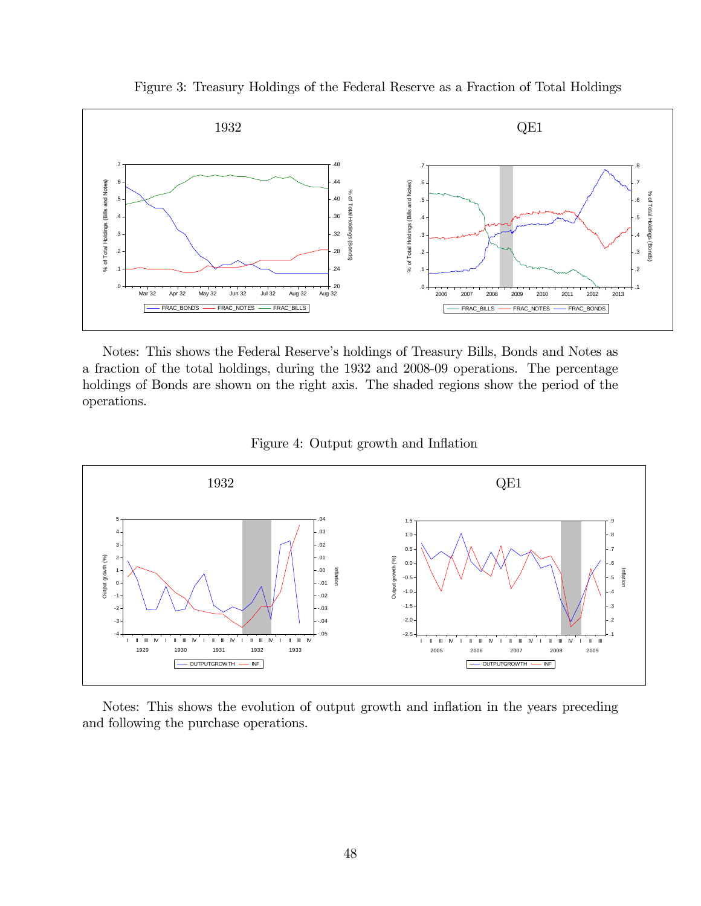Figure 3: Treasury Holdings of the Federal Reserve as a Fraction of Total Holdings

Notes: This shows the Federal Reserve's holdings of Treasury Bills, Bonds and Notes as a fraction of the total holdings, during the 1932 and 2008-09 operations. The percentage holdings of Bonds are shown on the right axis. The shaded regions show the period of the operations.

Figure 4: Output growth and Inflation

Notes: This shows the evolution of output growth and inflation in the years preceding and following the purchase operations.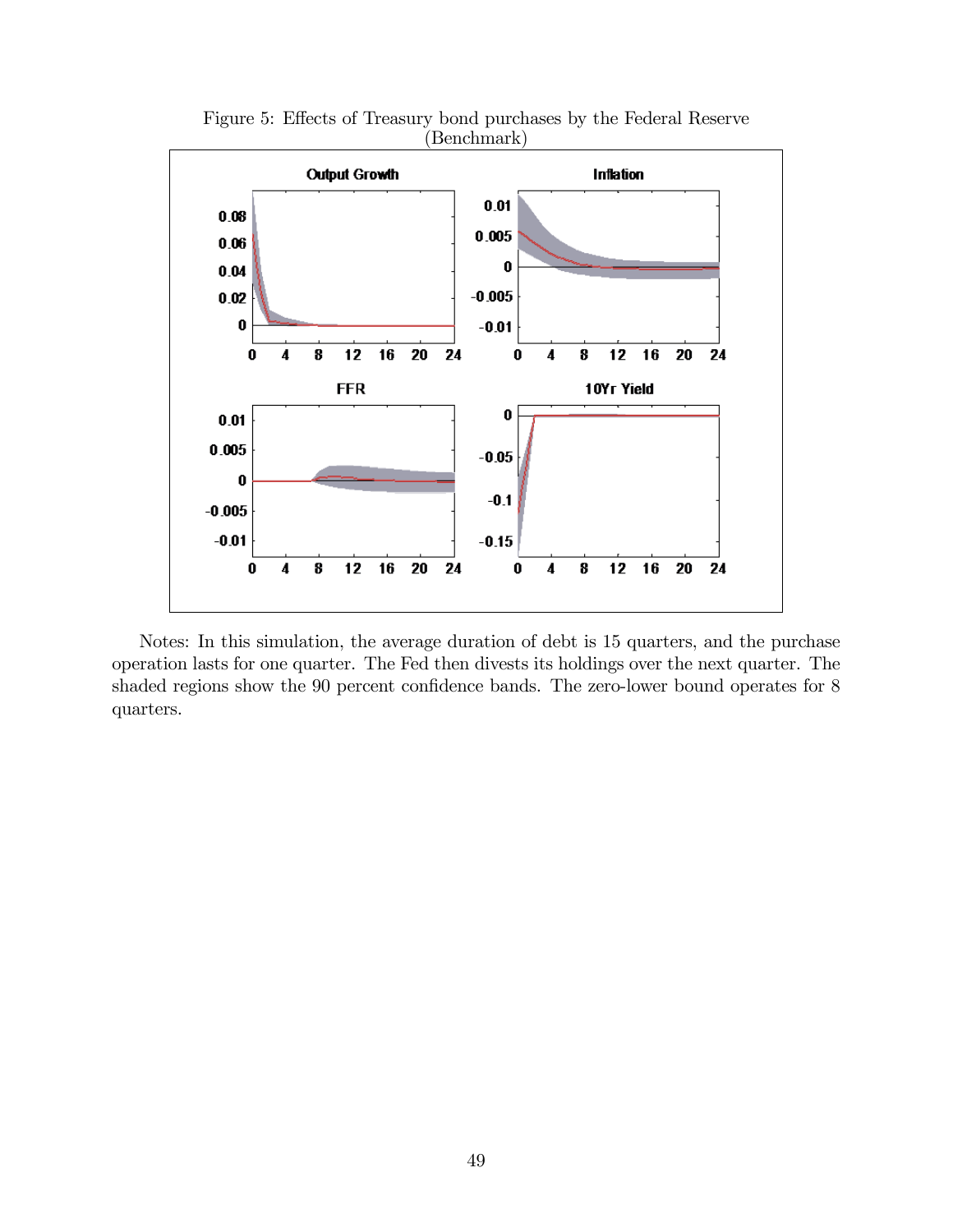Figure 5: Effects of Treasury bond purchases by the Federal Reserve (Benchmark)

Notes: In this simulation, the average duration of debt is 15 quarters, and the purchase operation lasts for one quarter. The Fed then divests its holdings over the next quarter. The shaded regions show the 90 percent confidence bands. The zero-lower bound operates for 8 quarters.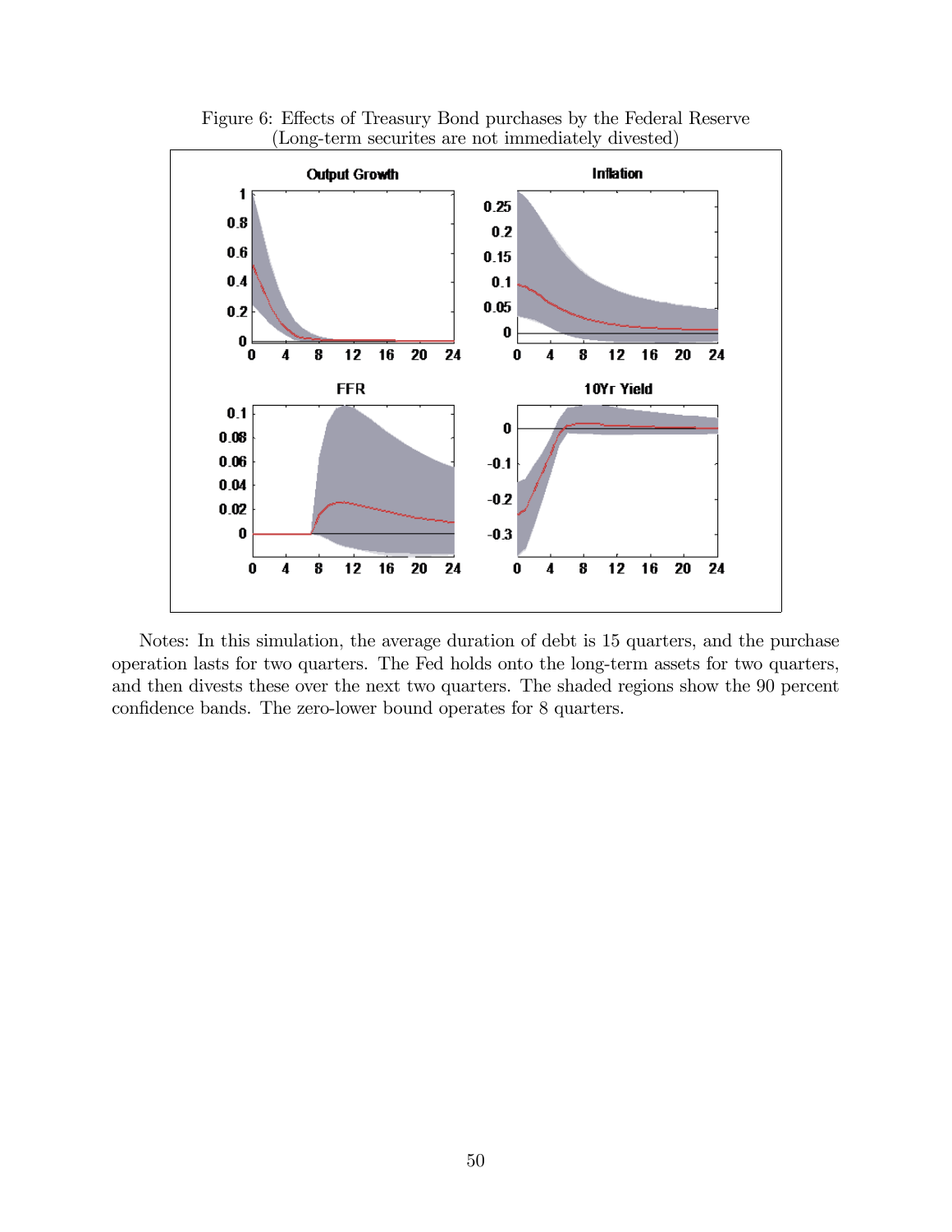Figure 6: Effects of Treasury Bond purchases by the Federal Reserve
(Long-term securites are not immediately divested)

Output Growth

1
0.8
0.6
0.4
0.2
0
0 4 8 12 16 20 24

Inflation

0.25
0.2
0.15
0.1
0.05
0
0 4 8 12 16 20 24

FFR

0.1
0.08
0.06
0.04
0.02
0
0 4 8 12 16 20 24

10Yr Yield

0
-0.1
-0.2
-0.3
0 4 8 12 16 20 24

Notes: In this simulation, the average duration of debt is 15 quarters, and the purchase operation lasts for two quarters. The Fed holds onto the long-term assets for two quarters, and then divests these over the next two quarters. The shaded regions show the 90 percent confidence bands. The zero-lower bound operates for 8 quarters.